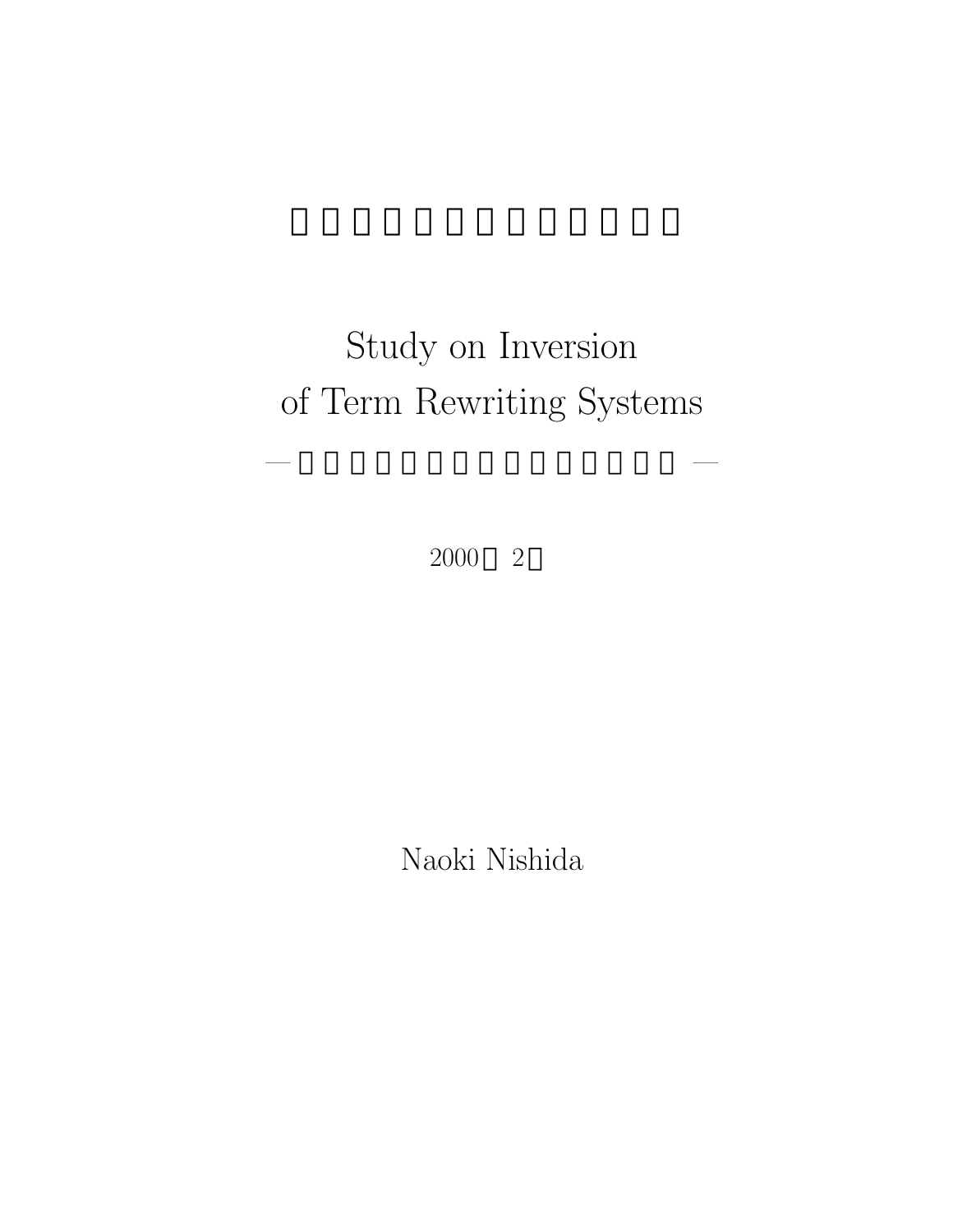# Study on Inversion of Term Rewriting Systems

2000 2

Naoki Nishida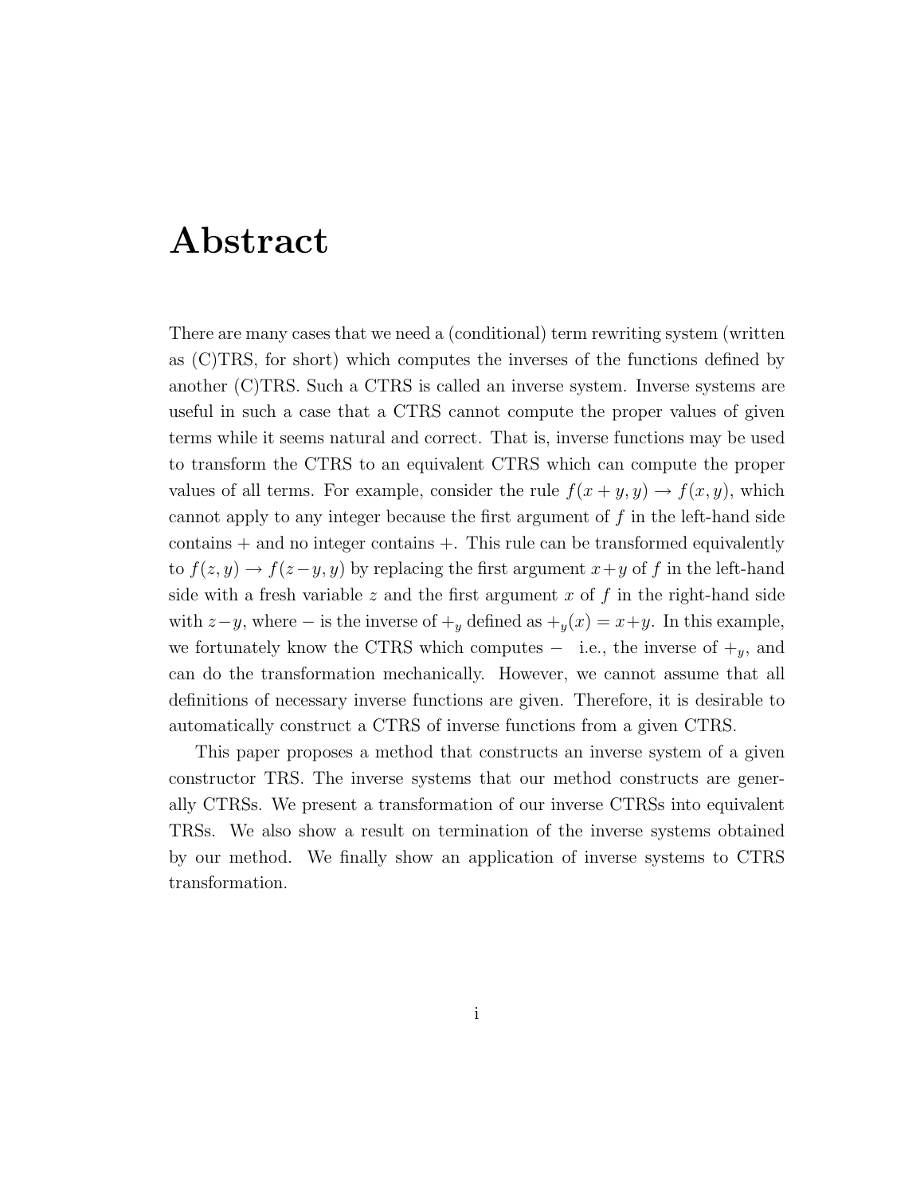# Abstract

There are many cases that we need a (conditional) term rewriting system (written as (C)TRS, for short) which computes the inverses of the functions defined by another (C)TRS. Such a CTRS is called an inverse system. Inverse systems are useful in such a case that a CTRS cannot compute the proper values of given terms while it seems natural and correct. That is, inverse functions may be used to transform the CTRS to an equivalent CTRS which can compute the proper values of all terms. For example, consider the rule $f(x + y, y) \to f(x, y)$, which cannot apply to any integer because the first argument of $f$ in the left-hand side contains $+$ and no integer contains $+$. This rule can be transformed equivalently to $f(z, y) \to f(z-y, y)$ by replacing the first argument $x+y$ of $f$ in the left-hand side with a fresh variable $z$ and the first argument $x$ of $f$ in the right-hand side with $z-y$, where $-$ is the inverse of $+_y$ defined as $+_y(x) = x+y$. In this example, we fortunately know the CTRS which computes $-$ i.e., the inverse of $+_y$, and can do the transformation mechanically. However, we cannot assume that all definitions of necessary inverse functions are given. Therefore, it is desirable to automatically construct a CTRS of inverse functions from a given CTRS.

This paper proposes a method that constructs an inverse system of a given constructor TRS. The inverse systems that our method constructs are generally CTRSs. We present a transformation of our inverse CTRSs into equivalent TRSs. We also show a result on termination of the inverse systems obtained by our method. We finally show an application of inverse systems to CTRS transformation.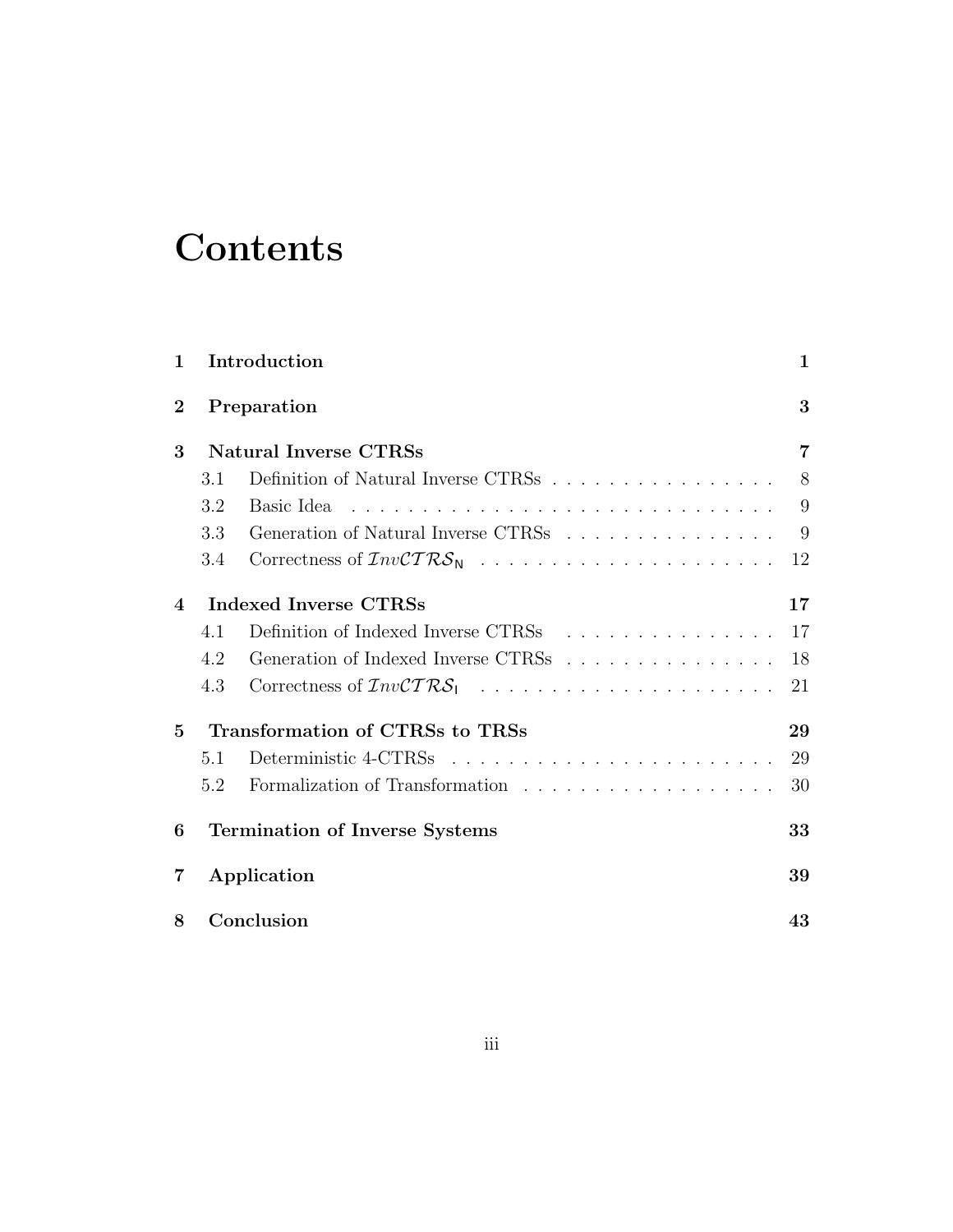# Contents

| | | |
|---|---|---|
| **1** | **Introduction** | **1** |
| **2** | **Preparation** | **3** |
| **3** | **Natural Inverse CTRSs** | **7** |
| 3.1 | Definition of Natural Inverse CTRSs | 8 |
| 3.2 | Basic Idea | 9 |
| 3.3 | Generation of Natural Inverse CTRSs | 9 |
| 3.4 | Correctness of $\mathcal{I}nv\mathcal{CTRS}_{\mathsf{N}}$ | 12 |
| **4** | **Indexed Inverse CTRSs** | **17** |
| 4.1 | Definition of Indexed Inverse CTRSs | 17 |
| 4.2 | Generation of Indexed Inverse CTRSs | 18 |
| 4.3 | Correctness of $\mathcal{I}nv\mathcal{CTRS}_{\mathsf{I}}$ | 21 |
| **5** | **Transformation of CTRSs to TRSs** | **29** |
| 5.1 | Deterministic 4-CTRSs | 29 |
| 5.2 | Formalization of Transformation | 30 |
| **6** | **Termination of Inverse Systems** | **33** |
| **7** | **Application** | **39** |
| **8** | **Conclusion** | **43** |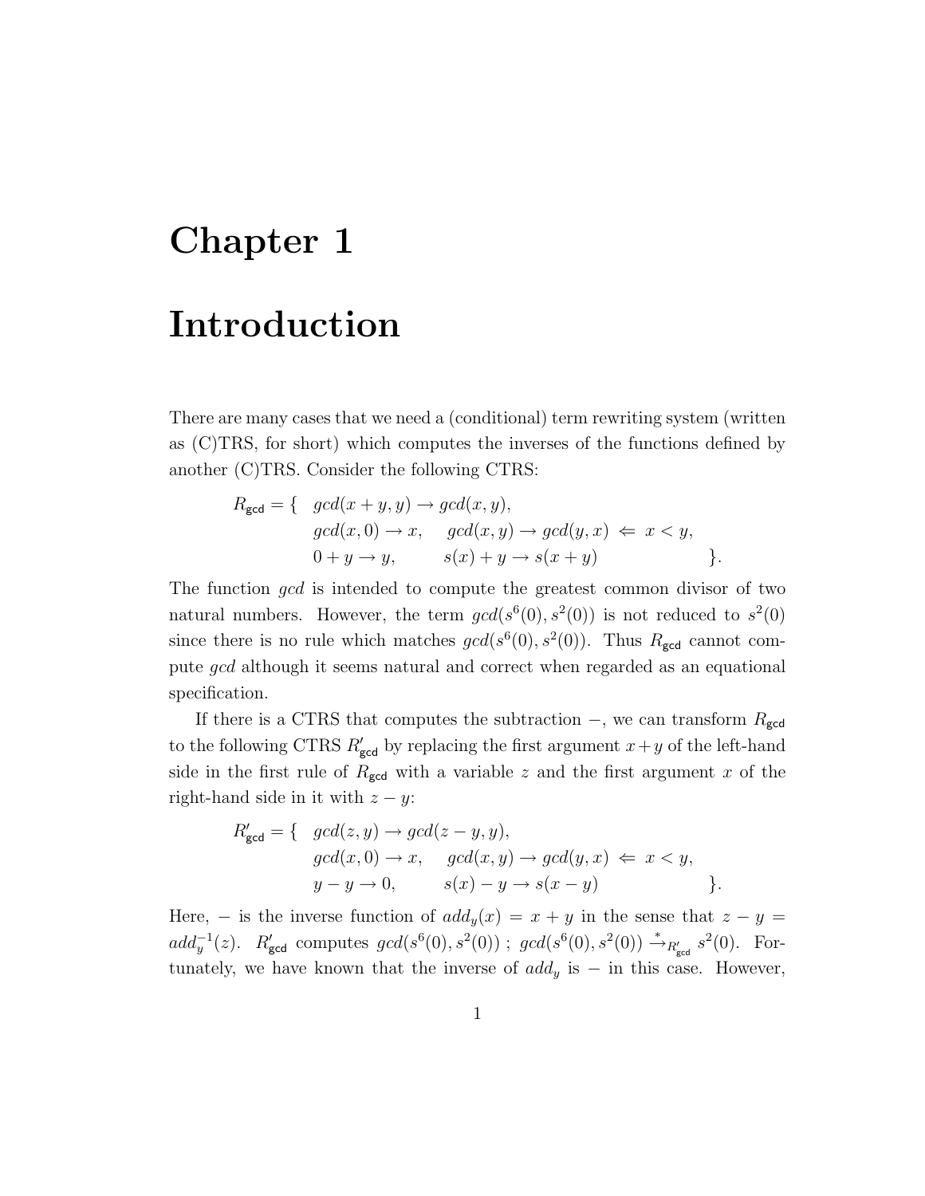# Chapter 1

# Introduction

There are many cases that we need a (conditional) term rewriting system (written as (C)TRS, for short) which computes the inverses of the functions defined by another (C)TRS. Consider the following CTRS:

$$
\begin{array}{lll}
R_{\mathsf{gcd}} = \{ & gcd(x+y,y) \to gcd(x,y), & \\
& gcd(x,0) \to x, \quad gcd(x,y) \to gcd(y,x) \Leftarrow x < y, & \\
& 0 + y \to y, \qquad s(x) + y \to s(x+y) & \}.
\end{array}
$$

The function *gcd* is intended to compute the greatest common divisor of two natural numbers. However, the term $gcd(s^6(0), s^2(0))$ is not reduced to $s^2(0)$ since there is no rule which matches $gcd(s^6(0), s^2(0))$. Thus $R_{\mathsf{gcd}}$ cannot compute *gcd* although it seems natural and correct when regarded as an equational specification.

If there is a CTRS that computes the subtraction $-$, we can transform $R_{\mathsf{gcd}}$ to the following CTRS $R'_{\mathsf{gcd}}$ by replacing the first argument $x+y$ of the left-hand side in the first rule of $R_{\mathsf{gcd}}$ with a variable $z$ and the first argument $x$ of the right-hand side in it with $z-y$:

$$
\begin{array}{lll}
R'_{\mathsf{gcd}} = \{ & gcd(z,y) \to gcd(z-y,y), & \\
& gcd(x,0) \to x, \quad gcd(x,y) \to gcd(y,x) \Leftarrow x < y, & \\
& y - y \to 0, \qquad s(x) - y \to s(x-y) & \}.
\end{array}
$$

Here, $-$ is the inverse function of $add_y(x) = x + y$ in the sense that $z - y = add_y^{-1}(z)$. $R'_{\mathsf{gcd}}$ computes $gcd(s^6(0), s^2(0))$ ; $gcd(s^6(0), s^2(0)) \xrightarrow{*}_{R'_{\mathsf{gcd}}} s^2(0)$. Fortunately, we have known that the inverse of $add_y$ is $-$ in this case. However,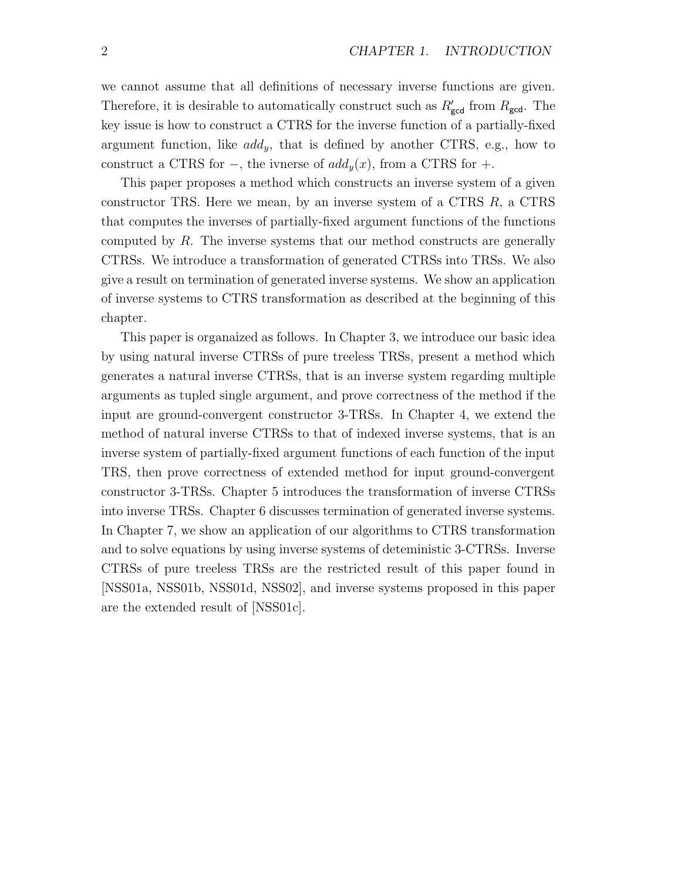we cannot assume that all definitions of necessary inverse functions are given. Therefore, it is desirable to automatically construct such as $R'_{\mathsf{gcd}}$ from $R_{\mathsf{gcd}}$. The key issue is how to construct a CTRS for the inverse function of a partially-fixed argument function, like $add_y$, that is defined by another CTRS, e.g., how to construct a CTRS for $-$, the ivnerse of $add_y(x)$, from a CTRS for $+$.

This paper proposes a method which constructs an inverse system of a given constructor TRS. Here we mean, by an inverse system of a CTRS $R$, a CTRS that computes the inverses of partially-fixed argument functions of the functions computed by $R$. The inverse systems that our method constructs are generally CTRSs. We introduce a transformation of generated CTRSs into TRSs. We also give a result on termination of generated inverse systems. We show an application of inverse systems to CTRS transformation as described at the beginning of this chapter.

This paper is organaized as follows. In Chapter 3, we introduce our basic idea by using natural inverse CTRSs of pure treeless TRSs, present a method which generates a natural inverse CTRSs, that is an inverse system regarding multiple arguments as tupled single argument, and prove correctness of the method if the input are ground-convergent constructor 3-TRSs. In Chapter 4, we extend the method of natural inverse CTRSs to that of indexed inverse systems, that is an inverse system of partially-fixed argument functions of each function of the input TRS, then prove correctness of extended method for input ground-convergent constructor 3-TRSs. Chapter 5 introduces the transformation of inverse CTRSs into inverse TRSs. Chapter 6 discusses termination of generated inverse systems. In Chapter 7, we show an application of our algorithms to CTRS transformation and to solve equations by using inverse systems of deteministic 3-CTRSs. Inverse CTRSs of pure treeless TRSs are the restricted result of this paper found in [NSS01a, NSS01b, NSS01d, NSS02], and inverse systems proposed in this paper are the extended result of [NSS01c].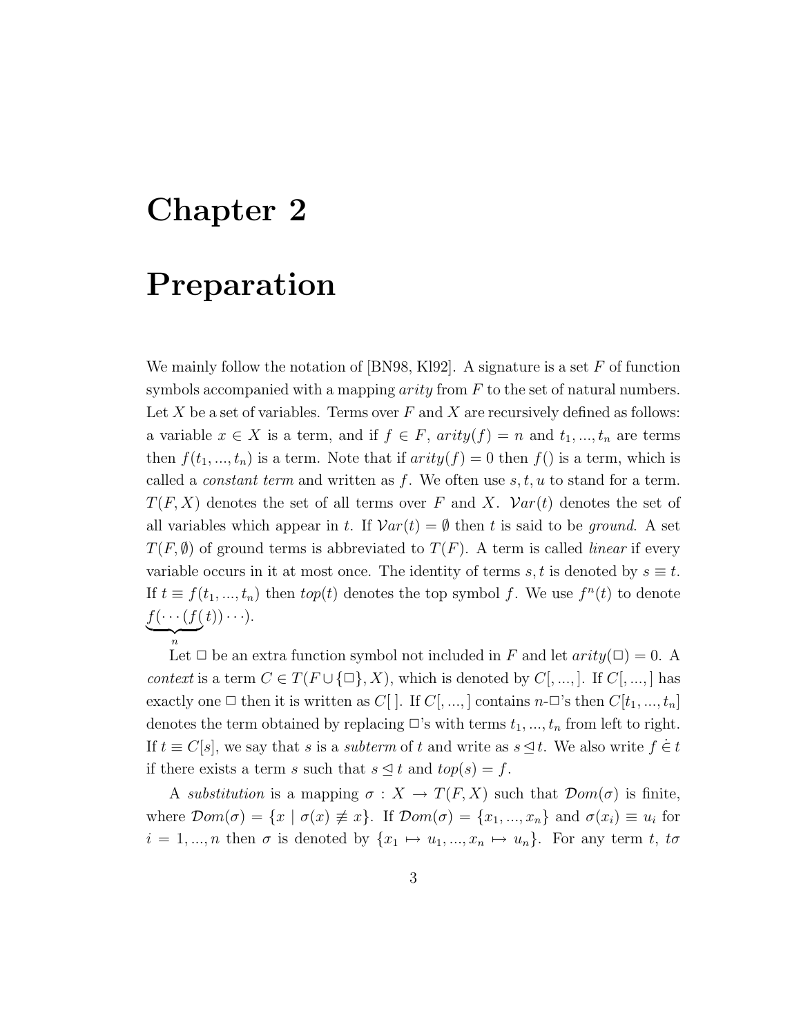# Chapter 2

# Preparation

We mainly follow the notation of [BN98, Kl92]. A signature is a set $F$ of function symbols accompanied with a mapping *arity* from $F$ to the set of natural numbers. Let $X$ be a set of variables. Terms over $F$ and $X$ are recursively defined as follows: a variable $x \in X$ is a term, and if $f \in F$, $arity(f) = n$ and $t_1, ..., t_n$ are terms then $f(t_1, ..., t_n)$ is a term. Note that if $arity(f) = 0$ then $f()$ is a term, which is called a *constant term* and written as $f$. We often use $s, t, u$ to stand for a term. $T(F, X)$ denotes the set of all terms over $F$ and $X$. $\mathcal{V}ar(t)$ denotes the set of all variables which appear in $t$. If $\mathcal{V}ar(t) = \emptyset$ then $t$ is said to be *ground*. A set $T(F, \emptyset)$ of ground terms is abbreviated to $T(F)$. A term is called *linear* if every variable occurs in it at most once. The identity of terms $s, t$ is denoted by $s \equiv t$. If $t \equiv f(t_1, ..., t_n)$ then $top(t)$ denotes the top symbol $f$. We use $f^n(t)$ to denote $\underbrace{f(\cdots(f(}_{n}t))\cdots)$.

Let $\Box$ be an extra function symbol not included in $F$ and let $arity(\Box) = 0$. A *context* is a term $C \in T(F \cup \{\Box\}, X)$, which is denoted by $C[, ...,]$. If $C[, ...,]$ has exactly one $\Box$ then it is written as $C[\,]$. If $C[, ...,]$ contains $n$-$\Box$'s then $C[t_1, ..., t_n]$ denotes the term obtained by replacing $\Box$'s with terms $t_1, ..., t_n$ from left to right. If $t \equiv C[s]$, we say that $s$ is a *subterm* of $t$ and write as $s \trianglelefteq t$. We also write $f \mathrel{\dot{\in}} t$ if there exists a term $s$ such that $s \trianglelefteq t$ and $top(s) = f$.

A *substitution* is a mapping $\sigma : X \to T(F, X)$ such that $\mathcal{D}om(\sigma)$ is finite, where $\mathcal{D}om(\sigma) = \{x \mid \sigma(x) \not\equiv x\}$. If $\mathcal{D}om(\sigma) = \{x_1, ..., x_n\}$ and $\sigma(x_i) \equiv u_i$ for $i = 1, ..., n$ then $\sigma$ is denoted by $\{x_1 \mapsto u_1, ..., x_n \mapsto u_n\}$. For any term $t$, $t\sigma$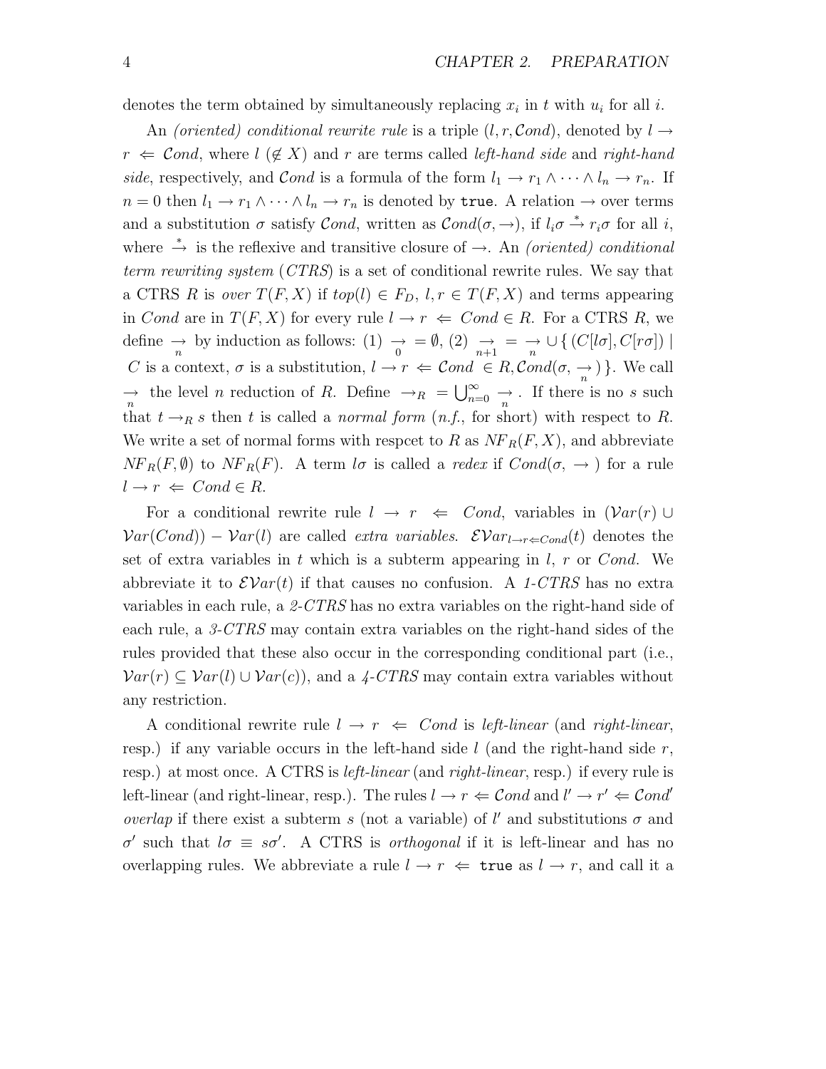denotes the term obtained by simultaneously replacing $x_i$ in $t$ with $u_i$ for all $i$.

An *(oriented) conditional rewrite rule* is a triple $(l, r, \mathcal{C}ond)$, denoted by $l \rightarrow r \Leftarrow \mathcal{C}ond$, where $l$ $(\notin X)$ and $r$ are terms called *left-hand side* and *right-hand side*, respectively, and $\mathcal{C}ond$ is a formula of the form $l_1 \rightarrow r_1 \wedge \cdots \wedge l_n \rightarrow r_n$. If $n = 0$ then $l_1 \rightarrow r_1 \wedge \cdots \wedge l_n \rightarrow r_n$ is denoted by $\texttt{true}$. A relation $\rightarrow$ over terms and a substitution $\sigma$ satisfy $\mathcal{C}ond$, written as $\mathcal{C}ond(\sigma, \rightarrow)$, if $l_i\sigma \xrightarrow{*} r_i\sigma$ for all $i$, where $\xrightarrow{*}$ is the reflexive and transitive closure of $\rightarrow$. An *(oriented) conditional term rewriting system* (*CTRS*) is a set of conditional rewrite rules. We say that a CTRS $R$ is *over* $T(F,X)$ if $top(l) \in F_D$, $l, r \in T(F,X)$ and terms appearing in $Cond$ are in $T(F,X)$ for every rule $l \rightarrow r \Leftarrow Cond \in R$. For a CTRS $R$, we define $\underset{n}{\rightarrow}$ by induction as follows: (1) $\underset{0}{\rightarrow} = \emptyset$, (2) $\underset{n+1}{\rightarrow} = \underset{n}{\rightarrow} \cup \{\, (C[l\sigma], C[r\sigma]) \mid C$ is a context, $\sigma$ is a substitution, $l \rightarrow r \Leftarrow \mathcal{C}ond \in R, \mathcal{C}ond(\sigma, \underset{n}{\rightarrow})\,\}$. We call $\underset{n}{\rightarrow}$ the level $n$ reduction of $R$. Define $\rightarrow_R = \bigcup_{n=0}^{\infty} \underset{n}{\rightarrow}$. If there is no $s$ such that $t \rightarrow_R s$ then $t$ is called a *normal form* (*n.f.*, for short) with respect to $R$. We write a set of normal forms with respcet to $R$ as $NF_R(F,X)$, and abbreviate $NF_R(F, \emptyset)$ to $NF_R(F)$. A term $l\sigma$ is called a *redex* if $Cond(\sigma, \rightarrow)$ for a rule $l \rightarrow r \Leftarrow Cond \in R$.

For a conditional rewrite rule $l \rightarrow r \Leftarrow Cond$, variables in $(\mathcal{V}ar(r) \cup \mathcal{V}ar(Cond)) - \mathcal{V}ar(l)$ are called *extra variables*. $\mathcal{EV}ar_{l \rightarrow r \Leftarrow Cond}(t)$ denotes the set of extra variables in $t$ which is a subterm appearing in $l$, $r$ or $Cond$. We abbreviate it to $\mathcal{EV}ar(t)$ if that causes no confusion. A *1-CTRS* has no extra variables in each rule, a *2-CTRS* has no extra variables on the right-hand side of each rule, a *3-CTRS* may contain extra variables on the right-hand sides of the rules provided that these also occur in the corresponding conditional part (i.e., $\mathcal{V}ar(r) \subseteq \mathcal{V}ar(l) \cup \mathcal{V}ar(c)$), and a *4-CTRS* may contain extra variables without any restriction.

A conditional rewrite rule $l \rightarrow r \Leftarrow Cond$ is *left-linear* (and *right-linear*, resp.) if any variable occurs in the left-hand side $l$ (and the right-hand side $r$, resp.) at most once. A CTRS is *left-linear* (and *right-linear*, resp.) if every rule is left-linear (and right-linear, resp.). The rules $l \rightarrow r \Leftarrow \mathcal{C}ond$ and $l' \rightarrow r' \Leftarrow \mathcal{C}ond'$ *overlap* if there exist a subterm $s$ (not a variable) of $l'$ and substitutions $\sigma$ and $\sigma'$ such that $l\sigma \equiv s\sigma'$. A CTRS is *orthogonal* if it is left-linear and has no overlapping rules. We abbreviate a rule $l \rightarrow r \Leftarrow \texttt{true}$ as $l \rightarrow r$, and call it a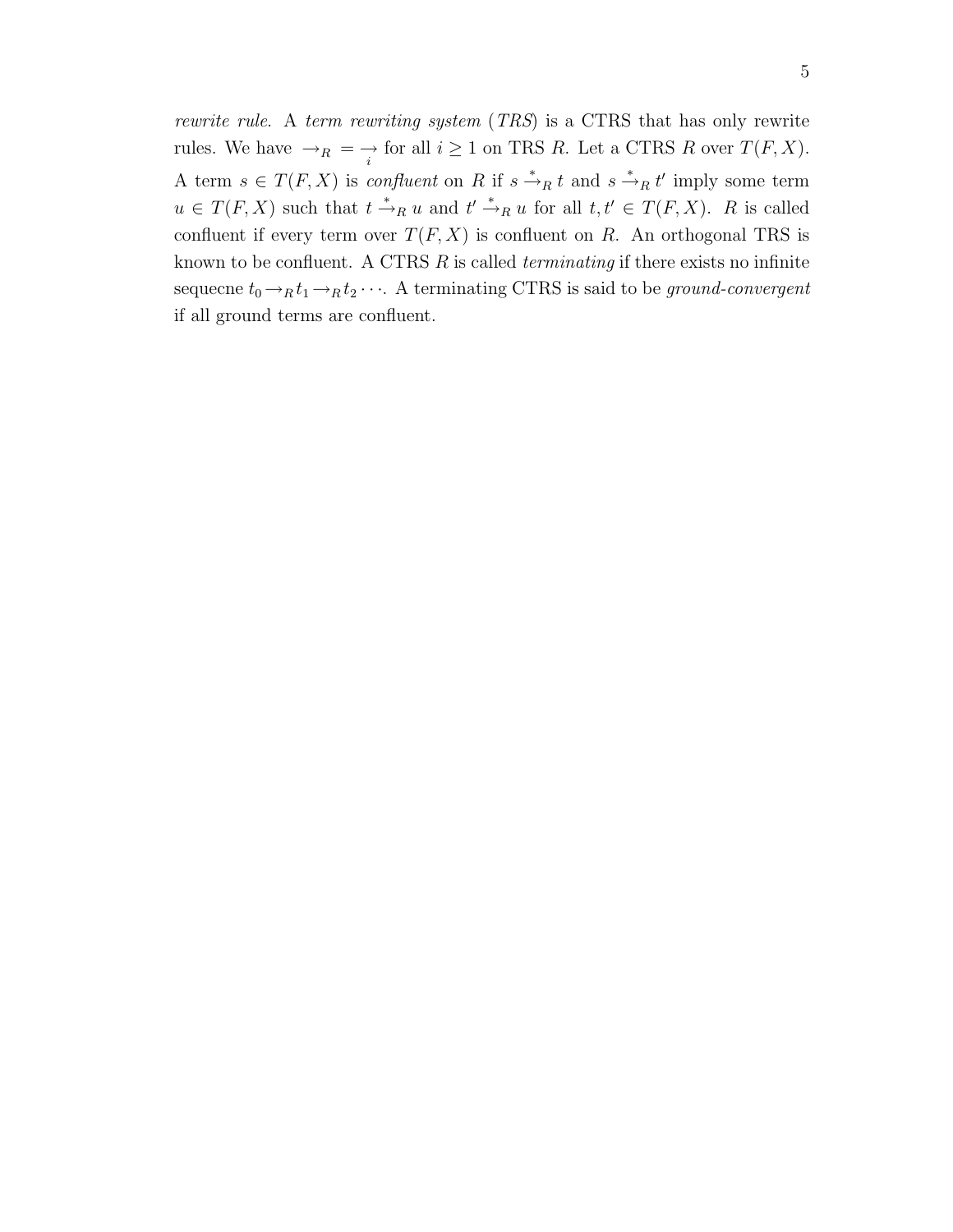*rewrite rule*. A *term rewriting system* (*TRS*) is a CTRS that has only rewrite rules. We have $\to_R = \underset{i}{\to}$ for all $i \geq 1$ on TRS $R$. Let a CTRS $R$ over $T(F, X)$. A term $s \in T(F, X)$ is *confluent* on $R$ if $s \xrightarrow{*}_R t$ and $s \xrightarrow{*}_R t'$ imply some term $u \in T(F, X)$ such that $t \xrightarrow{*}_R u$ and $t' \xrightarrow{*}_R u$ for all $t, t' \in T(F, X)$. $R$ is called confluent if every term over $T(F, X)$ is confluent on $R$. An orthogonal TRS is known to be confluent. A CTRS $R$ is called *terminating* if there exists no infinite sequecne $t_0 \to_R t_1 \to_R t_2 \cdots$. A terminating CTRS is said to be *ground-convergent* if all ground terms are confluent.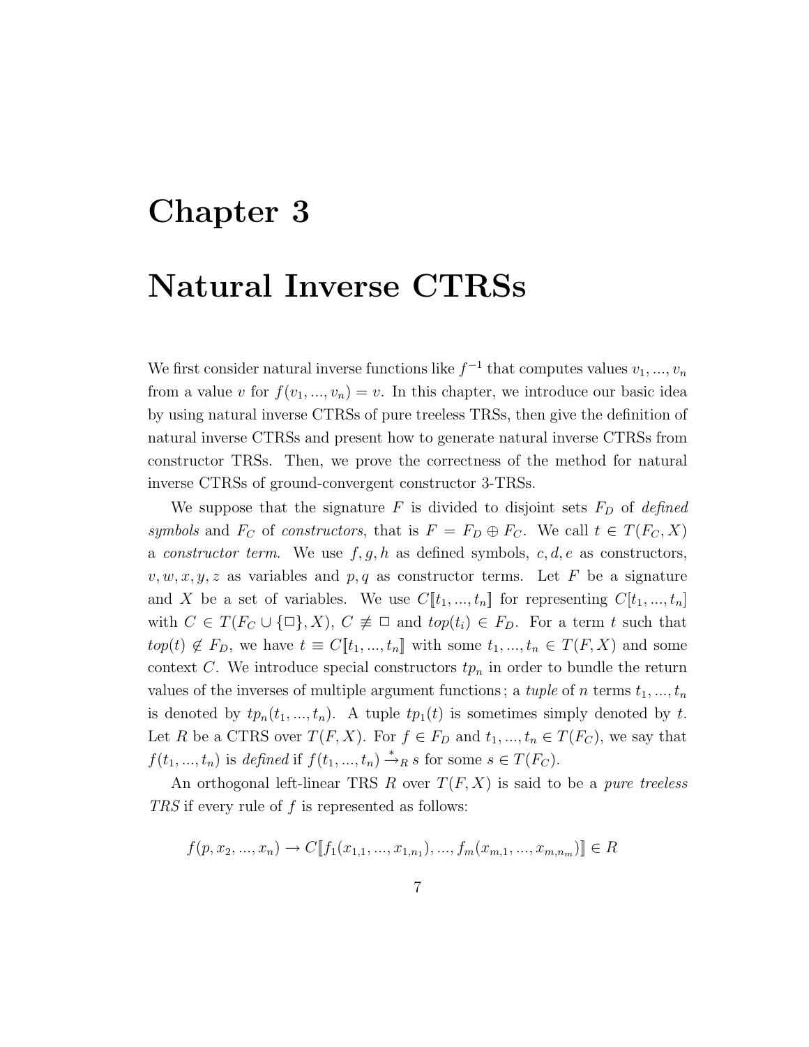# Chapter 3

# Natural Inverse CTRSs

We first consider natural inverse functions like $f^{-1}$ that computes values $v_1, ..., v_n$ from a value $v$ for $f(v_1, ..., v_n) = v$. In this chapter, we introduce our basic idea by using natural inverse CTRSs of pure treeless TRSs, then give the definition of natural inverse CTRSs and present how to generate natural inverse CTRSs from constructor TRSs. Then, we prove the correctness of the method for natural inverse CTRSs of ground-convergent constructor 3-TRSs.

We suppose that the signature $F$ is divided to disjoint sets $F_D$ of *defined symbols* and $F_C$ of *constructors*, that is $F = F_D \oplus F_C$. We call $t \in T(F_C, X)$ a *constructor term*. We use $f, g, h$ as defined symbols, $c, d, e$ as constructors, $v, w, x, y, z$ as variables and $p, q$ as constructor terms. Let $F$ be a signature and $X$ be a set of variables. We use $C[\![t_1, ..., t_n]\!]$ for representing $C[t_1, ..., t_n]$ with $C \in T(F_C \cup \{\Box\}, X)$, $C \not\equiv \Box$ and $top(t_i) \in F_D$. For a term $t$ such that $top(t) \notin F_D$, we have $t \equiv C[\![t_1, ..., t_n]\!]$ with some $t_1, ..., t_n \in T(F, X)$ and some context $C$. We introduce special constructors $tp_n$ in order to bundle the return values of the inverses of multiple argument functions; a *tuple* of $n$ terms $t_1, ..., t_n$ is denoted by $tp_n(t_1, ..., t_n)$. A tuple $tp_1(t)$ is sometimes simply denoted by $t$. Let $R$ be a CTRS over $T(F, X)$. For $f \in F_D$ and $t_1, ..., t_n \in T(F_C)$, we say that $f(t_1, ..., t_n)$ is *defined* if $f(t_1, ..., t_n) \xrightarrow{*}_R s$ for some $s \in T(F_C)$.

An orthogonal left-linear TRS $R$ over $T(F, X)$ is said to be a *pure treeless TRS* if every rule of $f$ is represented as follows:

$$f(p, x_2, ..., x_n) \rightarrow C[\![f_1(x_{1,1}, ..., x_{1,n_1}), ..., f_m(x_{m,1}, ..., x_{m,n_m})]\!] \in R$$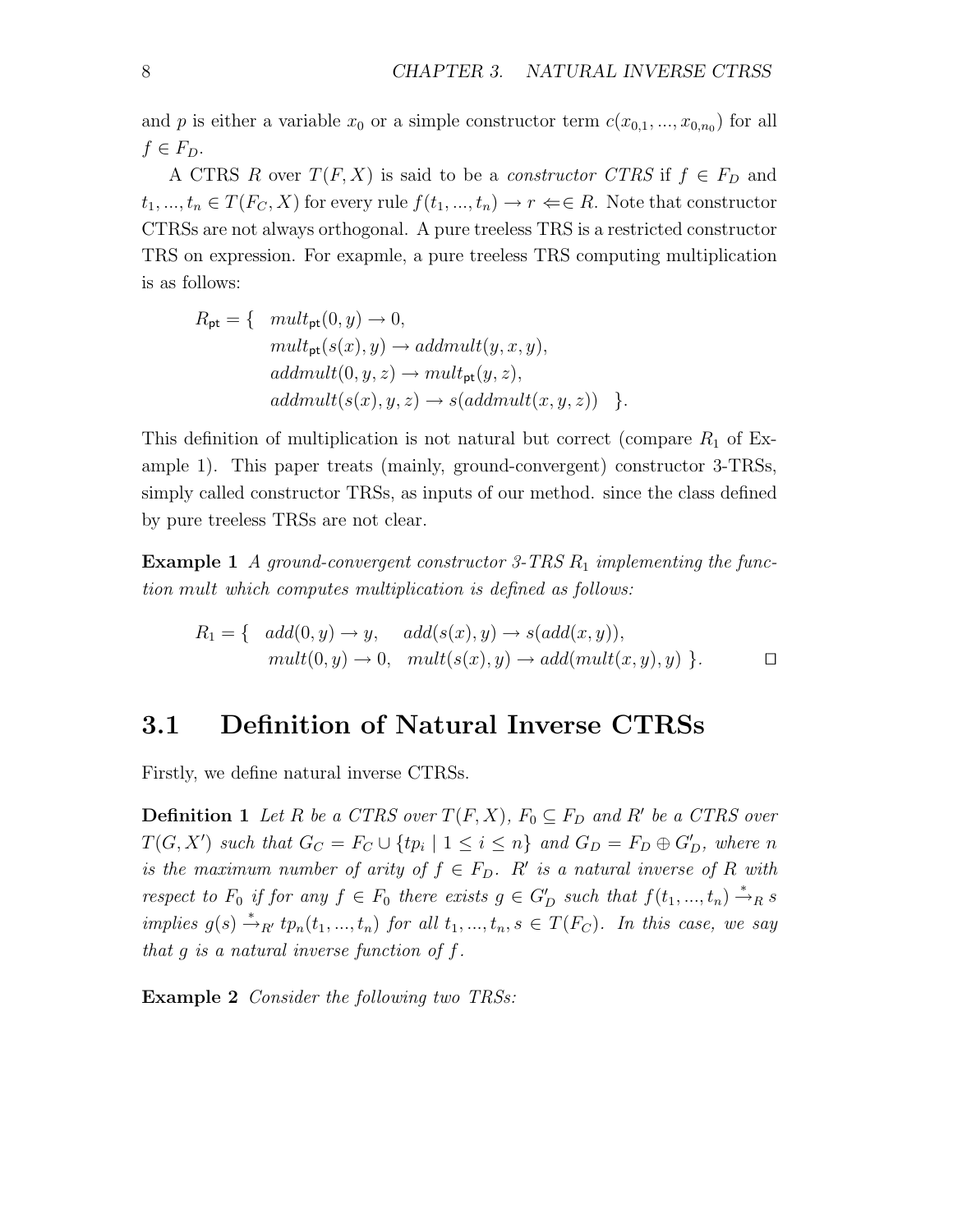and $p$ is either a variable $x_0$ or a simple constructor term $c(x_{0,1}, ..., x_{0,n_0})$ for all $f \in F_D$.

A CTRS $R$ over $T(F, X)$ is said to be a *constructor CTRS* if $f \in F_D$ and $t_1, ..., t_n \in T(F_C, X)$ for every rule $f(t_1, ..., t_n) \to r \Leftarrow\in R$. Note that constructor CTRSs are not always orthogonal. A pure treeless TRS is a restricted constructor TRS on expression. For exapmle, a pure treeless TRS computing multiplication is as follows:

$$
\begin{aligned}
R_{\mathsf{pt}} = \{ \quad & mult_{\mathsf{pt}}(0, y) \to 0, \\
& mult_{\mathsf{pt}}(s(x), y) \to addmult(y, x, y), \\
& addmult(0, y, z) \to mult_{\mathsf{pt}}(y, z), \\
& addmult(s(x), y, z) \to s(addmult(x, y, z)) \quad \}.
\end{aligned}
$$

This definition of multiplication is not natural but correct (compare $R_1$ of Example 1). This paper treats (mainly, ground-convergent) constructor 3-TRSs, simply called constructor TRSs, as inputs of our method. since the class defined by pure treeless TRSs are not clear.

**Example 1** *A ground-convergent constructor 3-TRS $R_1$ implementing the function mult which computes multiplication is defined as follows:*

$$
\begin{aligned}
R_1 = \{ \quad & add(0, y) \to y, \quad add(s(x), y) \to s(add(x, y)), \\
& mult(0, y) \to 0, \quad mult(s(x), y) \to add(mult(x, y), y) \ \}.
\end{aligned}
$$

□

## 3.1 Definition of Natural Inverse CTRSs

Firstly, we define natural inverse CTRSs.

**Definition 1** *Let $R$ be a CTRS over $T(F, X)$, $F_0 \subseteq F_D$ and $R'$ be a CTRS over $T(G, X')$ such that $G_C = F_C \cup \{tp_i \mid 1 \le i \le n\}$ and $G_D = F_D \oplus G'_D$, where $n$ is the maximum number of arity of $f \in F_D$. $R'$ is a natural inverse of $R$ with respect to $F_0$ if for any $f \in F_0$ there exists $g \in G'_D$ such that $f(t_1, ..., t_n) \xrightarrow{*}_R s$ implies $g(s) \xrightarrow{*}_{R'} tp_n(t_1, ..., t_n)$ for all $t_1, ..., t_n, s \in T(F_C)$. In this case, we say that $g$ is a natural inverse function of $f$.*

**Example 2** *Consider the following two TRSs:*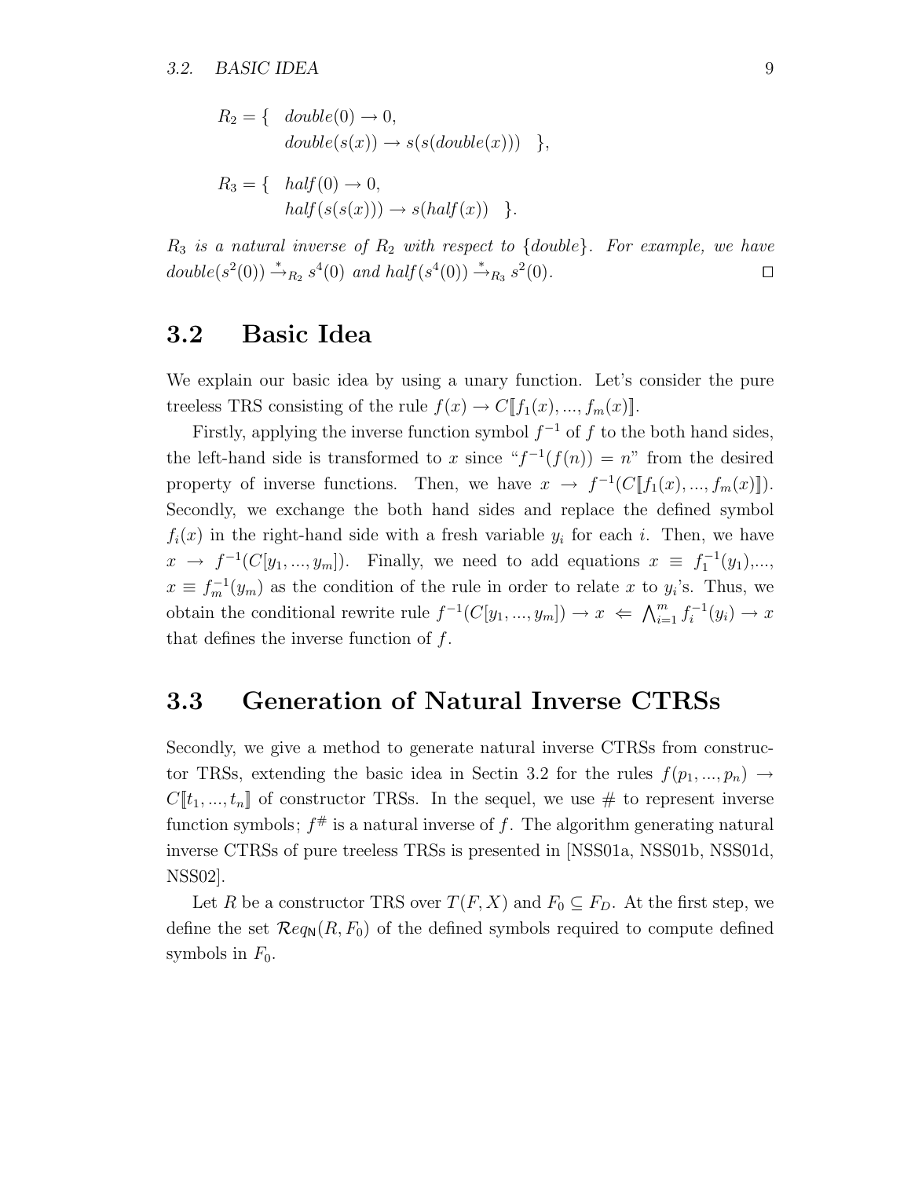$$
\begin{aligned}
R_2 = \{ \quad & \mathit{double}(0) \to 0, \\
& \mathit{double}(s(x)) \to s(s(\mathit{double}(x))) \quad \},
\end{aligned}
$$

$$
\begin{aligned}
R_3 = \{ \quad & \mathit{half}(0) \to 0, \\
& \mathit{half}(s(s(x))) \to s(\mathit{half}(x)) \quad \}.
\end{aligned}
$$

*$R_3$ is a natural inverse of $R_2$ with respect to $\{\mathit{double}\}$. For example, we have $\mathit{double}(s^2(0)) \xrightarrow{*}_{R_2} s^4(0)$ and $\mathit{half}(s^4(0)) \xrightarrow{*}_{R_3} s^2(0)$.* □

## 3.2 Basic Idea

We explain our basic idea by using a unary function. Let's consider the pure treeless TRS consisting of the rule $f(x) \to C[\![f_1(x), ..., f_m(x)]\!]$.

Firstly, applying the inverse function symbol $f^{-1}$ of $f$ to the both hand sides, the left-hand side is transformed to $x$ since "$f^{-1}(f(n)) = n$" from the desired property of inverse functions. Then, we have $x \to f^{-1}(C[\![f_1(x), ..., f_m(x)]\!])$. Secondly, we exchange the both hand sides and replace the defined symbol $f_i(x)$ in the right-hand side with a fresh variable $y_i$ for each $i$. Then, we have $x \to f^{-1}(C[y_1, ..., y_m])$. Finally, we need to add equations $x \equiv f_1^{-1}(y_1)$,..., $x \equiv f_m^{-1}(y_m)$ as the condition of the rule in order to relate $x$ to $y_i$'s. Thus, we obtain the conditional rewrite rule $f^{-1}(C[y_1, ..., y_m]) \to x \Leftarrow \bigwedge_{i=1}^{m} f_i^{-1}(y_i) \to x$ that defines the inverse function of $f$.

## 3.3 Generation of Natural Inverse CTRSs

Secondly, we give a method to generate natural inverse CTRSs from constructor TRSs, extending the basic idea in Sectin 3.2 for the rules $f(p_1, ..., p_n) \to C[\![t_1, ..., t_n]\!]$ of constructor TRSs. In the sequel, we use # to represent inverse function symbols; $f^{\#}$ is a natural inverse of $f$. The algorithm generating natural inverse CTRSs of pure treeless TRSs is presented in [NSS01a, NSS01b, NSS01d, NSS02].

Let $R$ be a constructor TRS over $T(F, X)$ and $F_0 \subseteq F_D$. At the first step, we define the set $\mathcal{R}eq_{\mathsf{N}}(R, F_0)$ of the defined symbols required to compute defined symbols in $F_0$.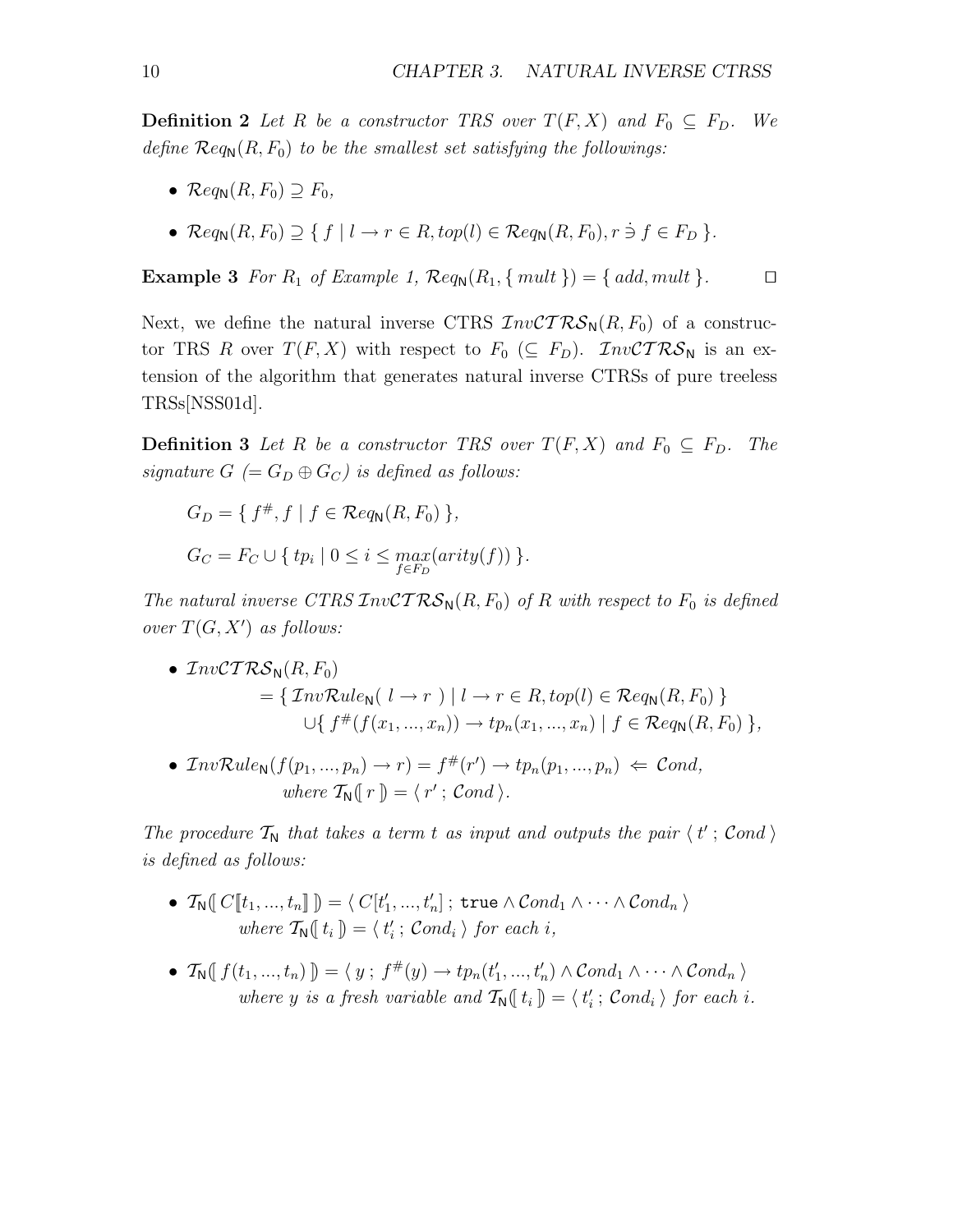**Definition 2** *Let $R$ be a constructor TRS over $T(F, X)$ and $F_0 \subseteq F_D$. We define $\mathcal{R}eq_{\mathsf{N}}(R, F_0)$ to be the smallest set satisfying the followings:*

- $\mathcal{R}eq_{\mathsf{N}}(R, F_0) \supseteq F_0$,
- $\mathcal{R}eq_{\mathsf{N}}(R, F_0) \supseteq \{ f \mid l \to r \in R, top(l) \in \mathcal{R}eq_{\mathsf{N}}(R, F_0), r \mathrel{\dot{\ni}} f \in F_D \}$.

**Example 3** *For $R_1$ of Example 1, $\mathcal{R}eq_{\mathsf{N}}(R_1, \{ mult \}) = \{ add, mult \}$.* $\square$

Next, we define the natural inverse CTRS $\mathcal{I}nv\mathcal{CTRS}_{\mathsf{N}}(R, F_0)$ of a constructor TRS $R$ over $T(F, X)$ with respect to $F_0$ ($\subseteq F_D$). $\mathcal{I}nv\mathcal{CTRS}_{\mathsf{N}}$ is an extension of the algorithm that generates natural inverse CTRSs of pure treeless TRSs[NSS01d].

**Definition 3** *Let $R$ be a constructor TRS over $T(F, X)$ and $F_0 \subseteq F_D$. The signature $G$ ($= G_D \oplus G_C$) is defined as follows:*

$$G_D = \{ f^{\#}, f \mid f \in \mathcal{R}eq_{\mathsf{N}}(R, F_0) \},$$

$$G_C = F_C \cup \{ tp_i \mid 0 \leq i \leq \max_{f \in F_D}(arity(f)) \}.$$

*The natural inverse CTRS $\mathcal{I}nv\mathcal{CTRS}_{\mathsf{N}}(R, F_0)$ of $R$ with respect to $F_0$ is defined over $T(G, X')$ as follows:*

- $\mathcal{I}nv\mathcal{CTRS}_{\mathsf{N}}(R, F_0)$
$$= \{ \mathcal{I}nv\mathcal{R}ule_{\mathsf{N}}(\, l \to r \,) \mid l \to r \in R, top(l) \in \mathcal{R}eq_{\mathsf{N}}(R, F_0) \}$$
$$\cup \{ f^{\#}(f(x_1, ..., x_n)) \to tp_n(x_1, ..., x_n) \mid f \in \mathcal{R}eq_{\mathsf{N}}(R, F_0) \},$$

- $\mathcal{I}nv\mathcal{R}ule_{\mathsf{N}}(f(p_1, ..., p_n) \to r) = f^{\#}(r') \to tp_n(p_1, ..., p_n) \Leftarrow \mathcal{C}ond,$
  *where* $\mathcal{T}_{\mathsf{N}}(\!|\, r \,|\!) = \langle\, r' \,;\, \mathcal{C}ond \,\rangle$.

*The procedure $\mathcal{T}_{\mathsf{N}}$ that takes a term $t$ as input and outputs the pair $\langle\, t' \,;\, \mathcal{C}ond \,\rangle$ is defined as follows:*

- $\mathcal{T}_{\mathsf{N}}(\!|\, C[\![t_1, ..., t_n]\!] \,|\!) = \langle\, C[t'_1, ..., t'_n] \,;\, \mathtt{true} \wedge \mathcal{C}ond_1 \wedge \cdots \wedge \mathcal{C}ond_n \,\rangle$
  *where* $\mathcal{T}_{\mathsf{N}}(\!|\, t_i \,|\!) = \langle\, t'_i \,;\, \mathcal{C}ond_i \,\rangle$ *for each* $i$,

- $\mathcal{T}_{\mathsf{N}}(\!|\, f(t_1, ..., t_n) \,|\!) = \langle\, y \,;\, f^{\#}(y) \to tp_n(t'_1, ..., t'_n) \wedge \mathcal{C}ond_1 \wedge \cdots \wedge \mathcal{C}ond_n \,\rangle$
  *where $y$ is a fresh variable and* $\mathcal{T}_{\mathsf{N}}(\!|\, t_i \,|\!) = \langle\, t'_i \,;\, \mathcal{C}ond_i \,\rangle$ *for each* $i$.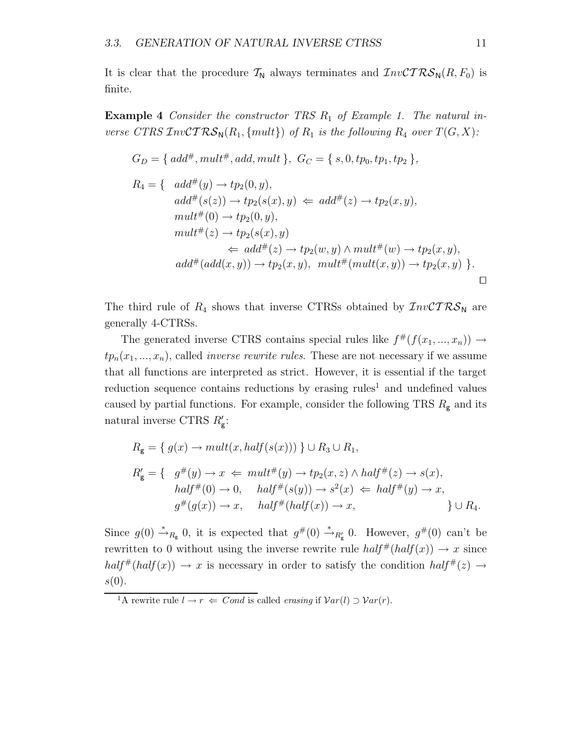It is clear that the procedure $\mathcal{T}_{\mathsf{N}}$ always terminates and $\mathcal{I}nv\mathcal{CTRS}_{\mathsf{N}}(R, F_0)$ is finite.

**Example 4** *Consider the constructor TRS $R_1$ of Example 1. The natural inverse CTRS $\mathcal{I}nv\mathcal{CTRS}_{\mathsf{N}}(R_1, \{mult\})$ of $R_1$ is the following $R_4$ over $T(G, X)$:*

$$G_D = \{\, add^{\#}, mult^{\#}, add, mult \,\},\ G_C = \{\, s, 0, tp_0, tp_1, tp_2 \,\},$$

$$
\begin{aligned}
R_4 = \{\ \ & add^{\#}(y) \rightarrow tp_2(0, y), \\
& add^{\#}(s(z)) \rightarrow tp_2(s(x), y) \ \Leftarrow\ add^{\#}(z) \rightarrow tp_2(x, y), \\
& mult^{\#}(0) \rightarrow tp_2(0, y), \\
& mult^{\#}(z) \rightarrow tp_2(s(x), y) \\
& \qquad\qquad \Leftarrow\ add^{\#}(z) \rightarrow tp_2(w, y) \wedge mult^{\#}(w) \rightarrow tp_2(x, y), \\
& add^{\#}(add(x, y)) \rightarrow tp_2(x, y),\ \ mult^{\#}(mult(x, y)) \rightarrow tp_2(x, y)\ \}.
\end{aligned}
$$

□

The third rule of $R_4$ shows that inverse CTRSs obtained by $\mathcal{I}nv\mathcal{CTRS}_{\mathsf{N}}$ are generally 4-CTRSs.

The generated inverse CTRS contains special rules like $f^{\#}(f(x_1, ..., x_n)) \rightarrow tp_n(x_1, ..., x_n)$, called *inverse rewrite rules*. These are not necessary if we assume that all functions are interpreted as strict. However, it is essential if the target reduction sequence contains reductions by erasing rules[1] and undefined values caused by partial functions. For example, consider the following TRS $R_{\mathsf{g}}$ and its natural inverse CTRS $R'_{\mathsf{g}}$:

$$R_{\mathsf{g}} = \{\, g(x) \rightarrow mult(x, half(s(x))) \,\} \cup R_3 \cup R_1,$$

$$
\begin{aligned}
R'_{\mathsf{g}} = \{\ \ & g^{\#}(y) \rightarrow x \ \Leftarrow\ mult^{\#}(y) \rightarrow tp_2(x, z) \wedge half^{\#}(z) \rightarrow s(x), \\
& half^{\#}(0) \rightarrow 0, \quad half^{\#}(s(y)) \rightarrow s^2(x) \ \Leftarrow\ half^{\#}(y) \rightarrow x, \\
& g^{\#}(g(x)) \rightarrow x, \quad half^{\#}(half(x)) \rightarrow x, \qquad\qquad\qquad\qquad \} \cup R_4.
\end{aligned}
$$

Since $g(0) \xrightarrow{*}_{R_{\mathsf{g}}} 0$, it is expected that $g^{\#}(0) \xrightarrow{*}_{R'_{\mathsf{g}}} 0$. However, $g^{\#}(0)$ can't be rewritten to 0 without using the inverse rewrite rule $half^{\#}(half(x)) \rightarrow x$ since $half^{\#}(half(x)) \rightarrow x$ is necessary in order to satisfy the condition $half^{\#}(z) \rightarrow s(0)$.

[1] A rewrite rule $l \rightarrow r \ \Leftarrow\ Cond$ is called *erasing* if $\mathcal{V}ar(l) \supset \mathcal{V}ar(r)$.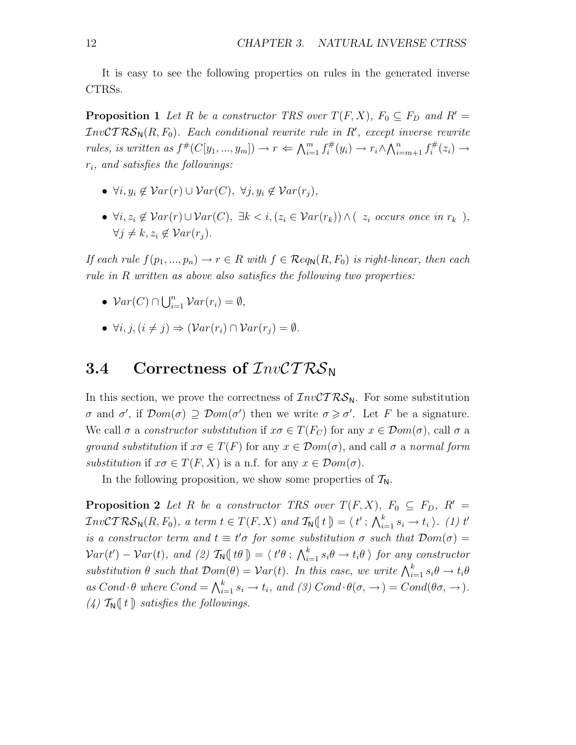It is easy to see the following properties on rules in the generated inverse CTRSs.

**Proposition 1** *Let $R$ be a constructor TRS over $T(F,X)$, $F_0 \subseteq F_D$ and $R' = \mathcal{I}nv\mathcal{CTRS}_{\mathsf{N}}(R, F_0)$. Each conditional rewrite rule in $R'$, except inverse rewrite rules, is written as $f^{\#}(C[y_1, ..., y_m]) \to r \Leftarrow \bigwedge_{i=1}^{m} f_i^{\#}(y_i) \to r_i \wedge \bigwedge_{i=m+1}^{n} f_i^{\#}(z_i) \to r_i$, and satisfies the followings:*

- $\forall i, y_i \notin \mathcal{V}ar(r) \cup \mathcal{V}ar(C),\ \forall j, y_i \notin \mathcal{V}ar(r_j)$,
- $\forall i, z_i \notin \mathcal{V}ar(r) \cup \mathcal{V}ar(C),\ \exists k < i, (z_i \in \mathcal{V}ar(r_k)) \wedge (\ z_i$ *occurs once in* $r_k\ )$, $\forall j \neq k, z_i \notin \mathcal{V}ar(r_j)$.

*If each rule $f(p_1, ..., p_n) \to r \in R$ with $f \in \mathcal{R}eq_{\mathsf{N}}(R, F_0)$ is right-linear, then each rule in $R$ written as above also satisfies the following two properties:*

- $\mathcal{V}ar(C) \cap \bigcup_{i=1}^{n} \mathcal{V}ar(r_i) = \emptyset$,
- $\forall i, j, (i \neq j) \Rightarrow (\mathcal{V}ar(r_i) \cap \mathcal{V}ar(r_j) = \emptyset$.

## 3.4 Correctness of $\mathcal{I}nv\mathcal{CTRS}_{\mathsf{N}}$

In this section, we prove the correctness of $\mathcal{I}nv\mathcal{CTRS}_{\mathsf{N}}$. For some substitution $\sigma$ and $\sigma'$, if $\mathcal{D}om(\sigma) \supseteq \mathcal{D}om(\sigma')$ then we write $\sigma \geqslant \sigma'$. Let $F$ be a signature. We call $\sigma$ a *constructor substitution* if $x\sigma \in T(F_C)$ for any $x \in \mathcal{D}om(\sigma)$, call $\sigma$ a *ground substitution* if $x\sigma \in T(F)$ for any $x \in \mathcal{D}om(\sigma)$, and call $\sigma$ a *normal form substitution* if $x\sigma \in T(F, X)$ is a n.f. for any $x \in \mathcal{D}om(\sigma)$.

In the following proposition, we show some properties of $\mathcal{T}_{\mathsf{N}}$.

**Proposition 2** *Let $R$ be a constructor TRS over $T(F,X)$, $F_0 \subseteq F_D$, $R' = \mathcal{I}nv\mathcal{CTRS}_{\mathsf{N}}(R, F_0)$, a term $t \in T(F,X)$ and $\mathcal{T}_{\mathsf{N}}[\![\, t \,]\!] = \langle\, t' \,;\, \bigwedge_{i=1}^{k} s_i \to t_i \,\rangle$. (1) $t'$ is a constructor term and $t \equiv t'\sigma$ for some substitution $\sigma$ such that $\mathcal{D}om(\sigma) = \mathcal{V}ar(t') - \mathcal{V}ar(t)$, and (2) $\mathcal{T}_{\mathsf{N}}[\![\, t\theta \,]\!] = \langle\, t'\theta \,;\, \bigwedge_{i=1}^{k} s_i\theta \to t_i\theta \,\rangle$ for any constructor substitution $\theta$ such that $\mathcal{D}om(\theta) = \mathcal{V}ar(t)$. In this case, we write $\bigwedge_{i=1}^{k} s_i\theta \to t_i\theta$ as $Cond \cdot \theta$ where $Cond = \bigwedge_{i=1}^{k} s_i \to t_i$, and (3) $Cond \cdot \theta(\sigma, \to) = Cond(\theta\sigma, \to)$. (4) $\mathcal{T}_{\mathsf{N}}[\![\, t \,]\!]$ satisfies the followings.*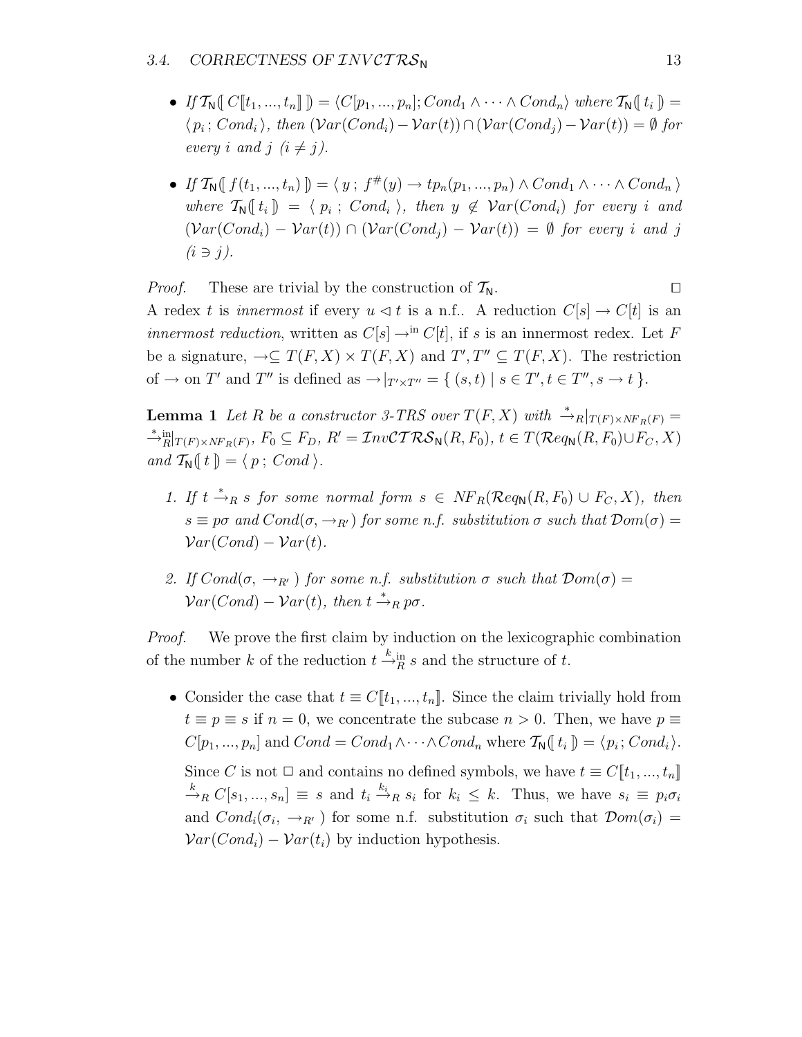- If $\mathcal{T}_{\mathsf{N}}(\!\![\, C[\![t_1,...,t_n]\!] \,]\!\!) = \langle C[p_1,...,p_n]; Cond_1 \wedge \cdots \wedge Cond_n \rangle$ where $\mathcal{T}_{\mathsf{N}}(\!\![\, t_i \,]\!\!) = \langle p_i \,;\, Cond_i \rangle$, then $(\mathcal{V}ar(Cond_i) - \mathcal{V}ar(t)) \cap (\mathcal{V}ar(Cond_j) - \mathcal{V}ar(t)) = \emptyset$ for every $i$ and $j$ $(i \neq j)$.

- If $\mathcal{T}_{\mathsf{N}}(\!\![\, f(t_1,...,t_n) \,]\!\!) = \langle\, y \,;\, f^{\#}(y) \to tp_n(p_1,...,p_n) \wedge Cond_1 \wedge \cdots \wedge Cond_n \,\rangle$ where $\mathcal{T}_{\mathsf{N}}(\!\![\, t_i \,]\!\!) = \langle\, p_i \,;\, Cond_i \,\rangle$, then $y \notin \mathcal{V}ar(Cond_i)$ for every $i$ and $(\mathcal{V}ar(Cond_i) - \mathcal{V}ar(t)) \cap (\mathcal{V}ar(Cond_j) - \mathcal{V}ar(t)) = \emptyset$ for every $i$ and $j$ $(i \ni j)$.

*Proof.* These are trivial by the construction of $\mathcal{T}_{\mathsf{N}}$. $\square$

A redex $t$ is *innermost* if every $u \lhd t$ is a n.f.. A reduction $C[s] \to C[t]$ is an *innermost reduction*, written as $C[s] \to^{\text{in}} C[t]$, if $s$ is an innermost redex. Let $F$ be a signature, $\to \subseteq T(F,X) \times T(F,X)$ and $T', T'' \subseteq T(F,X)$. The restriction of $\to$ on $T'$ and $T''$ is defined as $\to|_{T' \times T''} = \{\, (s,t) \mid s \in T', t \in T'', s \to t \,\}$.

**Lemma 1** *Let $R$ be a constructor 3-TRS over $T(F,X)$ with $\xrightarrow{*}_R|_{T(F) \times NF_R(F)} = \xrightarrow{*}{}^{\text{in}}_R|_{T(F) \times NF_R(F)}$, $F_0 \subseteq F_D$, $R' = \mathcal{I}nv\mathcal{CTRS}_{\mathsf{N}}(R, F_0)$, $t \in T(\mathcal{R}eq_{\mathsf{N}}(R, F_0) \cup F_C, X)$ and $\mathcal{T}_{\mathsf{N}}(\!\![\, t \,]\!\!) = \langle\, p \,;\, Cond \,\rangle$.*

1. *If $t \xrightarrow{*}_R s$ for some normal form $s \in NF_R(\mathcal{R}eq_{\mathsf{N}}(R, F_0) \cup F_C, X)$, then $s \equiv p\sigma$ and $Cond(\sigma, \to_{R'})$ for some n.f. substitution $\sigma$ such that $\mathcal{D}om(\sigma) = \mathcal{V}ar(Cond) - \mathcal{V}ar(t)$.*

2. *If $Cond(\sigma, \to_{R'})$ for some n.f. substitution $\sigma$ such that $\mathcal{D}om(\sigma) = \mathcal{V}ar(Cond) - \mathcal{V}ar(t)$, then $t \xrightarrow{*}_R p\sigma$.*

*Proof.* We prove the first claim by induction on the lexicographic combination of the number $k$ of the reduction $t \xrightarrow{k}{}^{\text{in}}_R s$ and the structure of $t$.

- Consider the case that $t \equiv C[\![t_1,...,t_n]\!]$. Since the claim trivially hold from $t \equiv p \equiv s$ if $n = 0$, we concentrate the subcase $n > 0$. Then, we have $p \equiv C[p_1,...,p_n]$ and $Cond = Cond_1 \wedge \cdots \wedge Cond_n$ where $\mathcal{T}_{\mathsf{N}}(\!\![\, t_i \,]\!\!) = \langle p_i \,;\, Cond_i \rangle$.

  Since $C$ is not $\square$ and contains no defined symbols, we have $t \equiv C[\![t_1,...,t_n]\!] \xrightarrow{k}_R C[s_1,...,s_n] \equiv s$ and $t_i \xrightarrow{k_i}_R s_i$ for $k_i \leq k$. Thus, we have $s_i \equiv p_i\sigma_i$ and $Cond_i(\sigma_i, \to_{R'})$ for some n.f. substitution $\sigma_i$ such that $\mathcal{D}om(\sigma_i) = \mathcal{V}ar(Cond_i) - \mathcal{V}ar(t_i)$ by induction hypothesis.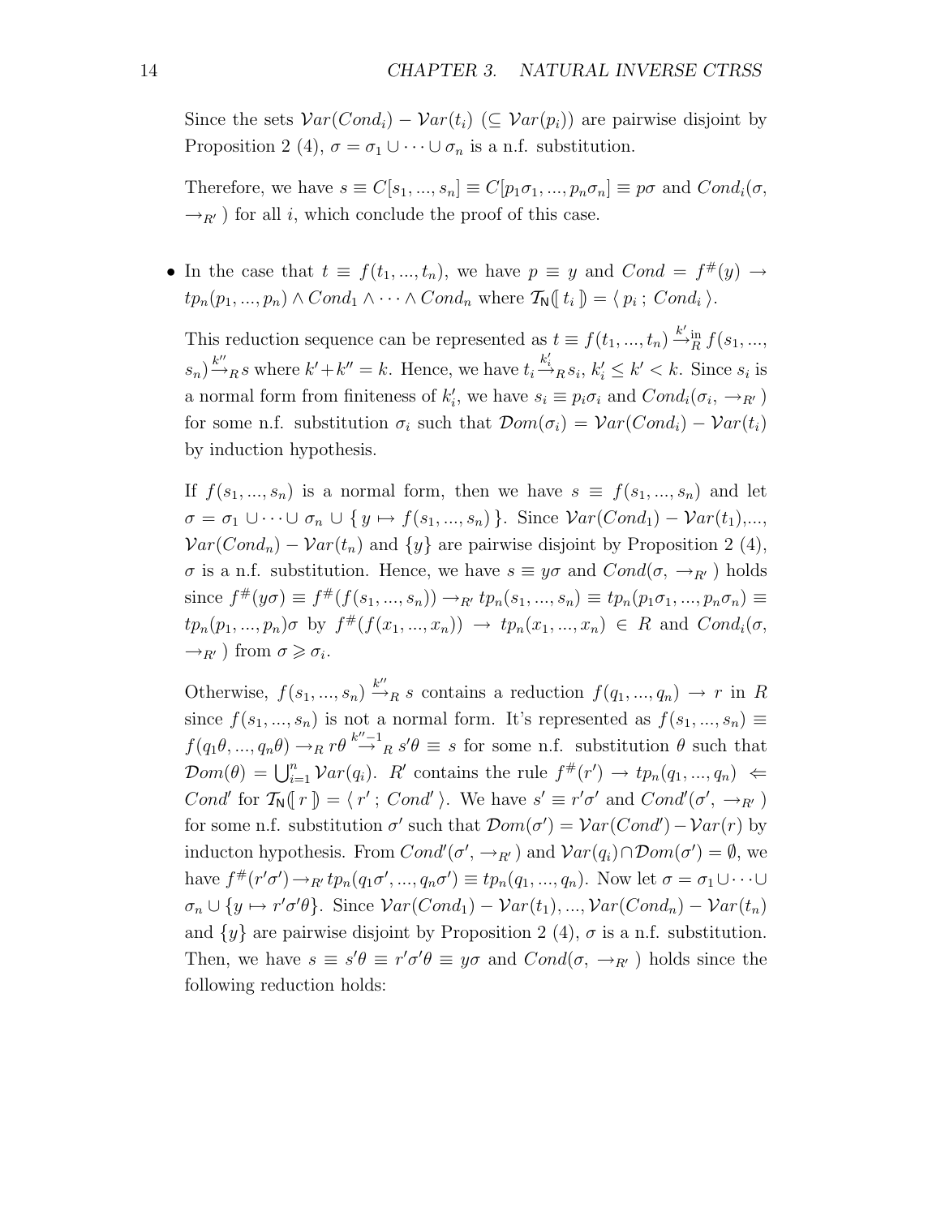Since the sets $\mathcal{V}ar(Cond_i) - \mathcal{V}ar(t_i)$ ($\subseteq \mathcal{V}ar(p_i)$) are pairwise disjoint by Proposition 2 (4), $\sigma = \sigma_1 \cup \cdots \cup \sigma_n$ is a n.f. substitution.

Therefore, we have $s \equiv C[s_1, ..., s_n] \equiv C[p_1\sigma_1, ..., p_n\sigma_n] \equiv p\sigma$ and $Cond_i(\sigma, \to_{R'})$ for all $i$, which conclude the proof of this case.

- In the case that $t \equiv f(t_1, ..., t_n)$, we have $p \equiv y$ and $Cond = f^{\#}(y) \to tp_n(p_1, ..., p_n) \wedge Cond_1 \wedge \cdots \wedge Cond_n$ where $\mathcal{T}_{\mathsf{N}}[\![\, t_i \,]\!] = \langle\, p_i \,;\, Cond_i \,\rangle$.

  This reduction sequence can be represented as $t \equiv f(t_1, ..., t_n) \overset{k'}{\to}{}^{\text{in}}_{R} f(s_1, ..., s_n) \overset{k''}{\to}_R s$ where $k' + k'' = k$. Hence, we have $t_i \overset{k'_i}{\to}_R s_i$, $k'_i \leq k' < k$. Since $s_i$ is a normal form from finiteness of $k'_i$, we have $s_i \equiv p_i\sigma_i$ and $Cond_i(\sigma_i, \to_{R'})$ for some n.f. substitution $\sigma_i$ such that $\mathcal{D}om(\sigma_i) = \mathcal{V}ar(Cond_i) - \mathcal{V}ar(t_i)$ by induction hypothesis.

  If $f(s_1, ..., s_n)$ is a normal form, then we have $s \equiv f(s_1, ..., s_n)$ and let $\sigma = \sigma_1 \cup \cdots \cup \sigma_n \cup \{\, y \mapsto f(s_1, ..., s_n) \,\}$. Since $\mathcal{V}ar(Cond_1) - \mathcal{V}ar(t_1)$,..., $\mathcal{V}ar(Cond_n) - \mathcal{V}ar(t_n)$ and $\{y\}$ are pairwise disjoint by Proposition 2 (4), $\sigma$ is a n.f. substitution. Hence, we have $s \equiv y\sigma$ and $Cond(\sigma, \to_{R'})$ holds since $f^{\#}(y\sigma) \equiv f^{\#}(f(s_1, ..., s_n)) \to_{R'} tp_n(s_1, ..., s_n) \equiv tp_n(p_1\sigma_1, ..., p_n\sigma_n) \equiv tp_n(p_1, ..., p_n)\sigma$ by $f^{\#}(f(x_1, ..., x_n)) \to tp_n(x_1, ..., x_n) \in R$ and $Cond_i(\sigma, \to_{R'})$ from $\sigma \geqslant \sigma_i$.

  Otherwise, $f(s_1, ..., s_n) \overset{k''}{\to}_R s$ contains a reduction $f(q_1, ..., q_n) \to r$ in $R$ since $f(s_1, ..., s_n)$ is not a normal form. It's represented as $f(s_1, ..., s_n) \equiv f(q_1\theta, ..., q_n\theta) \to_R r\theta \overset{k''-1}{\to}_R s'\theta \equiv s$ for some n.f. substitution $\theta$ such that $\mathcal{D}om(\theta) = \bigcup_{i=1}^{n} \mathcal{V}ar(q_i)$. $R'$ contains the rule $f^{\#}(r') \to tp_n(q_1, ..., q_n) \Leftarrow Cond'$ for $\mathcal{T}_{\mathsf{N}}[\![\, r \,]\!] = \langle\, r' \,;\, Cond' \,\rangle$. We have $s' \equiv r'\sigma'$ and $Cond'(\sigma', \to_{R'})$ for some n.f. substitution $\sigma'$ such that $\mathcal{D}om(\sigma') = \mathcal{V}ar(Cond') - \mathcal{V}ar(r)$ by inducton hypothesis. From $Cond'(\sigma', \to_{R'})$ and $\mathcal{V}ar(q_i) \cap \mathcal{D}om(\sigma') = \emptyset$, we have $f^{\#}(r'\sigma') \to_{R'} tp_n(q_1\sigma', ..., q_n\sigma') \equiv tp_n(q_1, ..., q_n)$. Now let $\sigma = \sigma_1 \cup \cdots \cup \sigma_n \cup \{y \mapsto r'\sigma'\theta\}$. Since $\mathcal{V}ar(Cond_1) - \mathcal{V}ar(t_1), ..., \mathcal{V}ar(Cond_n) - \mathcal{V}ar(t_n)$ and $\{y\}$ are pairwise disjoint by Proposition 2 (4), $\sigma$ is a n.f. substitution. Then, we have $s \equiv s'\theta \equiv r'\sigma'\theta \equiv y\sigma$ and $Cond(\sigma, \to_{R'})$ holds since the following reduction holds: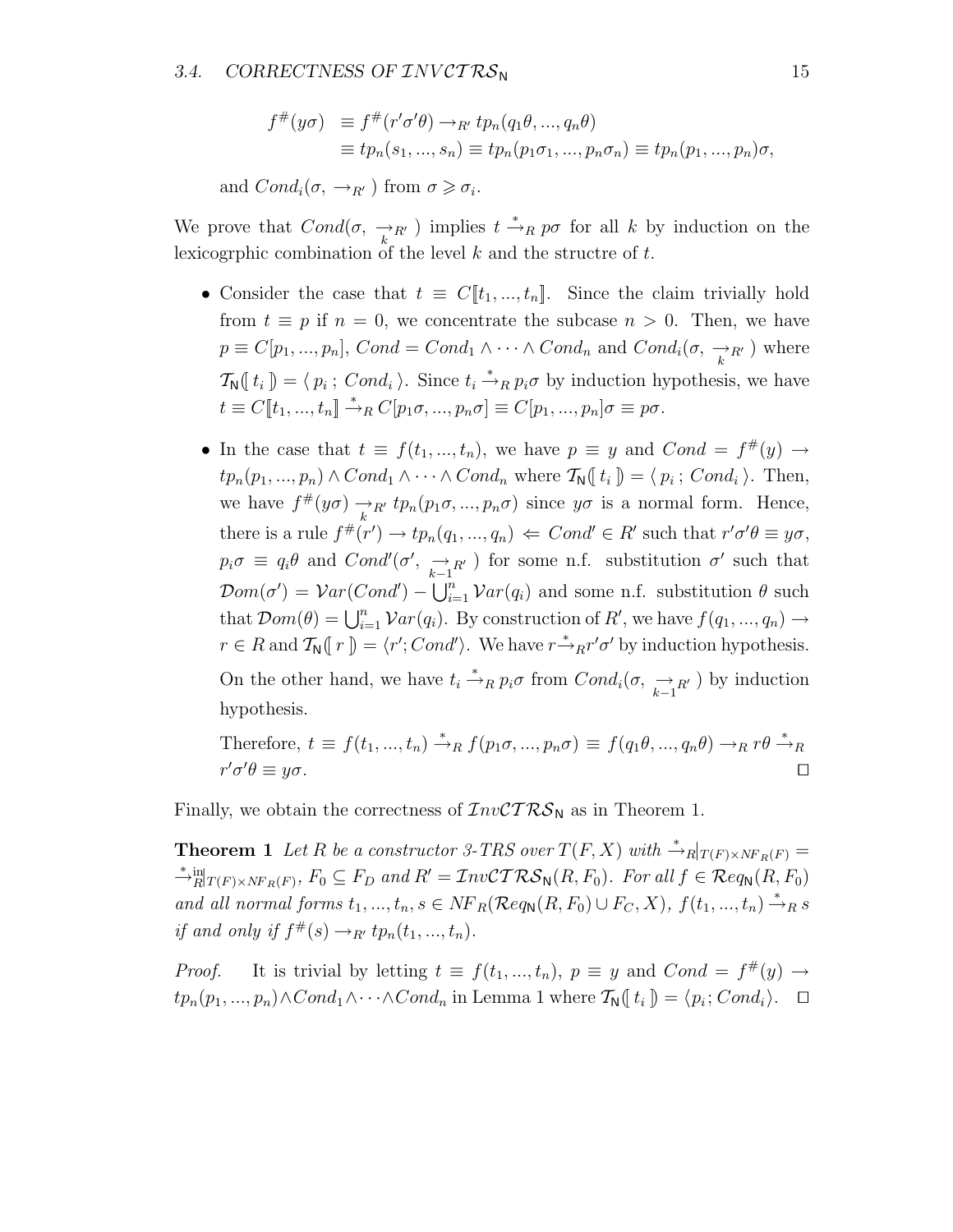$$
\begin{aligned}
f^{\#}(y\sigma) &\equiv f^{\#}(r'\sigma'\theta) \to_{R'} tp_n(q_1\theta, ..., q_n\theta) \\
&\equiv tp_n(s_1, ..., s_n) \equiv tp_n(p_1\sigma_1, ..., p_n\sigma_n) \equiv tp_n(p_1, ..., p_n)\sigma,
\end{aligned}
$$

and $Cond_i(\sigma, \to_{R'})$ from $\sigma \geqslant \sigma_i$.

We prove that $Cond(\sigma, \underset{k}{\to}_{R'})$ implies $t \xrightarrow{*}_R p\sigma$ for all $k$ by induction on the lexicogrphic combination of the level $k$ and the structre of $t$.

- Consider the case that $t \equiv C[\![t_1, ..., t_n]\!]$. Since the claim trivially hold from $t \equiv p$ if $n = 0$, we concentrate the subcase $n > 0$. Then, we have $p \equiv C[p_1, ..., p_n]$, $Cond = Cond_1 \wedge \cdots \wedge Cond_n$ and $Cond_i(\sigma, \underset{k}{\to}_{R'})$ where $\mathcal{T}_{\mathsf{N}}(\!|\, t_i \,|\!) = \langle\, p_i \,;\, Cond_i \,\rangle$. Since $t_i \xrightarrow{*}_R p_i\sigma$ by induction hypothesis, we have $t \equiv C[\![t_1, ..., t_n]\!] \xrightarrow{*}_R C[p_1\sigma, ..., p_n\sigma] \equiv C[p_1, ..., p_n]\sigma \equiv p\sigma$.

- In the case that $t \equiv f(t_1, ..., t_n)$, we have $p \equiv y$ and $Cond = f^{\#}(y) \to tp_n(p_1, ..., p_n) \wedge Cond_1 \wedge \cdots \wedge Cond_n$ where $\mathcal{T}_{\mathsf{N}}(\!|\, t_i \,|\!) = \langle\, p_i \,;\, Cond_i \,\rangle$. Then, we have $f^{\#}(y\sigma) \underset{k}{\to}_{R'} tp_n(p_1\sigma, ..., p_n\sigma)$ since $y\sigma$ is a normal form. Hence, there is a rule $f^{\#}(r') \to tp_n(q_1, ..., q_n) \Leftarrow Cond' \in R'$ such that $r'\sigma'\theta \equiv y\sigma$, $p_i\sigma \equiv q_i\theta$ and $Cond'(\sigma', \underset{k-1}{\to}_{R'})$ for some n.f. substitution $\sigma'$ such that $\mathcal{D}om(\sigma') = \mathcal{V}ar(Cond') - \bigcup_{i=1}^{n} \mathcal{V}ar(q_i)$ and some n.f. substitution $\theta$ such that $\mathcal{D}om(\theta) = \bigcup_{i=1}^{n} \mathcal{V}ar(q_i)$. By construction of $R'$, we have $f(q_1, ..., q_n) \to r \in R$ and $\mathcal{T}_{\mathsf{N}}(\!|\, r \,|\!) = \langle r'; Cond' \rangle$. We have $r \xrightarrow{*}_R r'\sigma'$ by induction hypothesis.

  On the other hand, we have $t_i \xrightarrow{*}_R p_i\sigma$ from $Cond_i(\sigma, \underset{k-1}{\to}_{R'})$ by induction hypothesis.

  Therefore, $t \equiv f(t_1, ..., t_n) \xrightarrow{*}_R f(p_1\sigma, ..., p_n\sigma) \equiv f(q_1\theta, ..., q_n\theta) \to_R r\theta \xrightarrow{*}_R r'\sigma'\theta \equiv y\sigma$. □

Finally, we obtain the correctness of $\mathcal{I}nv\mathcal{CTRS}_{\mathsf{N}}$ as in Theorem 1.

**Theorem 1** *Let $R$ be a constructor 3-TRS over $T(F, X)$ with $\xrightarrow{*}_R|_{T(F)\times NF_R(F)} = \xrightarrow{*}{}^{\text{in}}_R|_{T(F)\times NF_R(F)}$, $F_0 \subseteq F_D$ and $R' = \mathcal{I}nv\mathcal{CTRS}_{\mathsf{N}}(R, F_0)$. For all $f \in \mathcal{R}eq_{\mathsf{N}}(R, F_0)$ and all normal forms $t_1, ..., t_n, s \in NF_R(\mathcal{R}eq_{\mathsf{N}}(R, F_0) \cup F_C, X)$, $f(t_1, ..., t_n) \xrightarrow{*}_R s$ if and only if $f^{\#}(s) \to_{R'} tp_n(t_1, ..., t_n)$.*

*Proof.* It is trivial by letting $t \equiv f(t_1, ..., t_n)$, $p \equiv y$ and $Cond = f^{\#}(y) \to tp_n(p_1, ..., p_n) \wedge Cond_1 \wedge \cdots \wedge Cond_n$ in Lemma 1 where $\mathcal{T}_{\mathsf{N}}(\!|\, t_i \,|\!) = \langle p_i; Cond_i \rangle$. □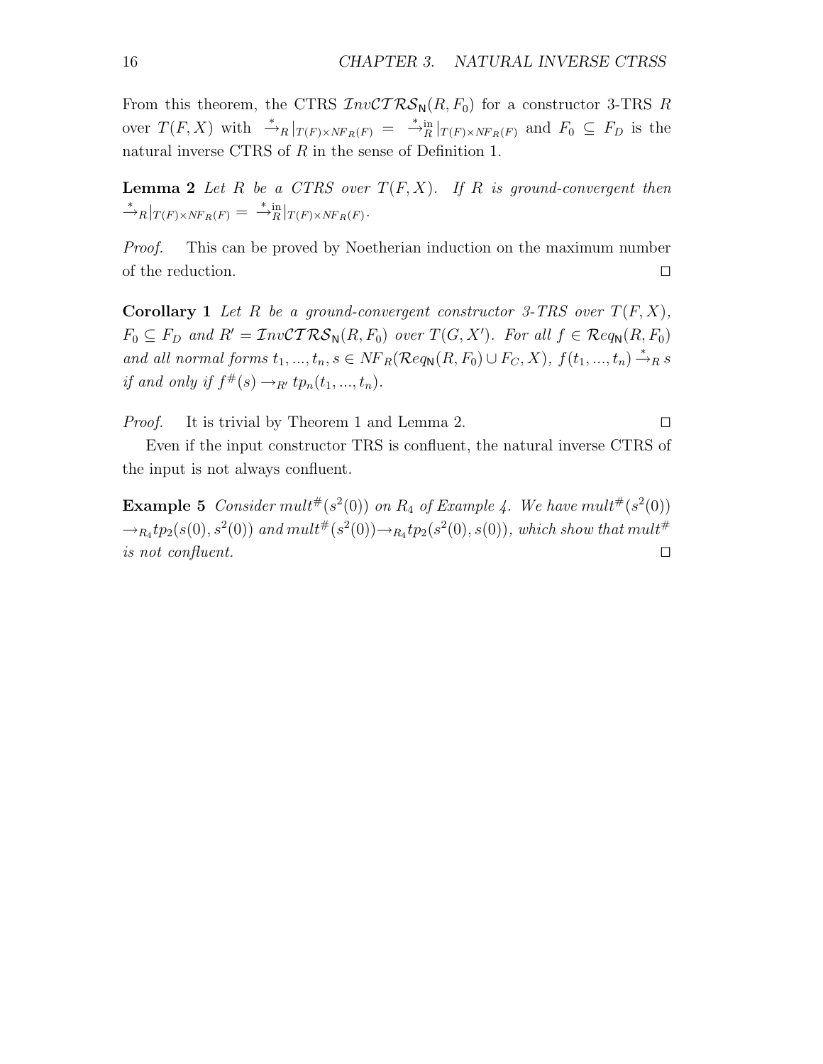From this theorem, the CTRS $\mathcal{I}nv\mathcal{CTRS}_{\mathsf{N}}(R, F_0)$ for a constructor 3-TRS $R$ over $T(F, X)$ with $\xrightarrow{*}_R|_{T(F)\times NF_R(F)} = \xrightarrow{*}{}^{\text{in}}_R|_{T(F)\times NF_R(F)}$ and $F_0 \subseteq F_D$ is the natural inverse CTRS of $R$ in the sense of Definition 1.

**Lemma 2** *Let $R$ be a CTRS over $T(F, X)$. If $R$ is ground-convergent then $\xrightarrow{*}_R|_{T(F)\times NF_R(F)} = \xrightarrow{*}{}^{\text{in}}_R|_{T(F)\times NF_R(F)}$.*

*Proof.* This can be proved by Noetherian induction on the maximum number of the reduction. □

**Corollary 1** *Let $R$ be a ground-convergent constructor 3-TRS over $T(F, X)$, $F_0 \subseteq F_D$ and $R' = \mathcal{I}nv\mathcal{CTRS}_{\mathsf{N}}(R, F_0)$ over $T(G, X')$. For all $f \in \mathcal{R}eq_{\mathsf{N}}(R, F_0)$ and all normal forms $t_1, ..., t_n, s \in NF_R(\mathcal{R}eq_{\mathsf{N}}(R, F_0) \cup F_C, X)$, $f(t_1, ..., t_n) \xrightarrow{*}_R s$ if and only if $f^{\#}(s) \rightarrow_{R'} tp_n(t_1, ..., t_n)$.*

*Proof.* It is trivial by Theorem 1 and Lemma 2. □

Even if the input constructor TRS is confluent, the natural inverse CTRS of the input is not always confluent.

**Example 5** *Consider $mult^{\#}(s^2(0))$ on $R_4$ of Example 4. We have $mult^{\#}(s^2(0)) \rightarrow_{R_4} tp_2(s(0), s^2(0))$ and $mult^{\#}(s^2(0)) \rightarrow_{R_4} tp_2(s^2(0), s(0))$, which show that $mult^{\#}$ is not confluent.* □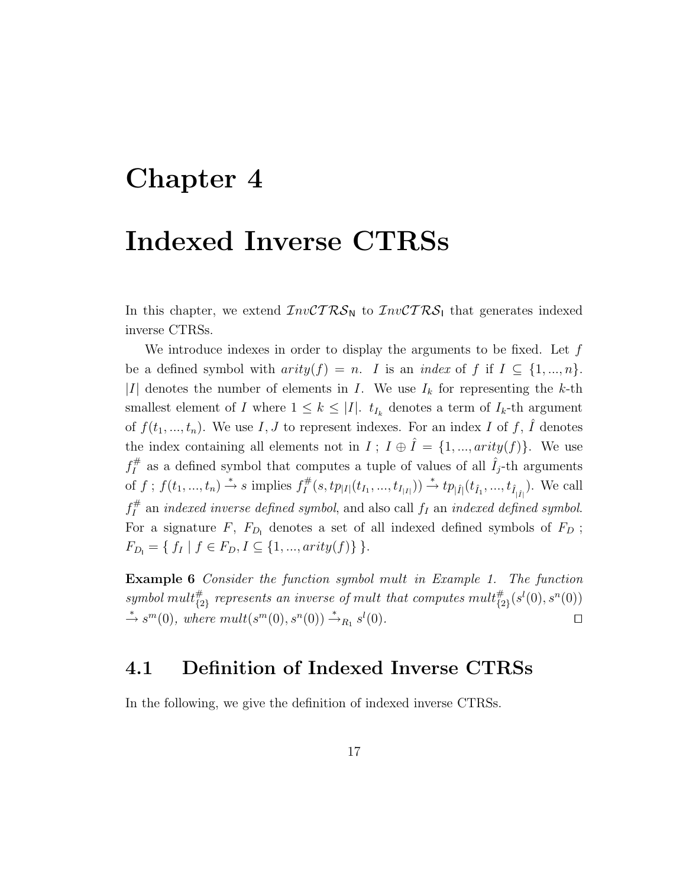# Chapter 4

# Indexed Inverse CTRSs

In this chapter, we extend $\mathcal{I}nv\mathcal{CTRS}_{\mathsf{N}}$ to $\mathcal{I}nv\mathcal{CTRS}_{\mathsf{I}}$ that generates indexed inverse CTRSs.

We introduce indexes in order to display the arguments to be fixed. Let $f$ be a defined symbol with $arity(f) = n$. $I$ is an *index* of $f$ if $I \subseteq \{1, ..., n\}$. $|I|$ denotes the number of elements in $I$. We use $I_k$ for representing the $k$-th smallest element of $I$ where $1 \leq k \leq |I|$. $t_{I_k}$ denotes a term of $I_k$-th argument of $f(t_1, ..., t_n)$. We use $I, J$ to represent indexes. For an index $I$ of $f$, $\hat{I}$ denotes the index containing all elements not in $I$ ; $I \oplus \hat{I} = \{1, ..., arity(f)\}$. We use $f^{\#}_I$ as a defined symbol that computes a tuple of values of all $\hat{I}_j$-th arguments of $f$ ; $f(t_1, ..., t_n) \xrightarrow{*} s$ implies $f^{\#}_I(s, tp_{|I|}(t_{I_1}, ..., t_{I_{|I|}})) \xrightarrow{*} tp_{|\hat{I}|}(t_{\hat{I}_1}, ..., t_{\hat{I}_{|\hat{I}|}})$. We call $f^{\#}_I$ an *indexed inverse defined symbol*, and also call $f_I$ an *indexed defined symbol*. For a signature $F$, $F_{D_{\mathsf{I}}}$ denotes a set of all indexed defined symbols of $F_D$ ; $F_{D_{\mathsf{I}}} = \{\, f_I \mid f \in F_D, I \subseteq \{1, ..., arity(f)\} \,\}$.

**Example 6** *Consider the function symbol mult in Example 1. The function symbol $mult^{\#}_{\{2\}}$ represents an inverse of mult that computes $mult^{\#}_{\{2\}}(s^l(0), s^n(0))$ $\xrightarrow{*} s^m(0)$, where $mult(s^m(0), s^n(0)) \xrightarrow{*}_{R_1} s^l(0)$.* □

## 4.1 Definition of Indexed Inverse CTRSs

In the following, we give the definition of indexed inverse CTRSs.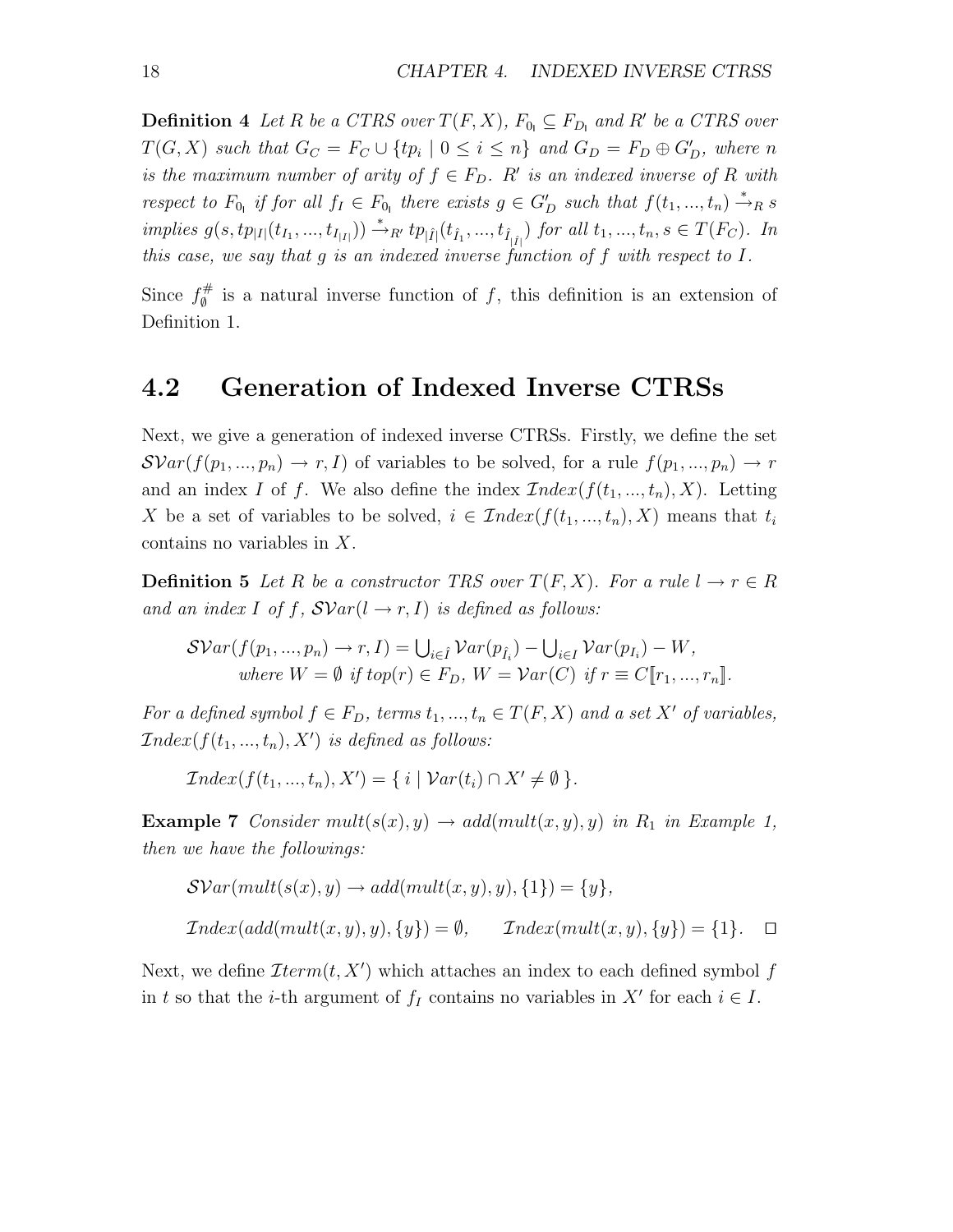**Definition 4** *Let $R$ be a CTRS over $T(F,X)$, $F_{0_\mathrm{I}} \subseteq F_{D_\mathrm{I}}$ and $R'$ be a CTRS over $T(G,X)$ such that $G_C = F_C \cup \{tp_i \mid 0 \leq i \leq n\}$ and $G_D = F_D \oplus G'_D$, where $n$ is the maximum number of arity of $f \in F_D$. $R'$ is an indexed inverse of $R$ with respect to $F_{0_\mathrm{I}}$ if for all $f_I \in F_{0_\mathrm{I}}$ there exists $g \in G'_D$ such that $f(t_1,...,t_n) \xrightarrow{*}_R s$ implies $g(s, tp_{|I|}(t_{I_1},...,t_{I_{|I|}})) \xrightarrow{*}_{R'} tp_{|\hat{I}|}(t_{\hat{I}_1},...,t_{\hat{I}_{|\hat{I}|}})$ for all $t_1,...,t_n, s \in T(F_C)$. In this case, we say that $g$ is an indexed inverse function of $f$ with respect to $I$.*

Since $f^{\#}_{\emptyset}$ is a natural inverse function of $f$, this definition is an extension of Definition 1.

## 4.2 Generation of Indexed Inverse CTRSs

Next, we give a generation of indexed inverse CTRSs. Firstly, we define the set $\mathcal{SV}ar(f(p_1,...,p_n) \to r, I)$ of variables to be solved, for a rule $f(p_1,...,p_n) \to r$ and an index $I$ of $f$. We also define the index $\mathcal{I}ndex(f(t_1,...,t_n), X)$. Letting $X$ be a set of variables to be solved, $i \in \mathcal{I}ndex(f(t_1,...,t_n), X)$ means that $t_i$ contains no variables in $X$.

**Definition 5** *Let $R$ be a constructor TRS over $T(F,X)$. For a rule $l \to r \in R$ and an index $I$ of $f$, $\mathcal{SV}ar(l \to r, I)$ is defined as follows:*

$$\mathcal{SV}ar(f(p_1,...,p_n) \to r, I) = \bigcup_{i \in \hat{I}} \mathcal{V}ar(p_{\hat{I}_i}) - \bigcup_{i \in I} \mathcal{V}ar(p_{I_i}) - W,$$
$$\text{where } W = \emptyset \text{ if } top(r) \in F_D,\ W = \mathcal{V}ar(C) \text{ if } r \equiv C[\![r_1,...,r_n]\!].$$

*For a defined symbol $f \in F_D$, terms $t_1,...,t_n \in T(F,X)$ and a set $X'$ of variables, $\mathcal{I}ndex(f(t_1,...,t_n), X')$ is defined as follows:*

$$\mathcal{I}ndex(f(t_1,...,t_n), X') = \{\, i \mid \mathcal{V}ar(t_i) \cap X' \neq \emptyset \,\}.$$

**Example 7** *Consider $mult(s(x),y) \to add(mult(x,y),y)$ in $R_1$ in Example 1, then we have the followings:*

$$\mathcal{SV}ar(mult(s(x),y) \to add(mult(x,y),y), \{1\}) = \{y\},$$

$$\mathcal{I}ndex(add(mult(x,y),y), \{y\}) = \emptyset, \qquad \mathcal{I}ndex(mult(x,y), \{y\}) = \{1\}. \quad \square$$

Next, we define $\mathcal{I}term(t, X')$ which attaches an index to each defined symbol $f$ in $t$ so that the $i$-th argument of $f_I$ contains no variables in $X'$ for each $i \in I$.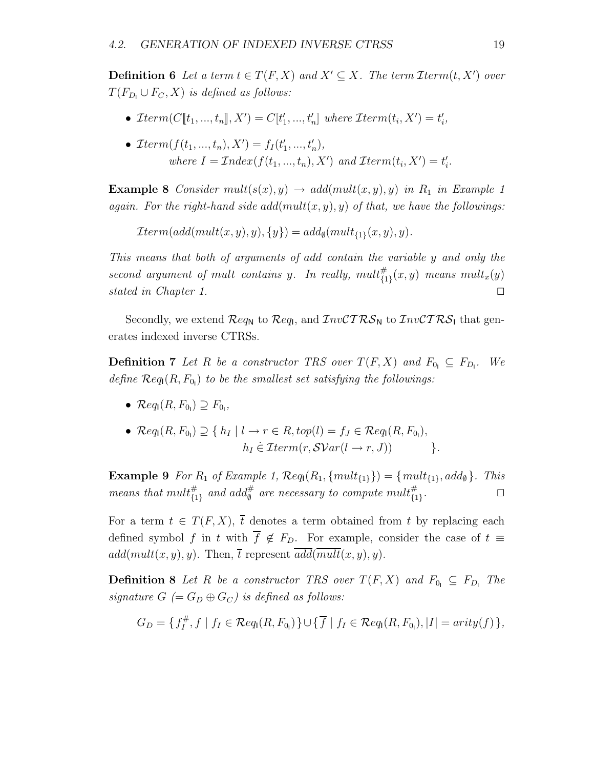**Definition 6** *Let a term $t \in T(F,X)$ and $X' \subseteq X$. The term $\mathcal{I}term(t, X')$ over $T(F_{D_\mathsf{I}} \cup F_C, X)$ is defined as follows:*

- $\mathcal{I}term(C[\![t_1,...,t_n]\!], X') = C[t'_1,...,t'_n]$ *where* $\mathcal{I}term(t_i, X') = t'_i$,
- $\mathcal{I}term(f(t_1,...,t_n), X') = f_I(t'_1,...,t'_n)$,
  *where* $I = \mathcal{I}ndex(f(t_1,...,t_n), X')$ *and* $\mathcal{I}term(t_i, X') = t'_i$.

**Example 8** *Consider $mult(s(x), y) \to add(mult(x,y), y)$ in $R_1$ in Example 1 again. For the right-hand side $add(mult(x,y), y)$ of that, we have the followings:*

$$\mathcal{I}term(add(mult(x,y),y), \{y\}) = add_\emptyset(mult_{\{1\}}(x,y), y).$$

*This means that both of arguments of add contain the variable y and only the second argument of mult contains y. In really, $mult^\#_{\{1\}}(x,y)$ means $mult_x(y)$ stated in Chapter 1.* □

Secondly, we extend $\mathcal{R}eq_\mathsf{N}$ to $\mathcal{R}eq_\mathsf{I}$, and $\mathcal{I}nv\mathcal{CTRS}_\mathsf{N}$ to $\mathcal{I}nv\mathcal{CTRS}_\mathsf{I}$ that generates indexed inverse CTRSs.

**Definition 7** *Let R be a constructor TRS over $T(F,X)$ and $F_{0_\mathsf{I}} \subseteq F_{D_\mathsf{I}}$. We define $\mathcal{R}eq_\mathsf{I}(R, F_{0_\mathsf{I}})$ to be the smallest set satisfying the followings:*

- $\mathcal{R}eq_\mathsf{I}(R, F_{0_\mathsf{I}}) \supseteq F_{0_\mathsf{I}}$,
- $\mathcal{R}eq_\mathsf{I}(R, F_{0_\mathsf{I}}) \supseteq \{\, h_I \mid l \to r \in R, top(l) = f_J \in \mathcal{R}eq_\mathsf{I}(R, F_{0_\mathsf{I}}),$
  $h_I \,\dot{\in}\, \mathcal{I}term(r, \mathcal{SV}ar(l \to r, J)) \quad \}$.

**Example 9** *For $R_1$ of Example 1, $\mathcal{R}eq_\mathsf{I}(R_1, \{mult_{\{1\}}\}) = \{mult_{\{1\}}, add_\emptyset\}$. This means that $mult^\#_{\{1\}}$ and $add^\#_\emptyset$ are necessary to compute $mult^\#_{\{1\}}$.* □

For a term $t \in T(F,X)$, $\overline{t}$ denotes a term obtained from $t$ by replacing each defined symbol $f$ in $t$ with $\overline{f} \notin F_D$. For example, consider the case of $t \equiv add(mult(x,y),y)$. Then, $\overline{t}$ represent $\overline{add}(\overline{mult}(x,y),y)$.

**Definition 8** *Let R be a constructor TRS over $T(F,X)$ and $F_{0_\mathsf{I}} \subseteq F_{D_\mathsf{I}}$ The signature $G$ $(= G_D \oplus G_C)$ is defined as follows:*

$$G_D = \{\, f^\#_I, f \mid f_I \in \mathcal{R}eq_\mathsf{I}(R, F_{0_\mathsf{I}})\,\} \cup \{\, \overline{f} \mid f_I \in \mathcal{R}eq_\mathsf{I}(R, F_{0_\mathsf{I}}), |I| = arity(f)\,\},$$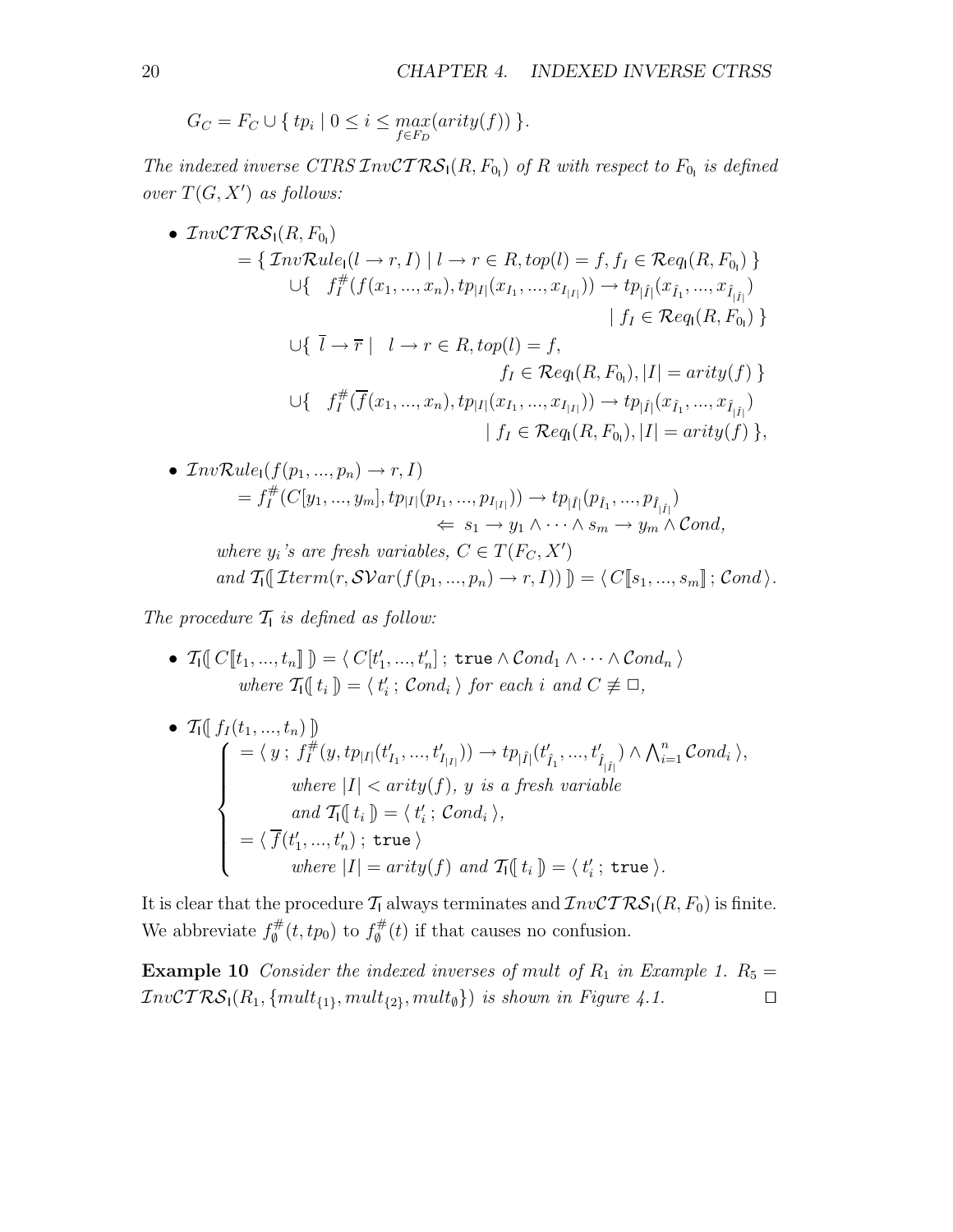$$G_C = F_C \cup \{\, tp_i \mid 0 \leq i \leq \max_{f \in F_D}(arity(f)) \,\}.$$

*The indexed inverse CTRS* $\mathcal{I}nv\mathcal{CTRS}_{\mathsf{I}}(R, F_{0_{\mathsf{I}}})$ *of* $R$ *with respect to* $F_{0_{\mathsf{I}}}$ *is defined over* $T(G, X')$ *as follows:*

- $\mathcal{I}nv\mathcal{CTRS}_{\mathsf{I}}(R, F_{0_{\mathsf{I}}})$

$$\begin{aligned}
&= \{\, \mathcal{I}nv\mathcal{R}ule_{\mathsf{I}}(l \to r, I) \mid l \to r \in R, top(l) = f, f_I \in \mathcal{R}eq_{\mathsf{I}}(R, F_{0_{\mathsf{I}}}) \,\} \\
&\quad \cup \{\ \ f_I^{\#}(f(x_1, ..., x_n), tp_{|I|}(x_{I_1}, ..., x_{I_{|I|}})) \to tp_{|\hat{I}|}(x_{\hat{I}_1}, ..., x_{\hat{I}_{|\hat{I}|}}) \\
&\qquad\qquad\qquad\qquad\qquad\qquad\qquad\qquad \mid f_I \in \mathcal{R}eq_{\mathsf{I}}(R, F_{0_{\mathsf{I}}}) \,\} \\
&\quad \cup \{\ \overline{l} \to \overline{r} \mid \ \ l \to r \in R, top(l) = f, \\
&\qquad\qquad\qquad\qquad\qquad\qquad f_I \in \mathcal{R}eq_{\mathsf{I}}(R, F_{0_{\mathsf{I}}}), |I| = arity(f) \,\} \\
&\quad \cup \{\ \ f_I^{\#}(\overline{f}(x_1, ..., x_n), tp_{|I|}(x_{I_1}, ..., x_{I_{|I|}})) \to tp_{|\hat{I}|}(x_{\hat{I}_1}, ..., x_{\hat{I}_{|\hat{I}|}}) \\
&\qquad\qquad\qquad\qquad\qquad\qquad \mid f_I \in \mathcal{R}eq_{\mathsf{I}}(R, F_{0_{\mathsf{I}}}), |I| = arity(f) \,\},
\end{aligned}$$

- $\mathcal{I}nv\mathcal{R}ule_{\mathsf{I}}(f(p_1, ..., p_n) \to r, I)$

$$\begin{aligned}
&= f_I^{\#}(C[y_1, ..., y_m], tp_{|I|}(p_{I_1}, ..., p_{I_{|I|}})) \to tp_{|\hat{I}|}(p_{\hat{I}_1}, ..., p_{\hat{I}_{|\hat{I}|}}) \\
&\qquad\qquad\qquad\qquad \Leftarrow\ s_1 \to y_1 \wedge \cdots \wedge s_m \to y_m \wedge \mathcal{C}ond,
\end{aligned}$$

*where* $y_i$*'s are fresh variables,* $C \in T(F_C, X')$ *and* $\mathcal{T}_{\mathsf{I}}⟦\, \mathcal{I}term(r, \mathcal{SV}ar(f(p_1, ..., p_n) \to r, I)) \,⟧ = \langle\, C⟦s_1, ..., s_m⟧\, ; \mathcal{C}ond \rangle$.

*The procedure* $\mathcal{T}_{\mathsf{I}}$ *is defined as follow:*

- $\mathcal{T}_{\mathsf{I}}⟦\, C⟦t_1, ..., t_n⟧\, ⟧ = \langle\, C[t'_1, ..., t'_n]\, ; \texttt{true} \wedge \mathcal{C}ond_1 \wedge \cdots \wedge \mathcal{C}ond_n \,\rangle$ *where* $\mathcal{T}_{\mathsf{I}}⟦\, t_i \,⟧ = \langle\, t'_i\, ; \mathcal{C}ond_i \,\rangle$ *for each* $i$ *and* $C \not\equiv \Box$,

- $\mathcal{T}_{\mathsf{I}}⟦\, f_I(t_1, ..., t_n) \,⟧$

$$\begin{cases}
= \langle\, y\, ; f_I^{\#}(y, tp_{|I|}(t'_{I_1}, ..., t'_{I_{|I|}})) \to tp_{|\hat{I}|}(t'_{\hat{I}_1}, ..., t'_{\hat{I}_{|\hat{I}|}}) \wedge \bigwedge_{i=1}^{n} \mathcal{C}ond_i \,\rangle, \\
\qquad \text{where } |I| < arity(f),\ y \text{ is a fresh variable} \\
\qquad \text{and } \mathcal{T}_{\mathsf{I}}⟦\, t_i \,⟧ = \langle\, t'_i\, ; \mathcal{C}ond_i \,\rangle, \\
= \langle\, \overline{f}(t'_1, ..., t'_n)\, ; \texttt{true} \,\rangle \\
\qquad \text{where } |I| = arity(f) \text{ and } \mathcal{T}_{\mathsf{I}}⟦\, t_i \,⟧ = \langle\, t'_i\, ; \texttt{true} \,\rangle.
\end{cases}$$

It is clear that the procedure $\mathcal{T}_{\mathsf{I}}$ always terminates and $\mathcal{I}nv\mathcal{CTRS}_{\mathsf{I}}(R, F_0)$ is finite. We abbreviate $f_\emptyset^{\#}(t, tp_0)$ to $f_\emptyset^{\#}(t)$ if that causes no confusion.

**Example 10** *Consider the indexed inverses of mult of* $R_1$ *in Example 1.* $R_5 = \mathcal{I}nv\mathcal{CTRS}_{\mathsf{I}}(R_1, \{mult_{\{1\}}, mult_{\{2\}}, mult_\emptyset\})$ *is shown in Figure 4.1.* □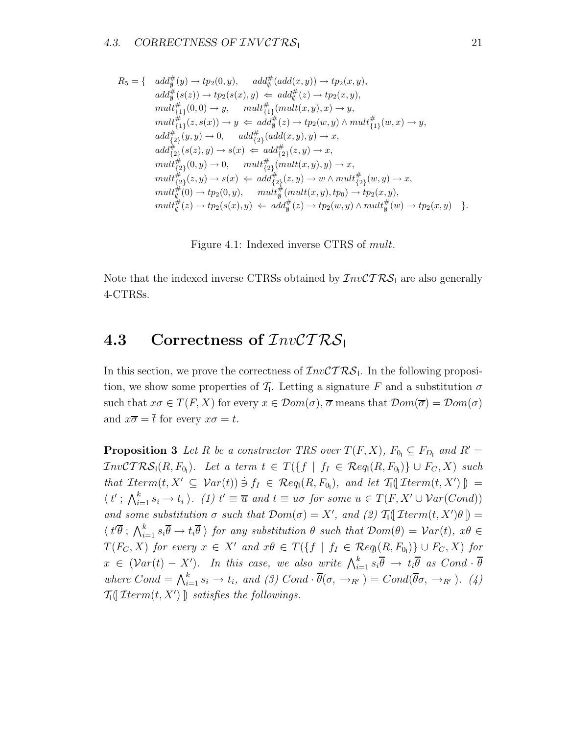$$
\begin{aligned}
R_5 = \{ \quad & add^{\#}_{\emptyset}(y) \to tp_2(0,y), \quad add^{\#}_{\emptyset}(add(x,y)) \to tp_2(x,y), \\
& add^{\#}_{\emptyset}(s(z)) \to tp_2(s(x),y) \Leftarrow add^{\#}_{\emptyset}(z) \to tp_2(x,y), \\
& mult^{\#}_{\{1\}}(0,0) \to y, \quad mult^{\#}_{\{1\}}(mult(x,y),x) \to y, \\
& mult^{\#}_{\{1\}}(z,s(x)) \to y \Leftarrow add^{\#}_{\emptyset}(z) \to tp_2(w,y) \wedge mult^{\#}_{\{1\}}(w,x) \to y, \\
& add^{\#}_{\{2\}}(y,y) \to 0, \quad add^{\#}_{\{2\}}(add(x,y),y) \to x, \\
& add^{\#}_{\{2\}}(s(z),y) \to s(x) \Leftarrow add^{\#}_{\{2\}}(z,y) \to x, \\
& mult^{\#}_{\{2\}}(0,y) \to 0, \quad mult^{\#}_{\{2\}}(mult(x,y),y) \to x, \\
& mult^{\#}_{\{2\}}(z,y) \to s(x) \Leftarrow add^{\#}_{\{2\}}(z,y) \to w \wedge mult^{\#}_{\{2\}}(w,y) \to x, \\
& mult^{\#}_{\emptyset}(0) \to tp_2(0,y), \quad mult^{\#}_{\emptyset}(mult(x,y),tp_0) \to tp_2(x,y), \\
& mult^{\#}_{\emptyset}(z) \to tp_2(s(x),y) \Leftarrow add^{\#}_{\emptyset}(z) \to tp_2(w,y) \wedge mult^{\#}_{\emptyset}(w) \to tp_2(x,y) \quad \}.
\end{aligned}
$$

Figure 4.1: Indexed inverse CTRS of *mult*.

Note that the indexed inverse CTRSs obtained by $\mathcal{I}nv\mathcal{CTRS}_{\mathsf{I}}$ are also generally 4-CTRSs.

## 4.3 Correctness of $\mathcal{I}nv\mathcal{CTRS}_{\mathsf{I}}$

In this section, we prove the correctness of $\mathcal{I}nv\mathcal{CTRS}_{\mathsf{I}}$. In the following proposition, we show some properties of $\mathcal{T}_{\mathsf{I}}$. Letting a signature $F$ and a substitution $\sigma$ such that $x\sigma \in T(F,X)$ for every $x \in \mathcal{D}om(\sigma)$, $\overline{\sigma}$ means that $\mathcal{D}om(\overline{\sigma}) = \mathcal{D}om(\sigma)$ and $x\overline{\sigma} = \overline{t}$ for every $x\sigma = t$.

**Proposition 3** *Let $R$ be a constructor TRS over $T(F,X)$, $F_{0_{\mathsf{I}}} \subseteq F_{D_{\mathsf{I}}}$ and $R' = \mathcal{I}nv\mathcal{CTRS}_{\mathsf{I}}(R, F_{0_{\mathsf{I}}})$. Let a term $t \in T(\{f \mid f_I \in \mathcal{R}eq_{\mathsf{I}}(R, F_{0_{\mathsf{I}}})\} \cup F_C, X)$ such that $\mathcal{I}term(t, X' \subseteq \mathcal{V}ar(t)) \dot{\ni} f_I \in \mathcal{R}eq_{\mathsf{I}}(R, F_{0_{\mathsf{I}}})$, and let $\mathcal{T}_{\mathsf{I}}[\![\, \mathcal{I}term(t,X') \,]\!] = \langle\, t' \,;\, \bigwedge_{i=1}^{k} s_i \to t_i \,\rangle$. (1) $t' \equiv \overline{u}$ and $t \equiv u\sigma$ for some $u \in T(F, X' \cup \mathcal{V}ar(Cond))$ and some substitution $\sigma$ such that $\mathcal{D}om(\sigma) = X'$, and (2) $\mathcal{T}_{\mathsf{I}}[\![\, \mathcal{I}term(t,X')\theta \,]\!] = \langle\, t'\overline{\theta} \,;\, \bigwedge_{i=1}^{k} s_i\overline{\theta} \to t_i\overline{\theta} \,\rangle$ for any substitution $\theta$ such that $\mathcal{D}om(\theta) = \mathcal{V}ar(t)$, $x\theta \in T(F_C, X)$ for every $x \in X'$ and $x\theta \in T(\{f \mid f_I \in \mathcal{R}eq_{\mathsf{I}}(R, F_{0_{\mathsf{I}}})\} \cup F_C, X)$ for $x \in (\mathcal{V}ar(t) - X')$. In this case, we also write $\bigwedge_{i=1}^{k} s_i\overline{\theta} \to t_i\overline{\theta}$ as $Cond \cdot \overline{\theta}$ where $Cond = \bigwedge_{i=1}^{k} s_i \to t_i$, and (3) $Cond \cdot \overline{\theta}(\sigma, \to_{R'}) = Cond(\overline{\theta}\sigma, \to_{R'})$. (4) $\mathcal{T}_{\mathsf{I}}[\![\, \mathcal{I}term(t,X') \,]\!]$ satisfies the followings.*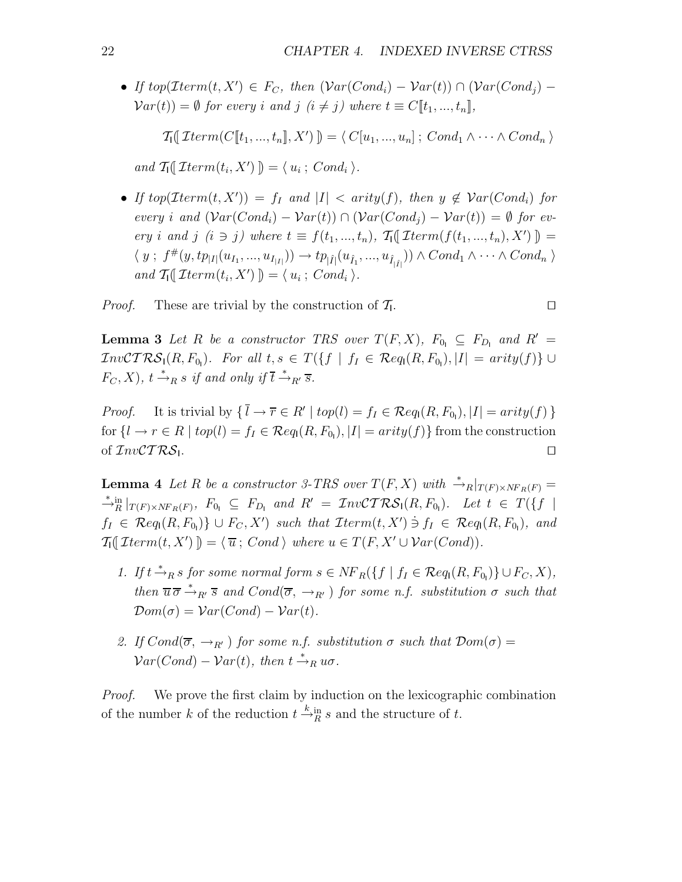- *If* $top(\mathcal{I}term(t, X')) \in F_C$*, then* $(\mathcal{V}ar(Cond_i) - \mathcal{V}ar(t)) \cap (\mathcal{V}ar(Cond_j) - \mathcal{V}ar(t)) = \emptyset$ *for every* $i$ *and* $j$ $(i \neq j)$ *where* $t \equiv C[\![t_1, ..., t_n]\!]$,

  $$\mathcal{T}_{\mathsf{I}}(\!\![\, \mathcal{I}term(C[\![t_1, ..., t_n]\!], X') \,]\!\!) = \langle\, C[u_1, ..., u_n] \,;\, Cond_1 \wedge \cdots \wedge Cond_n \,\rangle$$

  *and* $\mathcal{T}_{\mathsf{I}}(\!\![\, \mathcal{I}term(t_i, X') \,]\!\!) = \langle\, u_i \,;\, Cond_i \,\rangle$.

- *If* $top(\mathcal{I}term(t, X')) = f_I$ *and* $|I| < arity(f)$*, then* $y \notin \mathcal{V}ar(Cond_i)$ *for every* $i$ *and* $(\mathcal{V}ar(Cond_i) - \mathcal{V}ar(t)) \cap (\mathcal{V}ar(Cond_j) - \mathcal{V}ar(t)) = \emptyset$ *for every* $i$ *and* $j$ $(i \ni j)$ *where* $t \equiv f(t_1, ..., t_n)$, $\mathcal{T}_{\mathsf{I}}(\!\![\, \mathcal{I}term(f(t_1, ..., t_n), X') \,]\!\!) = \langle\, y \,;\, f^{\#}(y, tp_{|I|}(u_{I_1}, ..., u_{I_{|I|}})) \to tp_{|\hat{I}|}(u_{\hat{I}_1}, ..., u_{\hat{I}_{|\hat{I}|}})) \wedge Cond_1 \wedge \cdots \wedge Cond_n \,\rangle$ *and* $\mathcal{T}_{\mathsf{I}}(\!\![\, \mathcal{I}term(t_i, X') \,]\!\!) = \langle\, u_i \,;\, Cond_i \,\rangle$.

*Proof.* These are trivial by the construction of $\mathcal{T}_{\mathsf{I}}$. $\square$

**Lemma 3** *Let* $R$ *be a constructor TRS over* $T(F, X)$, $F_{0_{\mathsf{I}}} \subseteq F_{D_{\mathsf{I}}}$ *and* $R' = \mathcal{I}nv\mathcal{CTRS}_{\mathsf{I}}(R, F_{0_{\mathsf{I}}})$*. For all* $t, s \in T(\{f \mid f_I \in \mathcal{R}eq_{\mathsf{I}}(R, F_{0_{\mathsf{I}}}), |I| = arity(f)\} \cup F_C, X)$, $t \xrightarrow{*}_R s$ *if and only if* $\overline{t} \xrightarrow{*}_{R'} \overline{s}$.

*Proof.* It is trivial by $\{\, \overline{l} \to \overline{r} \in R' \mid top(l) = f_I \in \mathcal{R}eq_{\mathsf{I}}(R, F_{0_{\mathsf{I}}}), |I| = arity(f) \,\}$ for $\{l \to r \in R \mid top(l) = f_I \in \mathcal{R}eq_{\mathsf{I}}(R, F_{0_{\mathsf{I}}}), |I| = arity(f)\}$ from the construction of $\mathcal{I}nv\mathcal{CTRS}_{\mathsf{I}}$. $\square$

**Lemma 4** *Let* $R$ *be a constructor 3-TRS over* $T(F, X)$ *with* $\xrightarrow{*}_R|_{T(F) \times NF_R(F)} = \xrightarrow{*}{}^{\text{in}}_R|_{T(F) \times NF_R(F)}$, $F_{0_{\mathsf{I}}} \subseteq F_{D_{\mathsf{I}}}$ *and* $R' = \mathcal{I}nv\mathcal{CTRS}_{\mathsf{I}}(R, F_{0_{\mathsf{I}}})$*. Let* $t \in T(\{f \mid f_I \in \mathcal{R}eq_{\mathsf{I}}(R, F_{0_{\mathsf{I}}})\} \cup F_C, X')$ *such that* $\mathcal{I}term(t, X') \,\dot{\ni}\, f_I \in \mathcal{R}eq_{\mathsf{I}}(R, F_{0_{\mathsf{I}}})$*, and* $\mathcal{T}_{\mathsf{I}}(\!\![\, \mathcal{I}term(t, X') \,]\!\!) = \langle\, \overline{u} \,;\, Cond \,\rangle$ *where* $u \in T(F, X' \cup \mathcal{V}ar(Cond))$.

1. *If* $t \xrightarrow{*}_R s$ *for some normal form* $s \in NF_R(\{f \mid f_I \in \mathcal{R}eq_{\mathsf{I}}(R, F_{0_{\mathsf{I}}})\} \cup F_C, X)$*, then* $\overline{u}\,\overline{\sigma} \xrightarrow{*}_{R'} \overline{s}$ *and* $Cond(\overline{\sigma}, \to_{R'})$ *for some n.f. substitution* $\sigma$ *such that* $\mathcal{D}om(\sigma) = \mathcal{V}ar(Cond) - \mathcal{V}ar(t)$.

2. *If* $Cond(\overline{\sigma}, \to_{R'})$ *for some n.f. substitution* $\sigma$ *such that* $\mathcal{D}om(\sigma) = \mathcal{V}ar(Cond) - \mathcal{V}ar(t)$*, then* $t \xrightarrow{*}_R u\sigma$.

*Proof.* We prove the first claim by induction on the lexicographic combination of the number $k$ of the reduction $t \xrightarrow{k}{}^{\text{in}}_R s$ and the structure of $t$.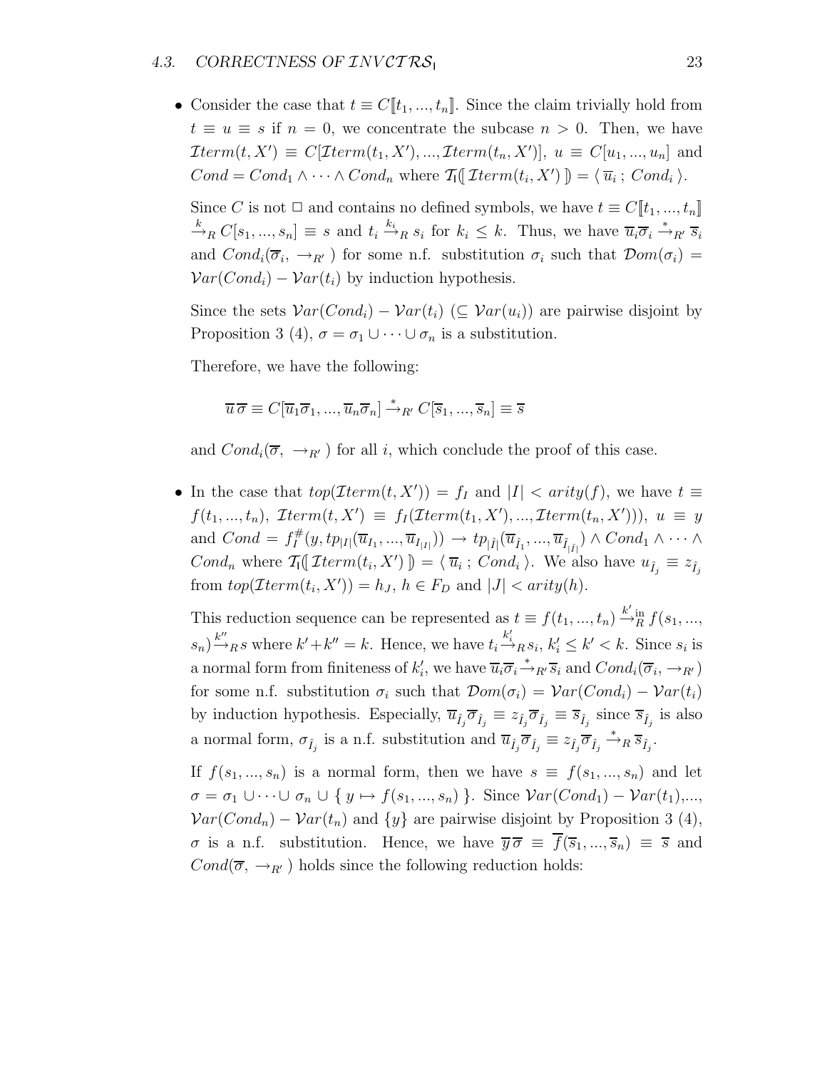- Consider the case that $t \equiv C[\![t_1, ..., t_n]\!]$. Since the claim trivially hold from $t \equiv u \equiv s$ if $n = 0$, we concentrate the subcase $n > 0$. Then, we have $\mathcal{I}term(t, X') \equiv C[\mathcal{I}term(t_1, X'), ..., \mathcal{I}term(t_n, X')]$, $u \equiv C[u_1, ..., u_n]$ and $Cond = Cond_1 \wedge \cdots \wedge Cond_n$ where $\mathcal{T}_{\mathsf{I}}(\![\, \mathcal{I}term(t_i, X') \,]\!) = \langle\, \overline{u}_i \,;\, Cond_i \,\rangle$.

  Since $C$ is not $\Box$ and contains no defined symbols, we have $t \equiv C[\![t_1, ..., t_n]\!] \xrightarrow{k}_R C[s_1, ..., s_n] \equiv s$ and $t_i \xrightarrow{k_i}_R s_i$ for $k_i \leq k$. Thus, we have $\overline{u}_i\overline{\sigma}_i \xrightarrow{*}_{R'} \overline{s}_i$ and $Cond_i(\overline{\sigma}_i, \rightarrow_{R'})$ for some n.f. substitution $\sigma_i$ such that $\mathcal{D}om(\sigma_i) = \mathcal{V}ar(Cond_i) - \mathcal{V}ar(t_i)$ by induction hypothesis.

  Since the sets $\mathcal{V}ar(Cond_i) - \mathcal{V}ar(t_i)$ ($\subseteq \mathcal{V}ar(u_i)$) are pairwise disjoint by Proposition 3 (4), $\sigma = \sigma_1 \cup \cdots \cup \sigma_n$ is a substitution.

  Therefore, we have the following:

  $$\overline{u}\,\overline{\sigma} \equiv C[\overline{u}_1\overline{\sigma}_1, ..., \overline{u}_n\overline{\sigma}_n] \xrightarrow{*}_{R'} C[\overline{s}_1, ..., \overline{s}_n] \equiv \overline{s}$$

  and $Cond_i(\overline{\sigma}, \rightarrow_{R'})$ for all $i$, which conclude the proof of this case.

- In the case that $top(\mathcal{I}term(t, X')) = f_I$ and $|I| < arity(f)$, we have $t \equiv f(t_1, ..., t_n)$, $\mathcal{I}term(t, X') \equiv f_I(\mathcal{I}term(t_1, X'), ..., \mathcal{I}term(t_n, X')))$, $u \equiv y$ and $Cond = f_I^{\#}(y, tp_{|I|}(\overline{u}_{I_1}, ..., \overline{u}_{I_{|I|}})) \rightarrow tp_{|\hat{I}|}(\overline{u}_{\hat{I}_1}, ..., \overline{u}_{\hat{I}_{|\hat{I}|}}) \wedge Cond_1 \wedge \cdots \wedge Cond_n$ where $\mathcal{T}_{\mathsf{I}}(\![\, \mathcal{I}term(t_i, X') \,]\!) = \langle\, \overline{u}_i \,;\, Cond_i \,\rangle$. We also have $u_{\hat{I}_j} \equiv z_{\hat{I}_j}$ from $top(\mathcal{I}term(t_i, X')) = h_J$, $h \in F_D$ and $|J| < arity(h)$.

  This reduction sequence can be represented as $t \equiv f(t_1, ..., t_n) \xrightarrow{k'}{}^{\text{in}}_R f(s_1, ..., s_n) \xrightarrow{k''}_R s$ where $k' + k'' = k$. Hence, we have $t_i \xrightarrow{k'_i}_R s_i$, $k'_i \leq k' < k$. Since $s_i$ is a normal form from finiteness of $k'_i$, we have $\overline{u}_i\overline{\sigma}_i \xrightarrow{*}_{R'} \overline{s}_i$ and $Cond_i(\overline{\sigma}_i, \rightarrow_{R'})$ for some n.f. substitution $\sigma_i$ such that $\mathcal{D}om(\sigma_i) = \mathcal{V}ar(Cond_i) - \mathcal{V}ar(t_i)$ by induction hypothesis. Especially, $\overline{u}_{\hat{I}_j}\overline{\sigma}_{\hat{I}_j} \equiv z_{\hat{I}_j}\overline{\sigma}_{\hat{I}_j} \equiv \overline{s}_{\hat{I}_j}$ since $\overline{s}_{\hat{I}_j}$ is also a normal form, $\sigma_{\hat{I}_j}$ is a n.f. substitution and $\overline{u}_{\hat{I}_j}\overline{\sigma}_{\hat{I}_j} \equiv z_{\hat{I}_j}\overline{\sigma}_{\hat{I}_j} \xrightarrow{*}_R \overline{s}_{\hat{I}_j}$.

  If $f(s_1, ..., s_n)$ is a normal form, then we have $s \equiv f(s_1, ..., s_n)$ and let $\sigma = \sigma_1 \cup \cdots \cup \sigma_n \cup \{\, y \mapsto f(s_1, ..., s_n) \,\}$. Since $\mathcal{V}ar(Cond_1) - \mathcal{V}ar(t_1)$,..., $\mathcal{V}ar(Cond_n) - \mathcal{V}ar(t_n)$ and $\{y\}$ are pairwise disjoint by Proposition 3 (4), $\sigma$ is a n.f. substitution. Hence, we have $\overline{y}\,\overline{\sigma} \equiv \overline{f}(\overline{s}_1, ..., \overline{s}_n) \equiv \overline{s}$ and $Cond(\overline{\sigma}, \rightarrow_{R'})$ holds since the following reduction holds: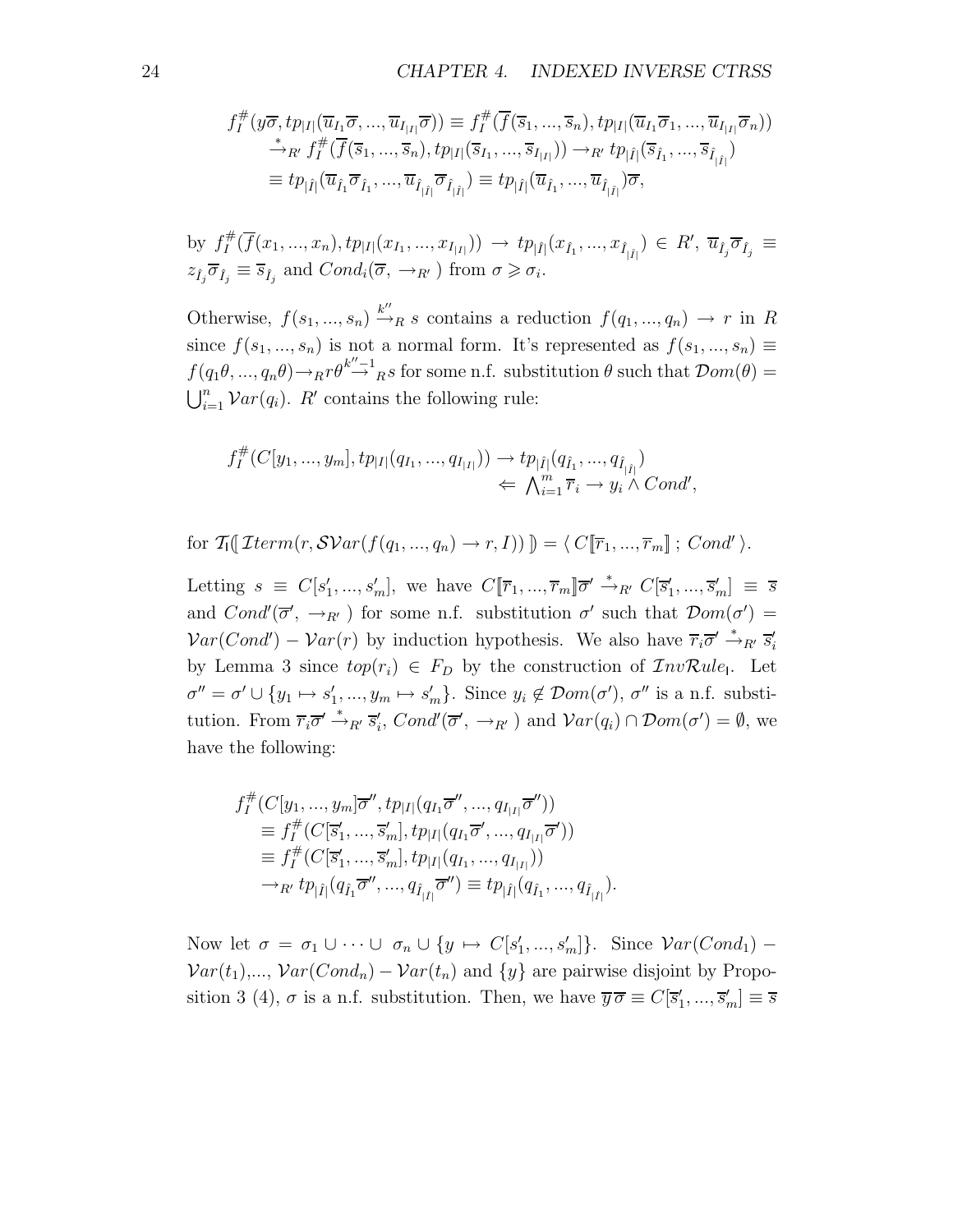$$
\begin{aligned}
f_I^\#(y\overline{\sigma}, tp_{|I|}(\overline{u}_{I_1}\overline{\sigma}, ..., \overline{u}_{I_{|I|}}\overline{\sigma})) &\equiv f_I^\#(\overline{f}(\overline{s}_1, ..., \overline{s}_n), tp_{|I|}(\overline{u}_{I_1}\overline{\sigma}_1, ..., \overline{u}_{I_{|I|}}\overline{\sigma}_n)) \\
&\xrightarrow{*}_{R'} f_I^\#(\overline{f}(\overline{s}_1, ..., \overline{s}_n), tp_{|I|}(\overline{s}_{I_1}, ..., \overline{s}_{I_{|I|}})) \to_{R'} tp_{|\hat{I}|}(\overline{s}_{\hat{I}_1}, ..., \overline{s}_{\hat{I}_{|\hat{I}|}}) \\
&\equiv tp_{|\hat{I}|}(\overline{u}_{\hat{I}_1}\overline{\sigma}_{\hat{I}_1}, ..., \overline{u}_{\hat{I}_{|\hat{I}|}}\overline{\sigma}_{\hat{I}_{|\hat{I}|}}) \equiv tp_{|\hat{I}|}(\overline{u}_{\hat{I}_1}, ..., \overline{u}_{\hat{I}_{|\hat{I}|}})\overline{\sigma},
\end{aligned}
$$

by $f_I^\#(\overline{f}(x_1, ..., x_n), tp_{|I|}(x_{I_1}, ..., x_{I_{|I|}})) \to tp_{|\hat{I}|}(x_{\hat{I}_1}, ..., x_{\hat{I}_{|\hat{I}|}}) \in R'$, $\overline{u}_{\hat{I}_j}\overline{\sigma}_{\hat{I}_j} \equiv z_{\hat{I}_j}\overline{\sigma}_{\hat{I}_j} \equiv \overline{s}_{\hat{I}_j}$ and $Cond_i(\overline{\sigma}, \to_{R'})$ from $\sigma \geqslant \sigma_i$.

Otherwise, $f(s_1, ..., s_n) \xrightarrow{k''}_R s$ contains a reduction $f(q_1, ..., q_n) \to r$ in $R$ since $f(s_1, ..., s_n)$ is not a normal form. It's represented as $f(s_1, ..., s_n) \equiv f(q_1\theta, ..., q_n\theta) \to_R r\theta \xrightarrow{k''-1}_R s$ for some n.f. substitution $\theta$ such that $\mathcal{D}om(\theta) = \bigcup_{i=1}^n \mathcal{V}ar(q_i)$. $R'$ contains the following rule:

$$
f_I^\#(C[y_1, ..., y_m], tp_{|I|}(q_{I_1}, ..., q_{I_{|I|}})) \to tp_{|\hat{I}|}(q_{\hat{I}_1}, ..., q_{\hat{I}_{|\hat{I}|}}) \Leftarrow \bigwedge_{i=1}^m \overline{r}_i \to y_i \wedge Cond',
$$

for $\mathcal{T}_\mathsf{I}[\![ \mathcal{I}term(r, \mathcal{SV}ar(f(q_1, ..., q_n) \to r, I)) ]\!] = \langle\, C[\![\overline{r}_1, ..., \overline{r}_m]\!]\, ;\, Cond' \,\rangle$.

Letting $s \equiv C[s'_1, ..., s'_m]$, we have $C[\![\overline{r}_1, ..., \overline{r}_m]\!]\overline{\sigma}' \xrightarrow{*}_{R'} C[\overline{s}'_1, ..., \overline{s}'_m] \equiv \overline{s}$ and $Cond'(\overline{\sigma}', \to_{R'})$ for some n.f. substitution $\sigma'$ such that $\mathcal{D}om(\sigma') = \mathcal{V}ar(Cond') - \mathcal{V}ar(r)$ by induction hypothesis. We also have $\overline{r}_i\overline{\sigma}' \xrightarrow{*}_{R'} \overline{s}'_i$ by Lemma 3 since $top(r_i) \in F_D$ by the construction of $\mathcal{I}nv\mathcal{R}ule_\mathsf{I}$. Let $\sigma'' = \sigma' \cup \{y_1 \mapsto s'_1, ..., y_m \mapsto s'_m\}$. Since $y_i \notin \mathcal{D}om(\sigma')$, $\sigma''$ is a n.f. substitution. From $\overline{r}_i\overline{\sigma}' \xrightarrow{*}_{R'} \overline{s}'_i$, $Cond'(\overline{\sigma}', \to_{R'})$ and $\mathcal{V}ar(q_i) \cap \mathcal{D}om(\sigma') = \emptyset$, we have the following:

$$
\begin{aligned}
& f_I^\#(C[y_1, ..., y_m]\overline{\sigma}'', tp_{|I|}(q_{I_1}\overline{\sigma}'', ..., q_{I_{|I|}}\overline{\sigma}'')) \\
&\quad \equiv f_I^\#(C[\overline{s}'_1, ..., \overline{s}'_m], tp_{|I|}(q_{I_1}\overline{\sigma}', ..., q_{I_{|I|}}\overline{\sigma}')) \\
&\quad \equiv f_I^\#(C[\overline{s}'_1, ..., \overline{s}'_m], tp_{|I|}(q_{I_1}, ..., q_{I_{|I|}})) \\
&\quad \to_{R'} tp_{|\hat{I}|}(q_{\hat{I}_1}\overline{\sigma}'', ..., q_{\hat{I}_{|\hat{I}|}}\overline{\sigma}'') \equiv tp_{|\hat{I}|}(q_{\hat{I}_1}, ..., q_{\hat{I}_{|\hat{I}|}}).
\end{aligned}
$$

Now let $\sigma = \sigma_1 \cup \cdots \cup \sigma_n \cup \{y \mapsto C[s'_1, ..., s'_m]\}$. Since $\mathcal{V}ar(Cond_1) - \mathcal{V}ar(t_1)$,..., $\mathcal{V}ar(Cond_n) - \mathcal{V}ar(t_n)$ and $\{y\}$ are pairwise disjoint by Proposition 3 (4), $\sigma$ is a n.f. substitution. Then, we have $\overline{y}\,\overline{\sigma} \equiv C[\overline{s}'_1, ..., \overline{s}'_m] \equiv \overline{s}$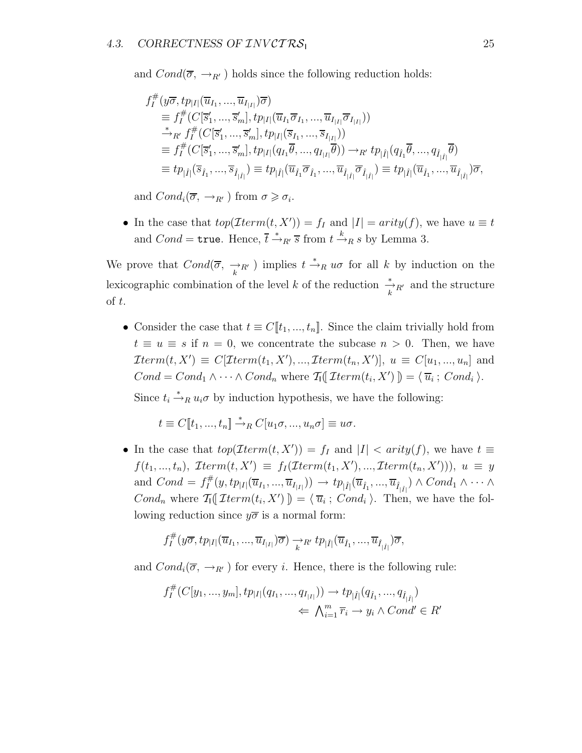and $Cond(\overline{\sigma}, \to_{R'})$ holds since the following reduction holds:

$$
\begin{aligned}
& f_I^\#(y\overline{\sigma}, tp_{|I|}(\overline{u}_{I_1}, ..., \overline{u}_{I_{|I|}})\overline{\sigma}) \\
& \quad \equiv f_I^\#(C[\overline{s}'_1, ..., \overline{s}'_m], tp_{|I|}(\overline{u}_{I_1}\overline{\sigma}_{I_1}, ..., \overline{u}_{I_{|I|}}\overline{\sigma}_{I_{|I|}})) \\
& \quad \xrightarrow{*}_{R'} f_I^\#(C[\overline{s}'_1, ..., \overline{s}'_m], tp_{|I|}(\overline{s}_{I_1}, ..., \overline{s}_{I_{|I|}})) \\
& \quad \equiv f_I^\#(C[\overline{s}'_1, ..., \overline{s}'_m], tp_{|I|}(q_{I_1}\overline{\theta}, ..., q_{I_{|I|}}\overline{\theta})) \to_{R'} tp_{|\hat{I}|}(q_{\hat{I}_1}\overline{\theta}, ..., q_{\hat{I}_{|\hat{I}|}}\overline{\theta}) \\
& \quad \equiv tp_{|\hat{I}|}(\overline{s}_{\hat{I}_1}, ..., \overline{s}_{\hat{I}_{|\hat{I}|}}) \equiv tp_{|\hat{I}|}(\overline{u}_{\hat{I}_1}\overline{\sigma}_{\hat{I}_1}, ..., \overline{u}_{\hat{I}_{|\hat{I}|}}\overline{\sigma}_{\hat{I}_{|\hat{I}|}}) \equiv tp_{|\hat{I}|}(\overline{u}_{\hat{I}_1}, ..., \overline{u}_{\hat{I}_{|\hat{I}|}})\overline{\sigma},
\end{aligned}
$$

and $Cond_i(\overline{\sigma}, \to_{R'})$ from $\sigma \geqslant \sigma_i$.

- In the case that $top(\mathcal{I}term(t, X')) = f_I$ and $|I| = arity(f)$, we have $u \equiv t$ and $Cond = \mathtt{true}$. Hence, $\overline{t} \xrightarrow{*}_{R'} \overline{s}$ from $t \xrightarrow{k}_{R} s$ by Lemma 3.

We prove that $Cond(\overline{\sigma}, \underset{k}{\to}_{R'})$ implies $t \xrightarrow{*}_R u\sigma$ for all $k$ by induction on the lexicographic combination of the level $k$ of the reduction $\underset{k}{\xrightarrow{*}}_{R'}$ and the structure of $t$.

- Consider the case that $t \equiv C[\![t_1, ..., t_n]\!]$. Since the claim trivially hold from $t \equiv u \equiv s$ if $n = 0$, we concentrate the subcase $n > 0$. Then, we have $\mathcal{I}term(t, X') \equiv C[\mathcal{I}term(t_1, X'), ..., \mathcal{I}term(t_n, X')]$, $u \equiv C[u_1, ..., u_n]$ and $Cond = Cond_1 \wedge \cdots \wedge Cond_n$ where $\mathcal{T}_\mathsf{I}[\![\, \mathcal{I}term(t_i, X') \,]\!] = \langle\, \overline{u}_i \,;\, Cond_i \,\rangle$.

  Since $t_i \xrightarrow{*}_R u_i\sigma$ by induction hypothesis, we have the following:

  $$t \equiv C[\![t_1, ..., t_n]\!] \xrightarrow{*}_R C[u_1\sigma, ..., u_n\sigma] \equiv u\sigma.$$

- In the case that $top(\mathcal{I}term(t, X')) = f_I$ and $|I| < arity(f)$, we have $t \equiv f(t_1, ..., t_n)$, $\mathcal{I}term(t, X') \equiv f_I(\mathcal{I}term(t_1, X'), ..., \mathcal{I}term(t_n, X')))$, $u \equiv y$ and $Cond = f_I^\#(y, tp_{|I|}(\overline{u}_{I_1}, ..., \overline{u}_{I_{|I|}})) \to tp_{|\hat{I}|}(\overline{u}_{\hat{I}_1}, ..., \overline{u}_{\hat{I}_{|\hat{I}|}}) \wedge Cond_1 \wedge \cdots \wedge Cond_n$ where $\mathcal{T}_\mathsf{I}[\![\, \mathcal{I}term(t_i, X') \,]\!] = \langle\, \overline{u}_i \,;\, Cond_i \,\rangle$. Then, we have the following reduction since $y\overline{\sigma}$ is a normal form:

  $$f_I^\#(y\overline{\sigma}, tp_{|I|}(\overline{u}_{I_1}, ..., \overline{u}_{I_{|I|}})\overline{\sigma}) \underset{k}{\to}_{R'} tp_{|\hat{I}|}(\overline{u}_{\hat{I}_1}, ..., \overline{u}_{\hat{I}_{|\hat{I}|}})\overline{\sigma},$$

  and $Cond_i(\overline{\sigma}, \to_{R'})$ for every $i$. Hence, there is the following rule:

  $$
  \begin{aligned}
  f_I^\#(C[y_1, ..., y_m], tp_{|I|}(q_{I_1}, ..., q_{I_{|I|}})) &\to tp_{|\hat{I}|}(q_{\hat{I}_1}, ..., q_{\hat{I}_{|\hat{I}|}}) \\
  &\Leftarrow \textstyle\bigwedge_{i=1}^m \overline{r}_i \to y_i \wedge Cond' \in R'
  \end{aligned}
  $$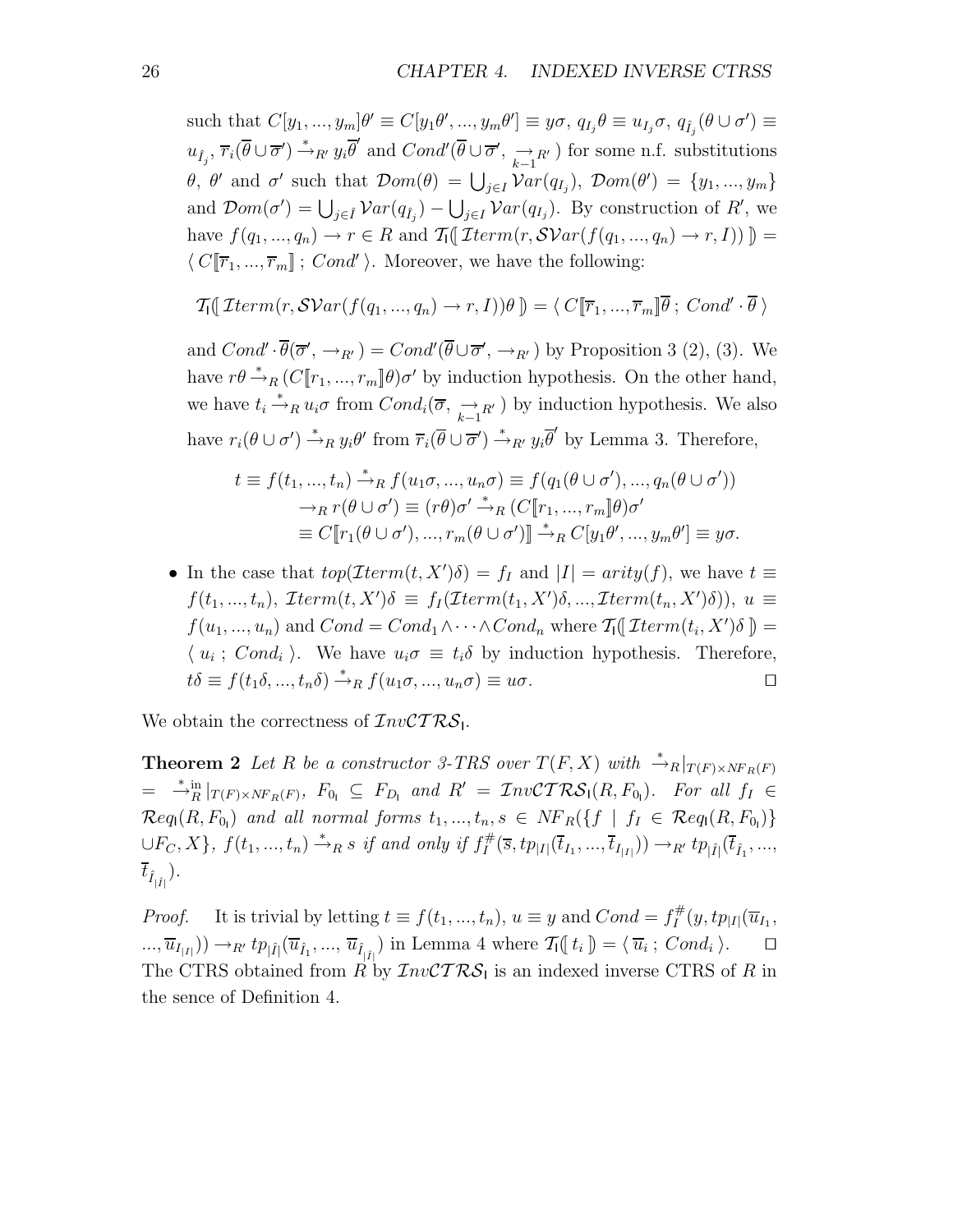such that $C[y_1,...,y_m]\theta' \equiv C[y_1\theta',...,y_m\theta'] \equiv y\sigma$, $q_{I_j}\theta \equiv u_{I_j}\sigma$, $q_{\hat{I}_j}(\theta \cup \sigma') \equiv u_{\hat{I}_j}$, $\overline{r}_i(\overline{\theta} \cup \overline{\sigma}') \xrightarrow{*}_{R'} y_i\overline{\theta}'$ and $Cond'(\overline{\theta} \cup \overline{\sigma}', \underset{k-1}{\rightarrow}_{R'})$ for some n.f. substitutions $\theta$, $\theta'$ and $\sigma'$ such that $\mathcal{D}om(\theta) = \bigcup_{j \in I} \mathcal{V}ar(q_{I_j})$, $\mathcal{D}om(\theta') = \{y_1,...,y_m\}$ and $\mathcal{D}om(\sigma') = \bigcup_{j \in \hat{I}} \mathcal{V}ar(q_{\hat{I}_j}) - \bigcup_{j \in I} \mathcal{V}ar(q_{I_j})$. By construction of $R'$, we have $f(q_1,...,q_n) \to r \in R$ and $\mathcal{T}_{\mathsf{I}}[\![ \mathcal{I}term(r, \mathcal{SV}ar(f(q_1,...,q_n) \to r, I)) ]\!] = \langle\, C[\![\overline{r}_1,...,\overline{r}_m]\!]\ ;\ Cond' \,\rangle$. Moreover, we have the following:

$$\mathcal{T}_{\mathsf{I}}[\![ \mathcal{I}term(r, \mathcal{SV}ar(f(q_1,...,q_n) \to r, I))\theta ]\!] = \langle\, C[\![\overline{r}_1,...,\overline{r}_m]\!]\overline{\theta}\ ;\ Cond' \cdot \overline{\theta} \,\rangle$$

and $Cond' \cdot \overline{\theta}(\overline{\sigma}', \to_{R'}) = Cond'(\overline{\theta} \cup \overline{\sigma}', \to_{R'})$ by Proposition 3 (2), (3). We have $r\theta \xrightarrow{*}_R (C[\![r_1,...,r_m]\!]\theta)\sigma'$ by induction hypothesis. On the other hand, we have $t_i \xrightarrow{*}_R u_i\sigma$ from $Cond_i(\overline{\sigma}, \underset{k-1}{\rightarrow}_{R'})$ by induction hypothesis. We also have $r_i(\theta \cup \sigma') \xrightarrow{*}_R y_i\theta'$ from $\overline{r}_i(\overline{\theta} \cup \overline{\sigma}') \xrightarrow{*}_{R'} y_i\overline{\theta}'$ by Lemma 3. Therefore,

$$\begin{aligned} t \equiv f(t_1,...,t_n) &\xrightarrow{*}_R f(u_1\sigma,...,u_n\sigma) \equiv f(q_1(\theta \cup \sigma'),...,q_n(\theta \cup \sigma')) \\ &\to_R r(\theta \cup \sigma') \equiv (r\theta)\sigma' \xrightarrow{*}_R (C[\![r_1,...,r_m]\!]\theta)\sigma' \\ &\equiv C[\![r_1(\theta \cup \sigma'),...,r_m(\theta \cup \sigma')]\!] \xrightarrow{*}_R C[y_1\theta',...,y_m\theta'] \equiv y\sigma. \end{aligned}$$

- In the case that $top(\mathcal{I}term(t, X')\delta) = f_I$ and $|I| = arity(f)$, we have $t \equiv f(t_1,...,t_n)$, $\mathcal{I}term(t, X')\delta \equiv f_I(\mathcal{I}term(t_1, X')\delta,...,\mathcal{I}term(t_n, X')\delta))$, $u \equiv f(u_1,...,u_n)$ and $Cond = Cond_1 \wedge \cdots \wedge Cond_n$ where $\mathcal{T}_{\mathsf{I}}[\![ \mathcal{I}term(t_i, X')\delta ]\!] = \langle\, u_i\ ;\ Cond_i \,\rangle$. We have $u_i\sigma \equiv t_i\delta$ by induction hypothesis. Therefore, $t\delta \equiv f(t_1\delta,...,t_n\delta) \xrightarrow{*}_R f(u_1\sigma,...,u_n\sigma) \equiv u\sigma$. □

We obtain the correctness of $\mathcal{I}nv\mathcal{CTRS}_{\mathsf{I}}$.

**Theorem 2** *Let $R$ be a constructor 3-TRS over $T(F,X)$ with $\xrightarrow{*}_R|_{T(F) \times NF_R(F)} = \xrightarrow{*}{}^{\mathrm{in}}_R|_{T(F) \times NF_R(F)}$, $F_{0_{\mathsf{I}}} \subseteq F_{D_{\mathsf{I}}}$ and $R' = \mathcal{I}nv\mathcal{CTRS}_{\mathsf{I}}(R, F_{0_{\mathsf{I}}})$. For all $f_I \in \mathcal{R}eq_{\mathsf{I}}(R, F_{0_{\mathsf{I}}})$ and all normal forms $t_1,...,t_n, s \in NF_R(\{f \mid f_I \in \mathcal{R}eq_{\mathsf{I}}(R, F_{0_{\mathsf{I}}})\} \cup F_C, X\}$, $f(t_1,...,t_n) \xrightarrow{*}_R s$ if and only if $f_I^{\#}(\overline{s}, tp_{|I|}(\overline{t}_{I_1},...,\overline{t}_{I_{|I|}})) \to_{R'} tp_{|\hat{I}|}(\overline{t}_{\hat{I}_1},..., \overline{t}_{\hat{I}_{|\hat{I}|}})$.*

*Proof.* It is trivial by letting $t \equiv f(t_1,...,t_n)$, $u \equiv y$ and $Cond = f_I^{\#}(y, tp_{|I|}(\overline{u}_{I_1},...,\overline{u}_{I_{|I|}})) \to_{R'} tp_{|\hat{I}|}(\overline{u}_{\hat{I}_1},..., \overline{u}_{\hat{I}_{|\hat{I}|}})$ in Lemma 4 where $\mathcal{T}_{\mathsf{I}}[\![ t_i ]\!] = \langle\, \overline{u}_i\ ;\ Cond_i \,\rangle$. □

The CTRS obtained from $R$ by $\mathcal{I}nv\mathcal{CTRS}_{\mathsf{I}}$ is an indexed inverse CTRS of $R$ in the sence of Definition 4.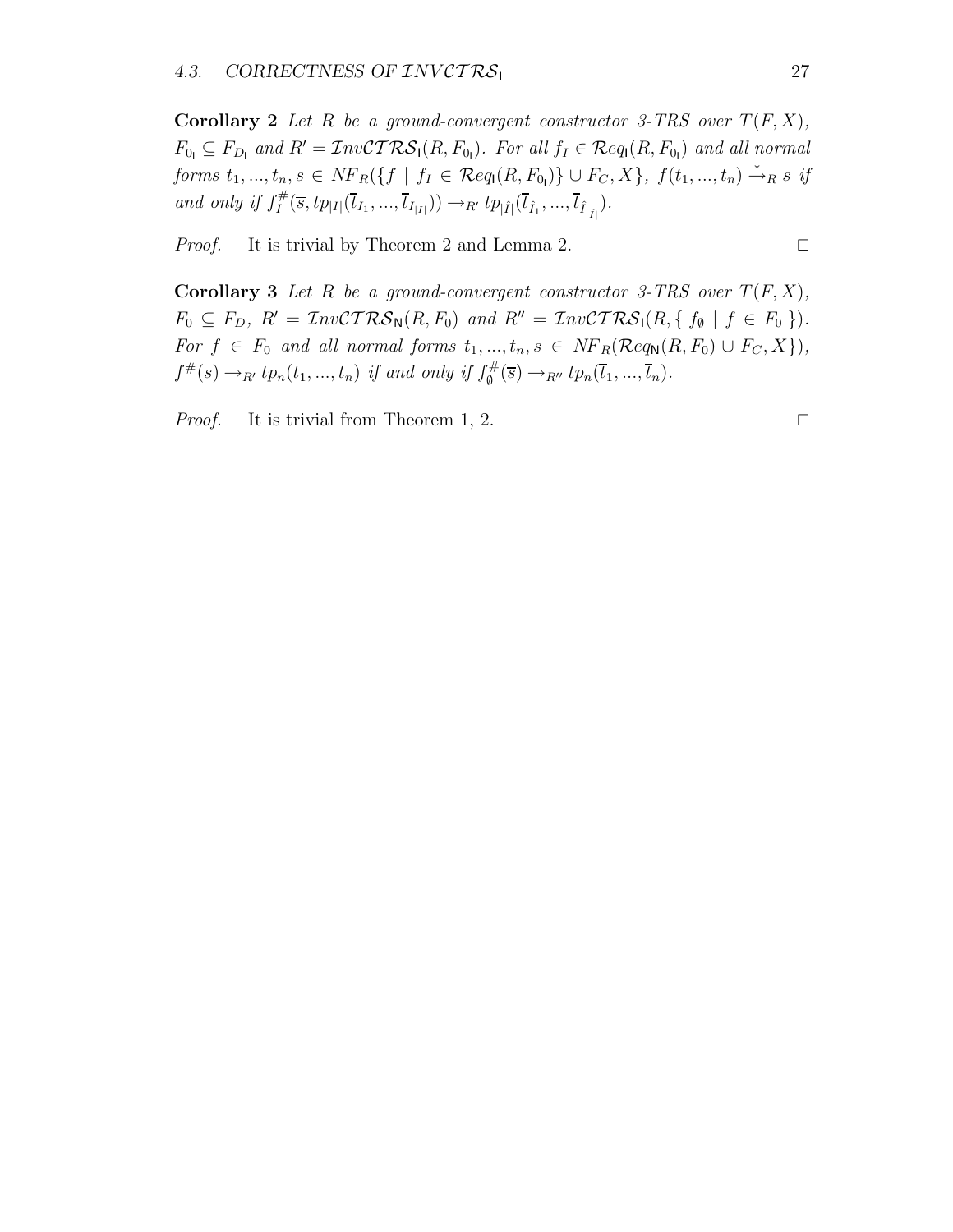**Corollary 2** *Let $R$ be a ground-convergent constructor 3-TRS over $T(F,X)$, $F_{0_{\mathsf{I}}} \subseteq F_{D_{\mathsf{I}}}$ and $R' = \mathcal{I}nv\mathcal{CTRS}_{\mathsf{I}}(R, F_{0_{\mathsf{I}}})$. For all $f_I \in \mathcal{R}eq_{\mathsf{I}}(R, F_{0_{\mathsf{I}}})$ and all normal forms $t_1, ..., t_n, s \in NF_R(\{ f \mid f_I \in \mathcal{R}eq_{\mathsf{I}}(R, F_{0_{\mathsf{I}}})\} \cup F_C, X\}$, $f(t_1, ..., t_n) \xrightarrow{*}_R s$ if and only if $f_I^{\#}(\overline{s}, tp_{|I|}(\overline{t}_{I_1}, ..., \overline{t}_{I_{|I|}})) \to_{R'} tp_{|\hat{I}|}(\overline{t}_{\hat{I}_1}, ..., \overline{t}_{\hat{I}_{|\hat{I}|}})$.*

*Proof.* It is trivial by Theorem 2 and Lemma 2. □

**Corollary 3** *Let $R$ be a ground-convergent constructor 3-TRS over $T(F,X)$, $F_0 \subseteq F_D$, $R' = \mathcal{I}nv\mathcal{CTRS}_{\mathsf{N}}(R, F_0)$ and $R'' = \mathcal{I}nv\mathcal{CTRS}_{\mathsf{I}}(R, \{ f_{\emptyset} \mid f \in F_0 \})$. For $f \in F_0$ and all normal forms $t_1, ..., t_n, s \in NF_R(\mathcal{R}eq_{\mathsf{N}}(R, F_0) \cup F_C, X\})$, $f^{\#}(s) \to_{R'} tp_n(t_1, ..., t_n)$ if and only if $f_{\emptyset}^{\#}(\overline{s}) \to_{R''} tp_n(\overline{t}_1, ..., \overline{t}_n)$.*

*Proof.* It is trivial from Theorem 1, 2. □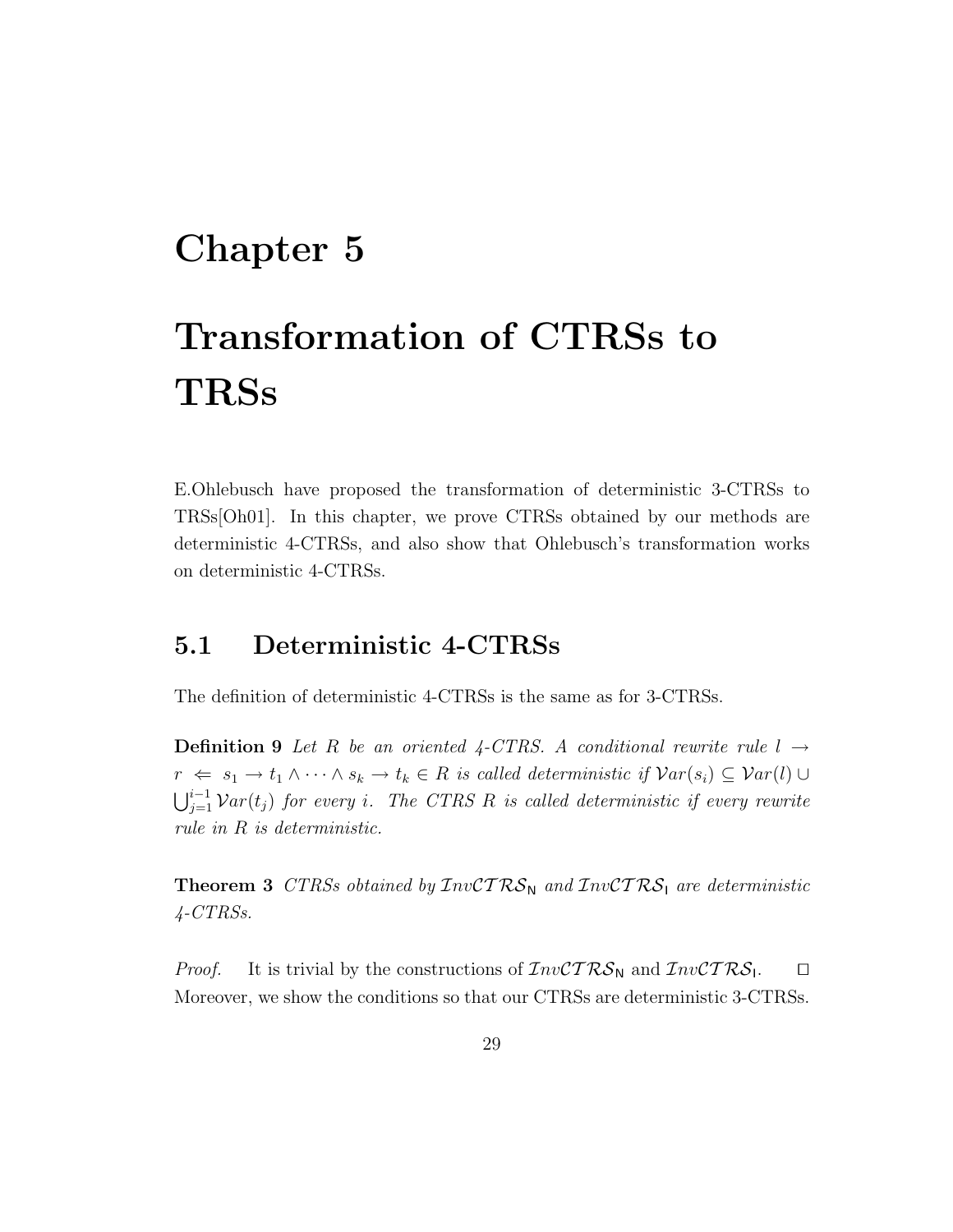# Chapter 5

# Transformation of CTRSs to TRSs

E.Ohlebusch have proposed the transformation of deterministic 3-CTRSs to TRSs[Oh01]. In this chapter, we prove CTRSs obtained by our methods are deterministic 4-CTRSs, and also show that Ohlebusch's transformation works on deterministic 4-CTRSs.

## 5.1 Deterministic 4-CTRSs

The definition of deterministic 4-CTRSs is the same as for 3-CTRSs.

**Definition 9** *Let $R$ be an oriented 4-CTRS. A conditional rewrite rule $l \to r \Leftarrow s_1 \to t_1 \wedge \cdots \wedge s_k \to t_k \in R$ is called deterministic if $\mathcal{V}ar(s_i) \subseteq \mathcal{V}ar(l) \cup \bigcup_{j=1}^{i-1} \mathcal{V}ar(t_j)$ for every $i$. The CTRS $R$ is called deterministic if every rewrite rule in $R$ is deterministic.*

**Theorem 3** *CTRSs obtained by $\mathcal{I}nv\mathcal{CTRS}_{\mathsf{N}}$ and $\mathcal{I}nv\mathcal{CTRS}_{\mathsf{I}}$ are deterministic 4-CTRSs.*

*Proof.* It is trivial by the constructions of $\mathcal{I}nv\mathcal{CTRS}_{\mathsf{N}}$ and $\mathcal{I}nv\mathcal{CTRS}_{\mathsf{I}}$. □

Moreover, we show the conditions so that our CTRSs are deterministic 3-CTRSs.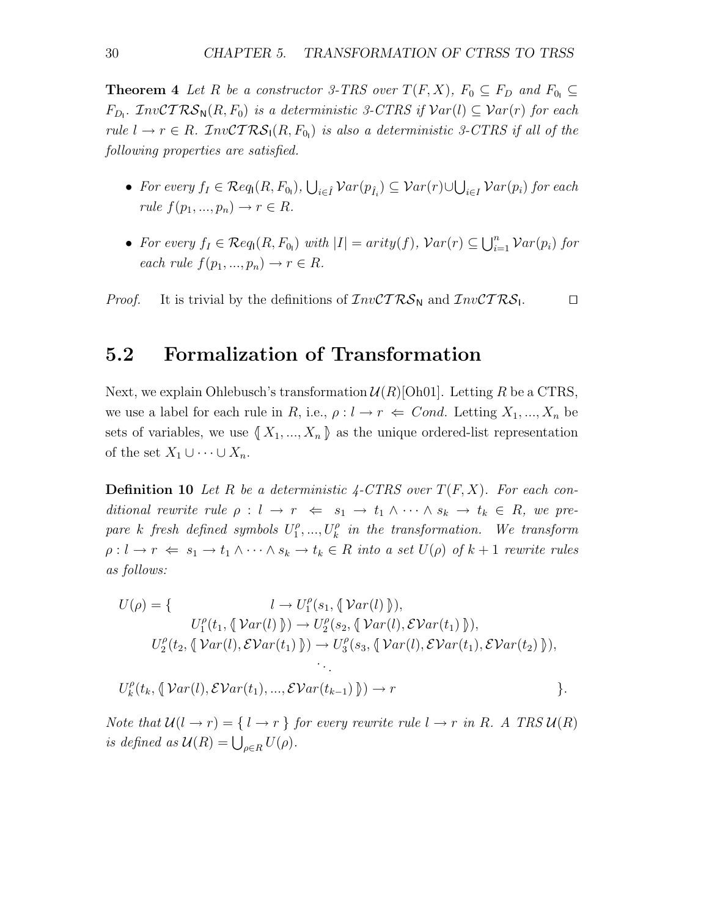**Theorem 4** *Let $R$ be a constructor 3-TRS over $T(F,X)$, $F_0 \subseteq F_D$ and $F_{0_\mathsf{I}} \subseteq F_{D_\mathsf{I}}$. $\mathcal{I}nv\mathcal{CTRS}_\mathsf{N}(R,F_0)$ is a deterministic 3-CTRS if $\mathcal{V}ar(l) \subseteq \mathcal{V}ar(r)$ for each rule $l \to r \in R$. $\mathcal{I}nv\mathcal{CTRS}_\mathsf{I}(R,F_{0_\mathsf{I}})$ is also a deterministic 3-CTRS if all of the following properties are satisfied.*

- *For every $f_I \in \mathcal{R}eq_\mathsf{I}(R,F_{0_\mathsf{I}})$, $\bigcup_{i \in \hat{I}} \mathcal{V}ar(p_{\hat{I}_i}) \subseteq \mathcal{V}ar(r) \cup \bigcup_{i \in I} \mathcal{V}ar(p_i)$ for each rule $f(p_1,...,p_n) \to r \in R$.*
- *For every $f_I \in \mathcal{R}eq_\mathsf{I}(R,F_{0_\mathsf{I}})$ with $|I| = arity(f)$, $\mathcal{V}ar(r) \subseteq \bigcup_{i=1}^{n} \mathcal{V}ar(p_i)$ for each rule $f(p_1,...,p_n) \to r \in R$.*

*Proof.* It is trivial by the definitions of $\mathcal{I}nv\mathcal{CTRS}_\mathsf{N}$ and $\mathcal{I}nv\mathcal{CTRS}_\mathsf{I}$. □

## 5.2 Formalization of Transformation

Next, we explain Ohlebusch's transformation $\mathcal{U}(R)$[Oh01]. Letting $R$ be a CTRS, we use a label for each rule in $R$, i.e., $\rho : l \to r \Leftarrow Cond$. Letting $X_1,...,X_n$ be sets of variables, we use $\langle\!|\, X_1,...,X_n \,|\!\rangle$ as the unique ordered-list representation of the set $X_1 \cup \cdots \cup X_n$.

**Definition 10** *Let $R$ be a deterministic 4-CTRS over $T(F,X)$. For each conditional rewrite rule $\rho : l \to r \Leftarrow s_1 \to t_1 \wedge \cdots \wedge s_k \to t_k \in R$, we prepare $k$ fresh defined symbols $U_1^\rho,...,U_k^\rho$ in the transformation. We transform $\rho : l \to r \Leftarrow s_1 \to t_1 \wedge \cdots \wedge s_k \to t_k \in R$ into a set $U(\rho)$ of $k+1$ rewrite rules as follows:*

$$
\begin{array}{rrcl}
U(\rho) = \{ & l & \to & U_1^\rho(s_1, \langle\!|\, \mathcal{V}ar(l) \,|\!\rangle), \\
& U_1^\rho(t_1, \langle\!|\, \mathcal{V}ar(l) \,|\!\rangle) & \to & U_2^\rho(s_2, \langle\!|\, \mathcal{V}ar(l), \mathcal{EV}ar(t_1) \,|\!\rangle), \\
& U_2^\rho(t_2, \langle\!|\, \mathcal{V}ar(l), \mathcal{EV}ar(t_1) \,|\!\rangle) & \to & U_3^\rho(s_3, \langle\!|\, \mathcal{V}ar(l), \mathcal{EV}ar(t_1), \mathcal{EV}ar(t_2) \,|\!\rangle), \\
& & \ddots & \\
& U_k^\rho(t_k, \langle\!|\, \mathcal{V}ar(l), \mathcal{EV}ar(t_1), ..., \mathcal{EV}ar(t_{k-1}) \,|\!\rangle) & \to & r \qquad \}.
\end{array}
$$

*Note that $\mathcal{U}(l \to r) = \{\, l \to r \,\}$ for every rewrite rule $l \to r$ in $R$. A TRS $\mathcal{U}(R)$ is defined as $\mathcal{U}(R) = \bigcup_{\rho \in R} U(\rho)$.*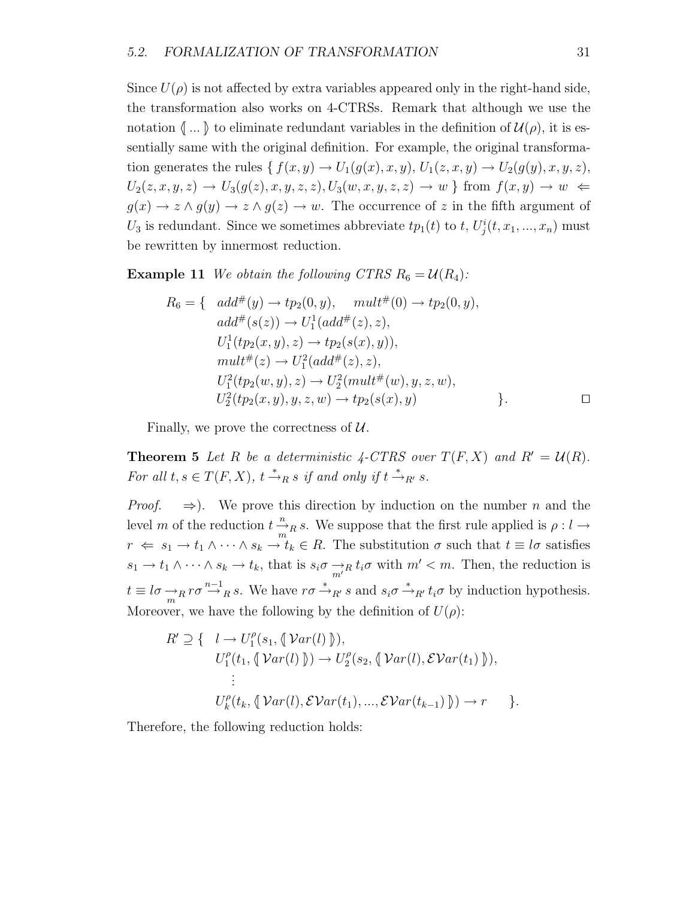Since $U(\rho)$ is not affected by extra variables appeared only in the right-hand side, the transformation also works on 4-CTRSs. Remark that although we use the notation $\langle\!\langle \ldots \rangle\!\rangle$ to eliminate redundant variables in the definition of $\mathcal{U}(\rho)$, it is essentially same with the original definition. For example, the original transformation generates the rules $\{ f(x,y) \to U_1(g(x),x,y), U_1(z,x,y) \to U_2(g(y),x,y,z),$ $U_2(z,x,y,z) \to U_3(g(z),x,y,z,z), U_3(w,x,y,z,z) \to w \}$ from $f(x,y) \to w \Leftarrow g(x) \to z \wedge g(y) \to z \wedge g(z) \to w$. The occurrence of $z$ in the fifth argument of $U_3$ is redundant. Since we sometimes abbreviate $tp_1(t)$ to $t$, $U^i_j(t, x_1, ..., x_n)$ must be rewritten by innermost reduction.

**Example 11** *We obtain the following CTRS $R_6 = \mathcal{U}(R_4)$:*

$$
\begin{aligned}
R_6 = \{ \quad & add^{\#}(y) \to tp_2(0,y), \quad mult^{\#}(0) \to tp_2(0,y), \\
& add^{\#}(s(z)) \to U^1_1(add^{\#}(z), z), \\
& U^1_1(tp_2(x,y), z) \to tp_2(s(x), y)), \\
& mult^{\#}(z) \to U^2_1(add^{\#}(z), z), \\
& U^2_1(tp_2(w,y), z) \to U^2_2(mult^{\#}(w), y, z, w), \\
& U^2_2(tp_2(x,y), y, z, w) \to tp_2(s(x), y) \qquad\qquad \}.
\end{aligned}
$$

□

Finally, we prove the correctness of $\mathcal{U}$.

**Theorem 5** *Let $R$ be a deterministic 4-CTRS over $T(F,X)$ and $R' = \mathcal{U}(R)$. For all $t, s \in T(F,X)$, $t \xrightarrow{*}_R s$ if and only if $t \xrightarrow{*}_{R'} s$.*

*Proof.* $\Rightarrow$). We prove this direction by induction on the number $n$ and the level $m$ of the reduction $t \overset{n}{\underset{m}{\to}}_R s$. We suppose that the first rule applied is $\rho : l \to r \Leftarrow s_1 \to t_1 \wedge \cdots \wedge s_k \to t_k \in R$. The substitution $\sigma$ such that $t \equiv l\sigma$ satisfies $s_1 \to t_1 \wedge \cdots \wedge s_k \to t_k$, that is $s_i\sigma \underset{m'}{\to}_R t_i\sigma$ with $m' < m$. Then, the reduction is $t \equiv l\sigma \underset{m}{\to}_R r\sigma \overset{n-1}{\to}_R s$. We have $r\sigma \xrightarrow{*}_{R'} s$ and $s_i\sigma \xrightarrow{*}_{R'} t_i\sigma$ by induction hypothesis. Moreover, we have the following by the definition of $U(\rho)$:

$$
\begin{aligned}
R' \supseteq \{ \quad & l \to U^{\rho}_1(s_1, \langle\!\langle \mathcal{V}ar(l) \rangle\!\rangle), \\
& U^{\rho}_1(t_1, \langle\!\langle \mathcal{V}ar(l) \rangle\!\rangle) \to U^{\rho}_2(s_2, \langle\!\langle \mathcal{V}ar(l), \mathcal{EV}ar(t_1) \rangle\!\rangle), \\
& \quad \vdots \\
& U^{\rho}_k(t_k, \langle\!\langle \mathcal{V}ar(l), \mathcal{EV}ar(t_1), ..., \mathcal{EV}ar(t_{k-1}) \rangle\!\rangle) \to r \qquad \}.
\end{aligned}
$$

Therefore, the following reduction holds: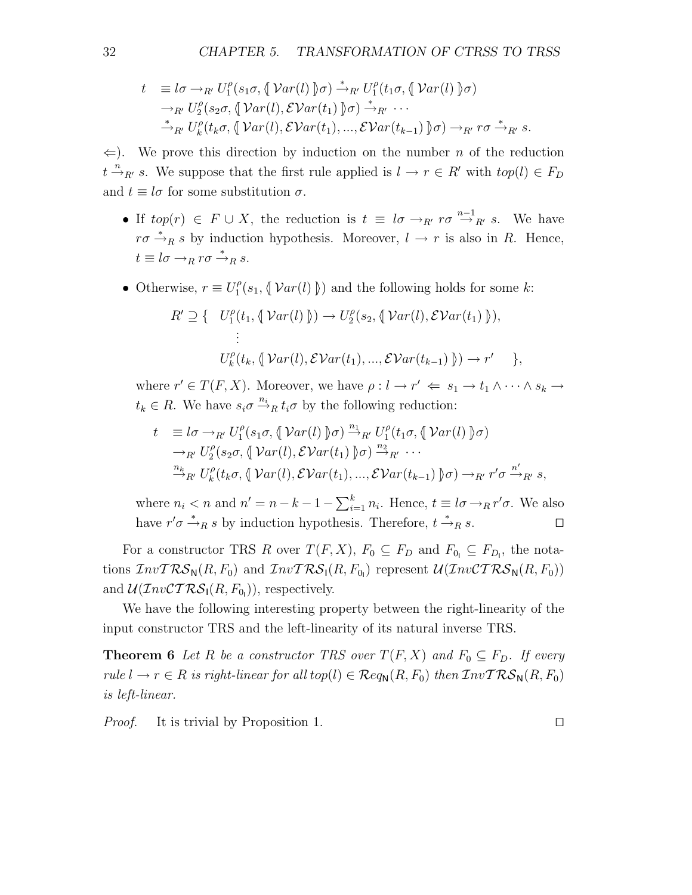$$
\begin{array}{ll}
t & \equiv l\sigma \rightarrow_{R'} U_1^{\rho}(s_1\sigma, \langle\!\langle\, \mathcal{V}ar(l) \,\rangle\!\rangle\sigma) \xrightarrow{*}_{R'} U_1^{\rho}(t_1\sigma, \langle\!\langle\, \mathcal{V}ar(l) \,\rangle\!\rangle\sigma) \\
& \rightarrow_{R'} U_2^{\rho}(s_2\sigma, \langle\!\langle\, \mathcal{V}ar(l), \mathcal{EV}ar(t_1) \,\rangle\!\rangle\sigma) \xrightarrow{*}_{R'} \cdots \\
& \xrightarrow{*}_{R'} U_k^{\rho}(t_k\sigma, \langle\!\langle\, \mathcal{V}ar(l), \mathcal{EV}ar(t_1), ..., \mathcal{EV}ar(t_{k-1}) \,\rangle\!\rangle\sigma) \rightarrow_{R'} r\sigma \xrightarrow{*}_{R'} s.
\end{array}
$$

$\Leftarrow$). We prove this direction by induction on the number $n$ of the reduction $t \xrightarrow{n}_{R'} s$. We suppose that the first rule applied is $l \rightarrow r \in R'$ with $top(l) \in F_D$ and $t \equiv l\sigma$ for some substitution $\sigma$.

- If $top(r) \in F \cup X$, the reduction is $t \equiv l\sigma \rightarrow_{R'} r\sigma \xrightarrow{n-1}_{R'} s$. We have $r\sigma \xrightarrow{*}_{R} s$ by induction hypothesis. Moreover, $l \rightarrow r$ is also in $R$. Hence, $t \equiv l\sigma \rightarrow_R r\sigma \xrightarrow{*}_R s$.

- Otherwise, $r \equiv U_1^{\rho}(s_1, \langle\!\langle\, \mathcal{V}ar(l) \,\rangle\!\rangle)$ and the following holds for some $k$:

$$
\begin{array}{rl}
R' \supseteq \{ & U_1^{\rho}(t_1, \langle\!\langle\, \mathcal{V}ar(l) \,\rangle\!\rangle) \rightarrow U_2^{\rho}(s_2, \langle\!\langle\, \mathcal{V}ar(l), \mathcal{EV}ar(t_1) \,\rangle\!\rangle), \\
& \vdots \\
& U_k^{\rho}(t_k, \langle\!\langle\, \mathcal{V}ar(l), \mathcal{EV}ar(t_1), ..., \mathcal{EV}ar(t_{k-1}) \,\rangle\!\rangle) \rightarrow r' \quad \},
\end{array}
$$

  where $r' \in T(F, X)$. Moreover, we have $\rho : l \rightarrow r' \Leftarrow s_1 \rightarrow t_1 \wedge \cdots \wedge s_k \rightarrow t_k \in R$. We have $s_i\sigma \xrightarrow{n_i}_R t_i\sigma$ by the following reduction:

$$
\begin{array}{ll}
t & \equiv l\sigma \rightarrow_{R'} U_1^{\rho}(s_1\sigma, \langle\!\langle\, \mathcal{V}ar(l) \,\rangle\!\rangle\sigma) \xrightarrow{n_1}_{R'} U_1^{\rho}(t_1\sigma, \langle\!\langle\, \mathcal{V}ar(l) \,\rangle\!\rangle\sigma) \\
& \rightarrow_{R'} U_2^{\rho}(s_2\sigma, \langle\!\langle\, \mathcal{V}ar(l), \mathcal{EV}ar(t_1) \,\rangle\!\rangle\sigma) \xrightarrow{n_2}_{R'} \cdots \\
& \xrightarrow{n_k}_{R'} U_k^{\rho}(t_k\sigma, \langle\!\langle\, \mathcal{V}ar(l), \mathcal{EV}ar(t_1), ..., \mathcal{EV}ar(t_{k-1}) \,\rangle\!\rangle\sigma) \rightarrow_{R'} r'\sigma \xrightarrow{n'}_{R'} s,
\end{array}
$$

  where $n_i < n$ and $n' = n - k - 1 - \sum_{i=1}^{k} n_i$. Hence, $t \equiv l\sigma \rightarrow_R r'\sigma$. We also have $r'\sigma \xrightarrow{*}_R s$ by induction hypothesis. Therefore, $t \xrightarrow{*}_R s$. $\square$

For a constructor TRS $R$ over $T(F, X)$, $F_0 \subseteq F_D$ and $F_{0_\mathsf{I}} \subseteq F_{D_\mathsf{I}}$, the notations $\mathcal{I}nv\mathcal{TRS}_\mathsf{N}(R, F_0)$ and $\mathcal{I}nv\mathcal{TRS}_\mathsf{I}(R, F_{0_\mathsf{I}})$ represent $\mathcal{U}(\mathcal{I}nv\mathcal{CTRS}_\mathsf{N}(R, F_0))$ and $\mathcal{U}(\mathcal{I}nv\mathcal{CTRS}_\mathsf{I}(R, F_{0_\mathsf{I}}))$, respectively.

We have the following interesting property between the right-linearity of the input constructor TRS and the left-linearity of its natural inverse TRS.

**Theorem 6** *Let $R$ be a constructor TRS over $T(F, X)$ and $F_0 \subseteq F_D$. If every rule $l \rightarrow r \in R$ is right-linear for all $top(l) \in \mathcal{R}eq_\mathsf{N}(R, F_0)$ then $\mathcal{I}nv\mathcal{TRS}_\mathsf{N}(R, F_0)$ is left-linear.*

*Proof.* It is trivial by Proposition 1. $\square$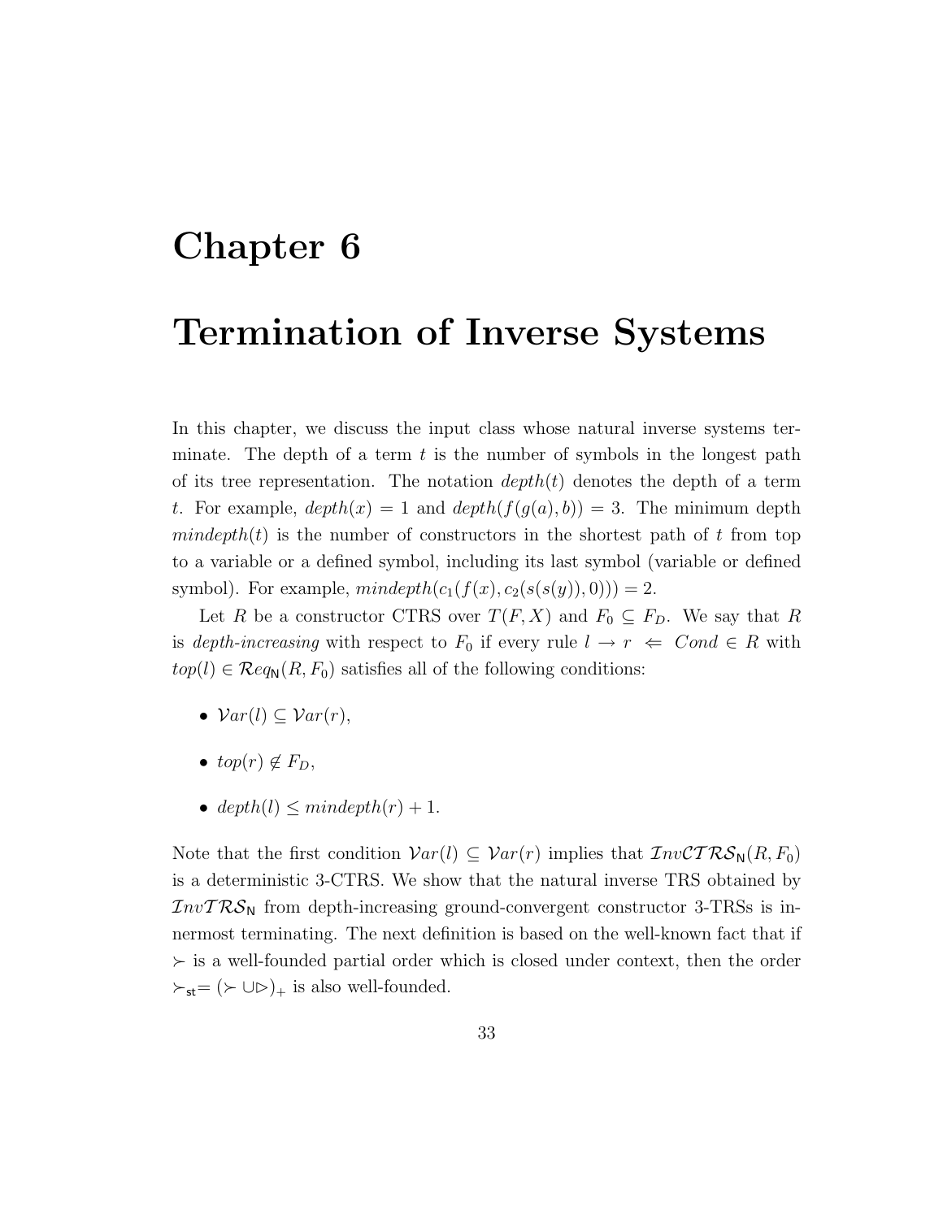# Chapter 6

# Termination of Inverse Systems

In this chapter, we discuss the input class whose natural inverse systems terminate. The depth of a term $t$ is the number of symbols in the longest path of its tree representation. The notation $depth(t)$ denotes the depth of a term $t$. For example, $depth(x) = 1$ and $depth(f(g(a), b)) = 3$. The minimum depth $mindepth(t)$ is the number of constructors in the shortest path of $t$ from top to a variable or a defined symbol, including its last symbol (variable or defined symbol). For example, $mindepth(c_1(f(x), c_2(s(s(y)), 0))) = 2$.

Let $R$ be a constructor CTRS over $T(F, X)$ and $F_0 \subseteq F_D$. We say that $R$ is *depth-increasing* with respect to $F_0$ if every rule $l \to r \Leftarrow Cond \in R$ with $top(l) \in \mathcal{R}eq_{\mathsf{N}}(R, F_0)$ satisfies all of the following conditions:

- $\mathcal{V}ar(l) \subseteq \mathcal{V}ar(r)$,
- $top(r) \notin F_D$,
- $depth(l) \leq mindepth(r) + 1$.

Note that the first condition $\mathcal{V}ar(l) \subseteq \mathcal{V}ar(r)$ implies that $\mathcal{I}nv\mathcal{CTRS}_{\mathsf{N}}(R, F_0)$ is a deterministic 3-CTRS. We show that the natural inverse TRS obtained by $\mathcal{I}nv\mathcal{TRS}_{\mathsf{N}}$ from depth-increasing ground-convergent constructor 3-TRSs is innermost terminating. The next definition is based on the well-known fact that if $\succ$ is a well-founded partial order which is closed under context, then the order $\succ_{\mathsf{st}} = (\succ \cup \rhd)_+$ is also well-founded.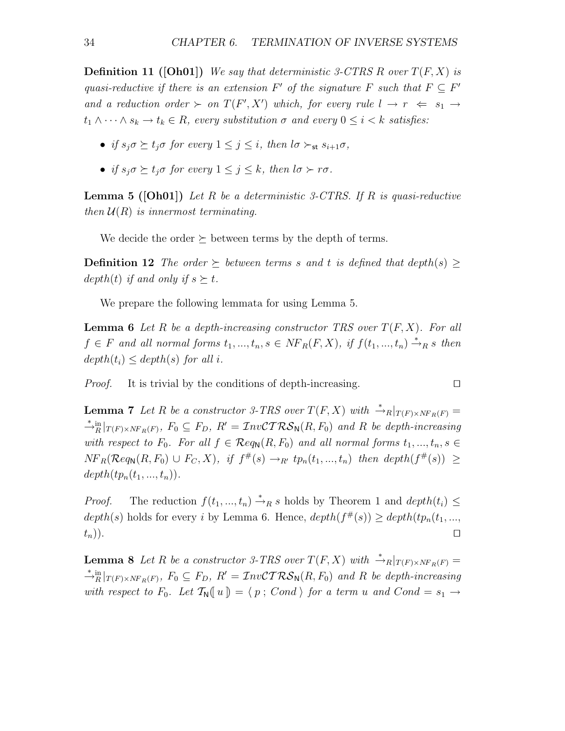**Definition 11 ([Oh01])** *We say that deterministic 3-CTRS $R$ over $T(F, X)$ is quasi-reductive if there is an extension $F'$ of the signature $F$ such that $F \subseteq F'$ and a reduction order $\succ$ on $T(F', X')$ which, for every rule $l \to r \Leftarrow s_1 \to t_1 \wedge \cdots \wedge s_k \to t_k \in R$, every substitution $\sigma$ and every $0 \leq i < k$ satisfies:*

- *if $s_j\sigma \succeq t_j\sigma$ for every $1 \leq j \leq i$, then $l\sigma \succ_{\mathsf{st}} s_{i+1}\sigma$,*
- *if $s_j\sigma \succeq t_j\sigma$ for every $1 \leq j \leq k$, then $l\sigma \succ r\sigma$.*

**Lemma 5 ([Oh01])** *Let $R$ be a deterministic 3-CTRS. If $R$ is quasi-reductive then $\mathcal{U}(R)$ is innermost terminating.*

We decide the order $\succeq$ between terms by the depth of terms.

**Definition 12** *The order $\succeq$ between terms $s$ and $t$ is defined that $depth(s) \geq depth(t)$ if and only if $s \succeq t$.*

We prepare the following lemmata for using Lemma 5.

**Lemma 6** *Let $R$ be a depth-increasing constructor TRS over $T(F, X)$. For all $f \in F$ and all normal forms $t_1, ..., t_n, s \in NF_R(F, X)$, if $f(t_1, ..., t_n) \xrightarrow{*}_R s$ then $depth(t_i) \leq depth(s)$ for all $i$.*

*Proof.* It is trivial by the conditions of depth-increasing. □

**Lemma 7** *Let $R$ be a constructor 3-TRS over $T(F, X)$ with $\xrightarrow{*}_R|_{T(F)\times NF_R(F)} = \xrightarrow{*}^{\text{in}}_R|_{T(F)\times NF_R(F)}$, $F_0 \subseteq F_D$, $R' = \mathcal{I}nv\mathcal{CTRS}_{\mathsf{N}}(R, F_0)$ and $R$ be depth-increasing with respect to $F_0$. For all $f \in \mathcal{R}eq_{\mathsf{N}}(R, F_0)$ and all normal forms $t_1, ..., t_n, s \in NF_R(\mathcal{R}eq_{\mathsf{N}}(R, F_0) \cup F_C, X)$, if $f^\#(s) \to_{R'} tp_n(t_1, ..., t_n)$ then $depth(f^\#(s)) \geq depth(tp_n(t_1, ..., t_n))$.*

*Proof.* The reduction $f(t_1, ..., t_n) \xrightarrow{*}_R s$ holds by Theorem 1 and $depth(t_i) \leq depth(s)$ holds for every $i$ by Lemma 6. Hence, $depth(f^\#(s)) \geq depth(tp_n(t_1, ..., t_n))$. □

**Lemma 8** *Let $R$ be a constructor 3-TRS over $T(F, X)$ with $\xrightarrow{*}_R|_{T(F)\times NF_R(F)} = \xrightarrow{*}^{\text{in}}_R|_{T(F)\times NF_R(F)}$, $F_0 \subseteq F_D$, $R' = \mathcal{I}nv\mathcal{CTRS}_{\mathsf{N}}(R, F_0)$ and $R$ be depth-increasing with respect to $F_0$. Let $\mathcal{T}_{\mathsf{N}}[\![ u ]\!] = \langle\, p \,;\, Cond \,\rangle$ for a term $u$ and $Cond = s_1 \to$*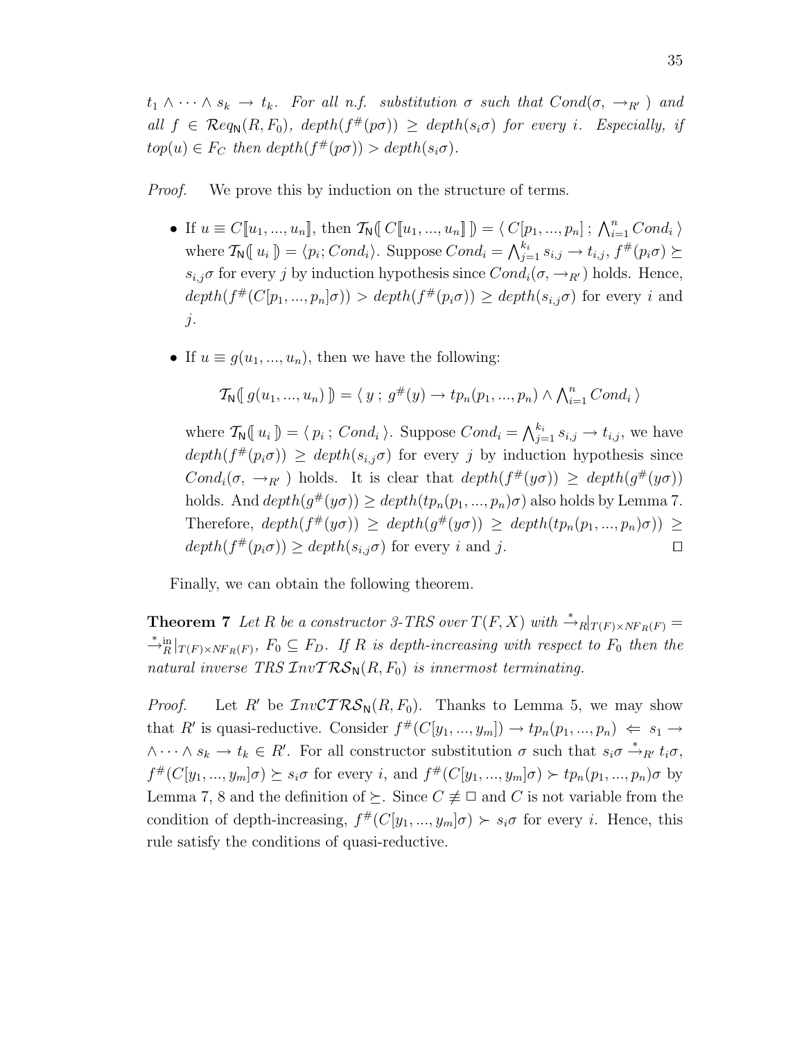*$t_1 \wedge \cdots \wedge s_k \to t_k$. For all n.f. substitution $\sigma$ such that $Cond(\sigma, \to_{R'})$ and all $f \in \mathcal{R}eq_{\mathsf{N}}(R, F_0)$, $depth(f^{\#}(p\sigma)) \geq depth(s_i\sigma)$ for every $i$. Especially, if $top(u) \in F_C$ then $depth(f^{\#}(p\sigma)) > depth(s_i\sigma)$.*

*Proof.* We prove this by induction on the structure of terms.

- If $u \equiv C[\![u_1, ..., u_n]\!]$, then $\mathcal{T}_{\mathsf{N}}(\![\, C[\![u_1, ..., u_n]\!] \,]\!) = \langle\, C[p_1, ..., p_n] \,;\, \bigwedge_{i=1}^{n} Cond_i \,\rangle$ where $\mathcal{T}_{\mathsf{N}}(\![\, u_i \,]\!) = \langle p_i; Cond_i \rangle$. Suppose $Cond_i = \bigwedge_{j=1}^{k_i} s_{i,j} \to t_{i,j}$, $f^{\#}(p_i\sigma) \succeq s_{i,j}\sigma$ for every $j$ by induction hypothesis since $Cond_i(\sigma, \to_{R'})$ holds. Hence, $depth(f^{\#}(C[p_1, ..., p_n]\sigma)) > depth(f^{\#}(p_i\sigma)) \geq depth(s_{i,j}\sigma)$ for every $i$ and $j$.

- If $u \equiv g(u_1, ..., u_n)$, then we have the following:

$$\mathcal{T}_{\mathsf{N}}(\![\, g(u_1, ..., u_n) \,]\!) = \langle\, y \,;\, g^{\#}(y) \to tp_n(p_1, ..., p_n) \wedge \bigwedge_{i=1}^{n} Cond_i \,\rangle$$

  where $\mathcal{T}_{\mathsf{N}}(\![\, u_i \,]\!) = \langle\, p_i \,;\, Cond_i \,\rangle$. Suppose $Cond_i = \bigwedge_{j=1}^{k_i} s_{i,j} \to t_{i,j}$, we have $depth(f^{\#}(p_i\sigma)) \geq depth(s_{i,j}\sigma)$ for every $j$ by induction hypothesis since $Cond_i(\sigma, \to_{R'})$ holds. It is clear that $depth(f^{\#}(y\sigma)) \geq depth(g^{\#}(y\sigma))$ holds. And $depth(g^{\#}(y\sigma)) \geq depth(tp_n(p_1, ..., p_n)\sigma)$ also holds by Lemma 7. Therefore, $depth(f^{\#}(y\sigma)) \geq depth(g^{\#}(y\sigma)) \geq depth(tp_n(p_1, ..., p_n)\sigma)) \geq depth(f^{\#}(p_i\sigma)) \geq depth(s_{i,j}\sigma)$ for every $i$ and $j$. □

Finally, we can obtain the following theorem.

**Theorem 7** *Let $R$ be a constructor 3-TRS over $T(F, X)$ with $\xrightarrow{*}_R|_{T(F)\times NF_R(F)} = \xrightarrow{*\,\mathrm{in}}_R|_{T(F)\times NF_R(F)}$, $F_0 \subseteq F_D$. If $R$ is depth-increasing with respect to $F_0$ then the natural inverse TRS $\mathcal{I}nv\mathcal{TRS}_{\mathsf{N}}(R, F_0)$ is innermost terminating.*

*Proof.* Let $R'$ be $\mathcal{I}nv\mathcal{CTRS}_{\mathsf{N}}(R, F_0)$. Thanks to Lemma 5, we may show that $R'$ is quasi-reductive. Consider $f^{\#}(C[y_1, ..., y_m]) \to tp_n(p_1, ..., p_n) \Leftarrow s_1 \to \wedge \cdots \wedge s_k \to t_k \in R'$. For all constructor substitution $\sigma$ such that $s_i\sigma \xrightarrow{*}_{R'} t_i\sigma$, $f^{\#}(C[y_1, ..., y_m]\sigma) \succeq s_i\sigma$ for every $i$, and $f^{\#}(C[y_1, ..., y_m]\sigma) \succ tp_n(p_1, ..., p_n)\sigma$ by Lemma 7, 8 and the definition of $\succeq$. Since $C \not\equiv \Box$ and $C$ is not variable from the condition of depth-increasing, $f^{\#}(C[y_1, ..., y_m]\sigma) \succ s_i\sigma$ for every $i$. Hence, this rule satisfy the conditions of quasi-reductive.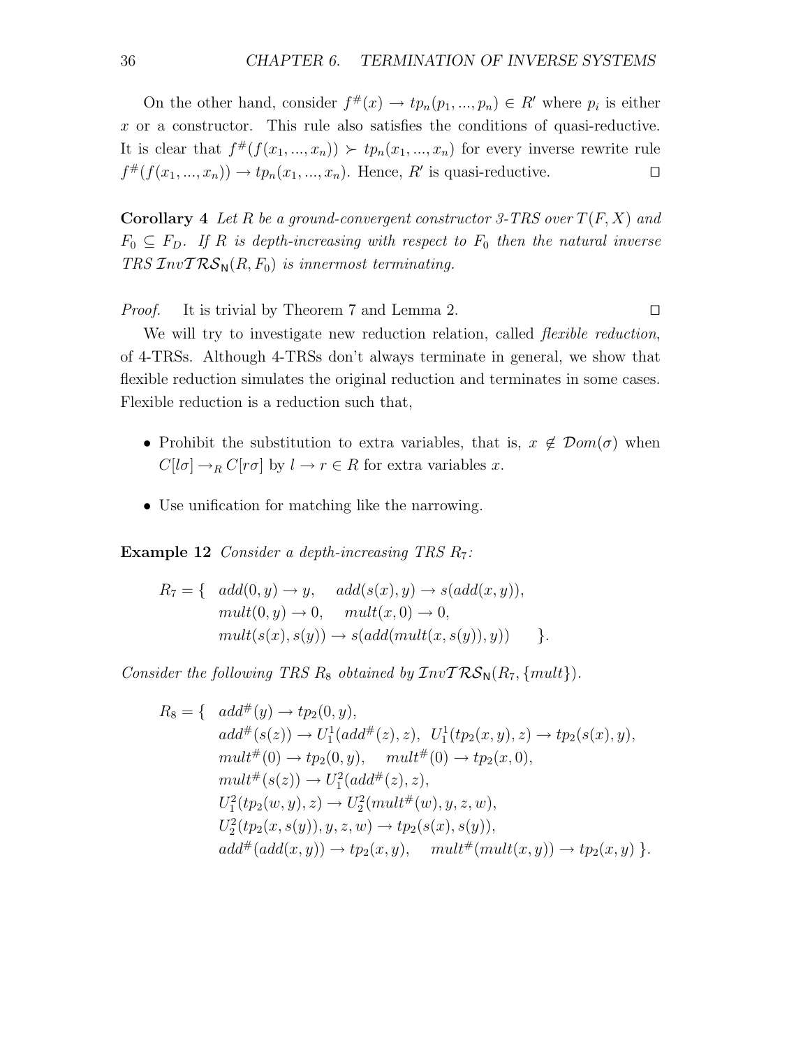On the other hand, consider $f^{\#}(x) \to tp_n(p_1, ..., p_n) \in R'$ where $p_i$ is either $x$ or a constructor. This rule also satisfies the conditions of quasi-reductive. It is clear that $f^{\#}(f(x_1, ..., x_n)) \succ tp_n(x_1, ..., x_n)$ for every inverse rewrite rule $f^{\#}(f(x_1, ..., x_n)) \to tp_n(x_1, ..., x_n)$. Hence, $R'$ is quasi-reductive. $\square$

**Corollary 4** *Let $R$ be a ground-convergent constructor 3-TRS over $T(F, X)$ and $F_0 \subseteq F_D$. If $R$ is depth-increasing with respect to $F_0$ then the natural inverse TRS $\mathcal{I}nv\mathcal{TRS}_{\mathsf{N}}(R, F_0)$ is innermost terminating.*

*Proof.* It is trivial by Theorem 7 and Lemma 2. $\square$

We will try to investigate new reduction relation, called *flexible reduction*, of 4-TRSs. Although 4-TRSs don't always terminate in general, we show that flexible reduction simulates the original reduction and terminates in some cases. Flexible reduction is a reduction such that,

- Prohibit the substitution to extra variables, that is, $x \notin \mathcal{D}om(\sigma)$ when $C[l\sigma] \to_R C[r\sigma]$ by $l \to r \in R$ for extra variables $x$.
- Use unification for matching like the narrowing.

**Example 12** *Consider a depth-increasing TRS $R_7$:*

$$
\begin{aligned}
R_7 = \{ \quad & add(0, y) \to y, \quad add(s(x), y) \to s(add(x, y)), \\
& mult(0, y) \to 0, \quad mult(x, 0) \to 0, \\
& mult(s(x), s(y)) \to s(add(mult(x, s(y)), y)) \quad \}.
\end{aligned}
$$

*Consider the following TRS $R_8$ obtained by $\mathcal{I}nv\mathcal{TRS}_{\mathsf{N}}(R_7, \{mult\})$.*

$$
\begin{aligned}
R_8 = \{ \quad & add^{\#}(y) \to tp_2(0, y), \\
& add^{\#}(s(z)) \to U_1^1(add^{\#}(z), z), \;\; U_1^1(tp_2(x, y), z) \to tp_2(s(x), y), \\
& mult^{\#}(0) \to tp_2(0, y), \quad mult^{\#}(0) \to tp_2(x, 0), \\
& mult^{\#}(s(z)) \to U_1^2(add^{\#}(z), z), \\
& U_1^2(tp_2(w, y), z) \to U_2^2(mult^{\#}(w), y, z, w), \\
& U_2^2(tp_2(x, s(y)), y, z, w) \to tp_2(s(x), s(y)), \\
& add^{\#}(add(x, y)) \to tp_2(x, y), \quad mult^{\#}(mult(x, y)) \to tp_2(x, y) \;\}.
\end{aligned}
$$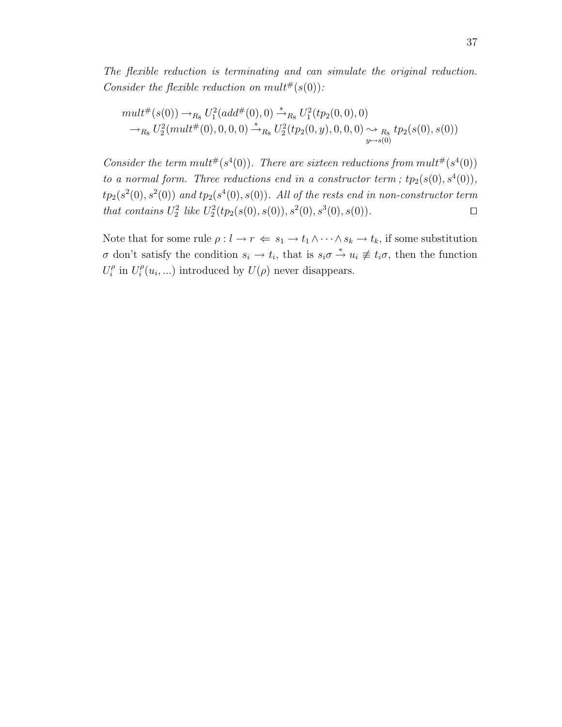*The flexible reduction is terminating and can simulate the original reduction. Consider the flexible reduction on $mult^{\#}(s(0))$:*

$$
\begin{aligned}
&mult^{\#}(s(0)) \rightarrow_{R_8} U_1^2(add^{\#}(0), 0) \xrightarrow{*}_{R_8} U_1^2(tp_2(0,0), 0) \\
&\quad \rightarrow_{R_8} U_2^2(mult^{\#}(0), 0, 0, 0) \xrightarrow{*}_{R_8} U_2^2(tp_2(0, y), 0, 0, 0) \underset{y \mapsto s(0)}{\rightsquigarrow_{R_8}} tp_2(s(0), s(0))
\end{aligned}
$$

*Consider the term $mult^{\#}(s^4(0))$. There are sixteen reductions from $mult^{\#}(s^4(0))$ to a normal form. Three reductions end in a constructor term ; $tp_2(s(0), s^4(0))$, $tp_2(s^2(0), s^2(0))$ and $tp_2(s^4(0), s(0))$. All of the rests end in non-constructor term that contains $U_2^2$ like $U_2^2(tp_2(s(0), s(0)), s^2(0), s^3(0), s(0))$.* □

Note that for some rule $\rho : l \rightarrow r \Leftarrow s_1 \rightarrow t_1 \wedge \cdots \wedge s_k \rightarrow t_k$, if some substitution $\sigma$ don't satisfy the condition $s_i \rightarrow t_i$, that is $s_i\sigma \xrightarrow{*} u_i \not\equiv t_i\sigma$, then the function $U_i^\rho$ in $U_i^\rho(u_i, ...)$ introduced by $U(\rho)$ never disappears.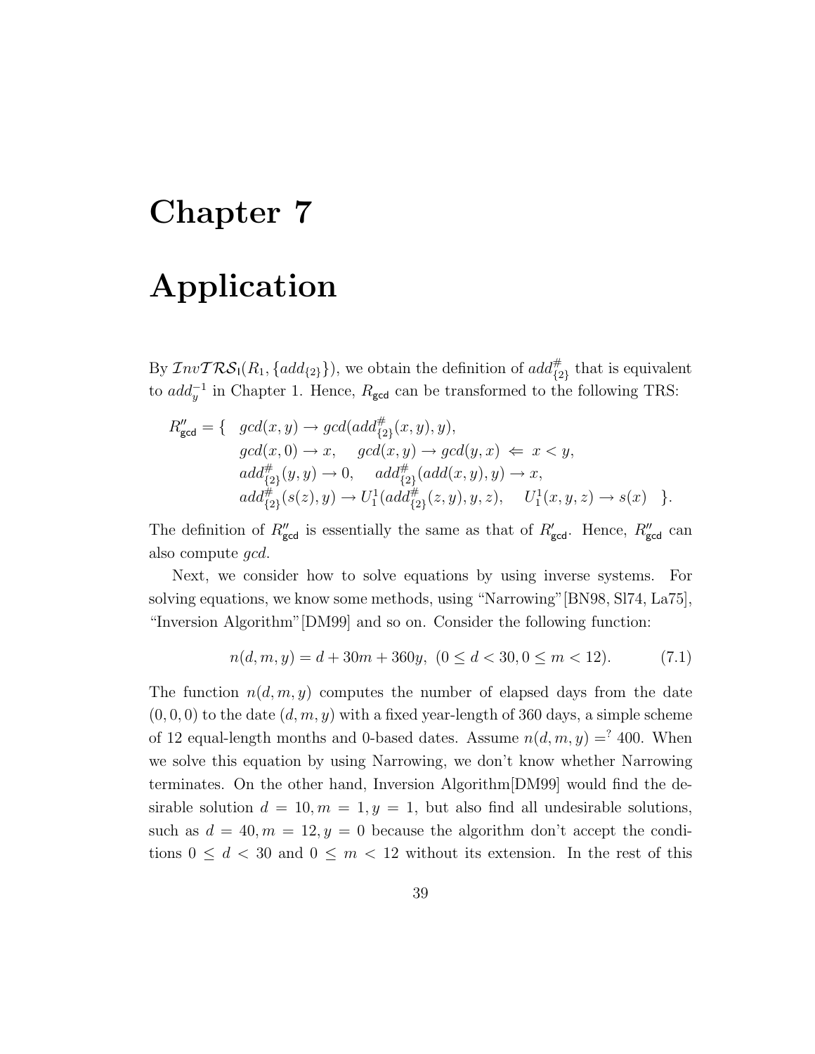# Chapter 7

# Application

By $\mathcal{InvTRS}_{\mathsf{I}}(R_1, \{add_{\{2\}}\})$, we obtain the definition of $add^{\#}_{\{2\}}$ that is equivalent to $add_y^{-1}$ in Chapter 1. Hence, $R_{\mathsf{gcd}}$ can be transformed to the following TRS:

$$
\begin{aligned}
R''_{\mathsf{gcd}} = \{ \quad & gcd(x,y) \to gcd(add^{\#}_{\{2\}}(x,y), y), \\
& gcd(x,0) \to x, \quad gcd(x,y) \to gcd(y,x) \ \Leftarrow \ x < y, \\
& add^{\#}_{\{2\}}(y,y) \to 0, \quad add^{\#}_{\{2\}}(add(x,y),y) \to x, \\
& add^{\#}_{\{2\}}(s(z),y) \to U_1^1(add^{\#}_{\{2\}}(z,y),y,z), \quad U_1^1(x,y,z) \to s(x) \quad \}.
\end{aligned}
$$

The definition of $R''_{\mathsf{gcd}}$ is essentially the same as that of $R'_{\mathsf{gcd}}$. Hence, $R''_{\mathsf{gcd}}$ can also compute $gcd$.

Next, we consider how to solve equations by using inverse systems. For solving equations, we know some methods, using "Narrowing"[BN98, Sl74, La75], "Inversion Algorithm"[DM99] and so on. Consider the following function:

$$
n(d,m,y) = d + 30m + 360y, \ (0 \le d < 30, 0 \le m < 12). \tag{7.1}
$$

The function $n(d,m,y)$ computes the number of elapsed days from the date $(0,0,0)$ to the date $(d,m,y)$ with a fixed year-length of 360 days, a simple scheme of 12 equal-length months and 0-based dates. Assume $n(d,m,y) =^? 400$. When we solve this equation by using Narrowing, we don't know whether Narrowing terminates. On the other hand, Inversion Algorithm[DM99] would find the desirable solution $d = 10, m = 1, y = 1$, but also find all undesirable solutions, such as $d = 40, m = 12, y = 0$ because the algorithm don't accept the conditions $0 \le d < 30$ and $0 \le m < 12$ without its extension. In the rest of this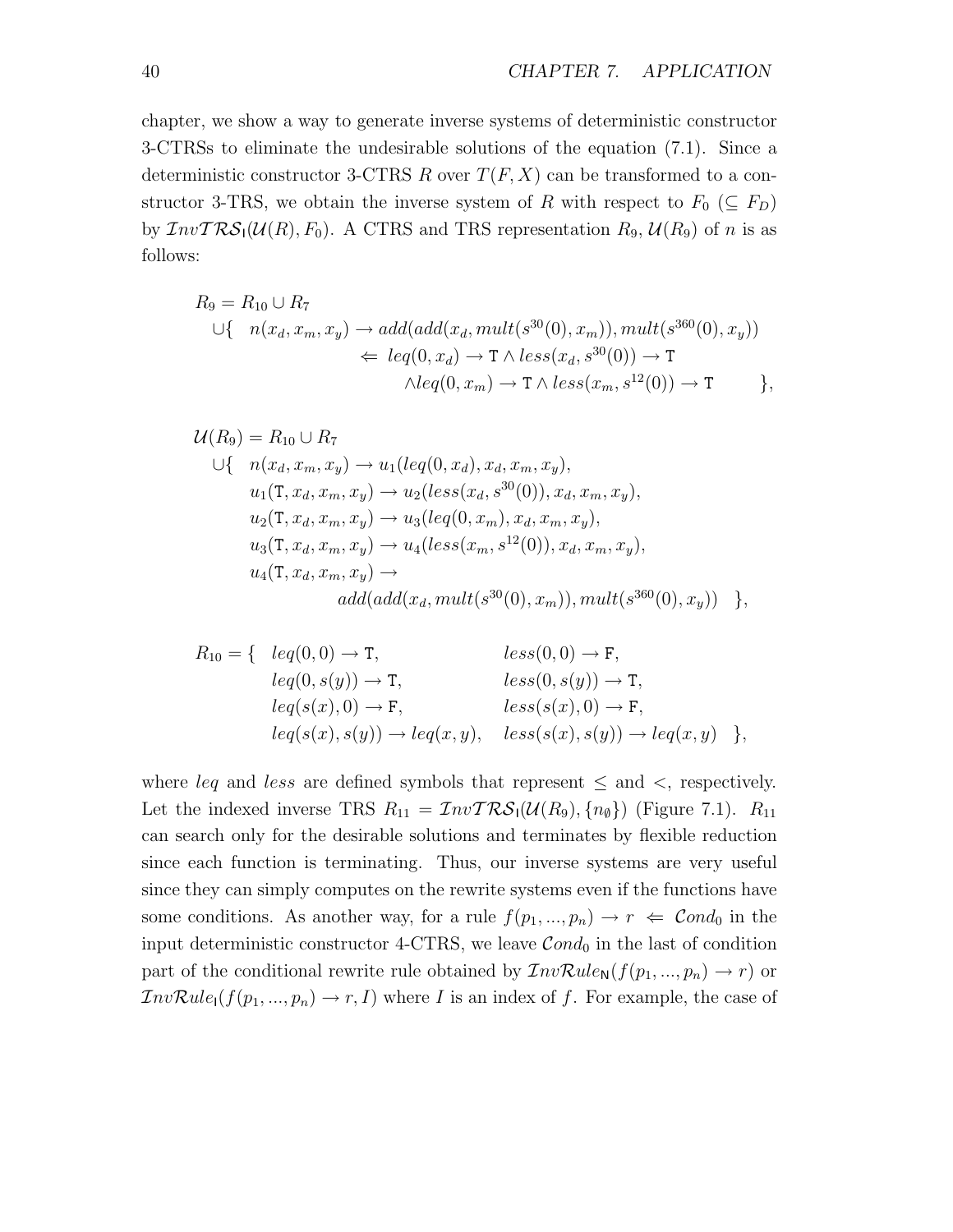chapter, we show a way to generate inverse systems of deterministic constructor 3-CTRSs to eliminate the undesirable solutions of the equation (7.1). Since a deterministic constructor 3-CTRS $R$ over $T(F, X)$ can be transformed to a constructor 3-TRS, we obtain the inverse system of $R$ with respect to $F_0$ ($\subseteq F_D$) by $\mathcal{I}nv\mathcal{TRS}_{\mathsf{I}}(\mathcal{U}(R), F_0)$. A CTRS and TRS representation $R_9, \mathcal{U}(R_9)$ of $n$ is as follows:

$$
\begin{array}{rl}
R_9 = R_{10} \cup R_7 & \\
\cup\{ & n(x_d, x_m, x_y) \to add(add(x_d, mult(s^{30}(0), x_m)), mult(s^{360}(0), x_y)) \\
& \qquad \Leftarrow\ leq(0, x_d) \to \mathtt{T} \wedge less(x_d, s^{30}(0)) \to \mathtt{T} \\
& \qquad\qquad \wedge leq(0, x_m) \to \mathtt{T} \wedge less(x_m, s^{12}(0)) \to \mathtt{T} \qquad \},
\end{array}
$$

$$
\begin{array}{rl}
\mathcal{U}(R_9) = R_{10} \cup R_7 & \\
\cup\{ & n(x_d, x_m, x_y) \to u_1(leq(0, x_d), x_d, x_m, x_y), \\
& u_1(\mathtt{T}, x_d, x_m, x_y) \to u_2(less(x_d, s^{30}(0)), x_d, x_m, x_y), \\
& u_2(\mathtt{T}, x_d, x_m, x_y) \to u_3(leq(0, x_m), x_d, x_m, x_y), \\
& u_3(\mathtt{T}, x_d, x_m, x_y) \to u_4(less(x_m, s^{12}(0)), x_d, x_m, x_y), \\
& u_4(\mathtt{T}, x_d, x_m, x_y) \to \\
& \qquad add(add(x_d, mult(s^{30}(0), x_m)), mult(s^{360}(0), x_y)) \quad \},
\end{array}
$$

$$
\begin{array}{rlll}
R_{10} = \{ & leq(0, 0) \to \mathtt{T}, & less(0, 0) \to \mathtt{F}, & \\
& leq(0, s(y)) \to \mathtt{T}, & less(0, s(y)) \to \mathtt{T}, & \\
& leq(s(x), 0) \to \mathtt{F}, & less(s(x), 0) \to \mathtt{F}, & \\
& leq(s(x), s(y)) \to leq(x, y), & less(s(x), s(y)) \to leq(x, y) & \},
\end{array}
$$

where $leq$ and $less$ are defined symbols that represent $\leq$ and $<$, respectively. Let the indexed inverse TRS $R_{11} = \mathcal{I}nv\mathcal{TRS}_{\mathsf{I}}(\mathcal{U}(R_9), \{n_\emptyset\})$ (Figure 7.1). $R_{11}$ can search only for the desirable solutions and terminates by flexible reduction since each function is terminating. Thus, our inverse systems are very useful since they can simply computes on the rewrite systems even if the functions have some conditions. As another way, for a rule $f(p_1, ..., p_n) \to r \ \Leftarrow\ \mathcal{C}ond_0$ in the input deterministic constructor 4-CTRS, we leave $\mathcal{C}ond_0$ in the last of condition part of the conditional rewrite rule obtained by $\mathcal{I}nv\mathcal{R}ule_{\mathsf{N}}(f(p_1, ..., p_n) \to r)$ or $\mathcal{I}nv\mathcal{R}ule_{\mathsf{I}}(f(p_1, ..., p_n) \to r, I)$ where $I$ is an index of $f$. For example, the case of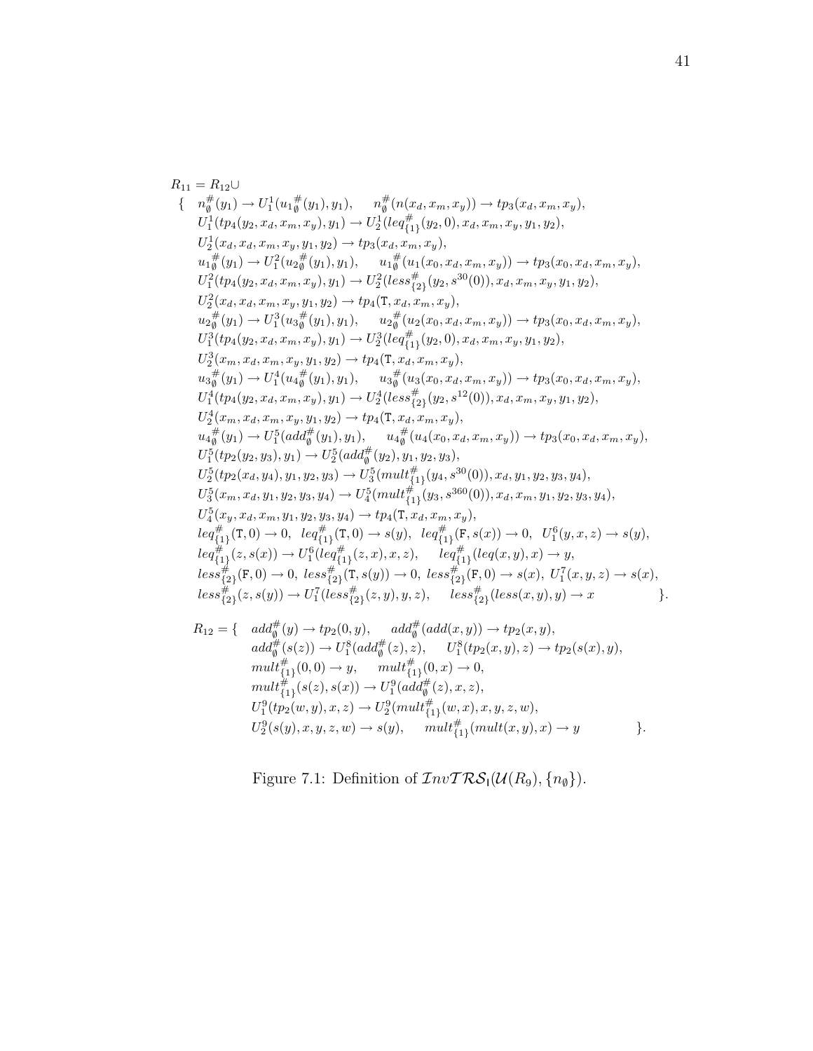$$
\begin{array}{l}
R_{11} = R_{12} \cup \\
\{\quad n^{\#}_{\emptyset}(y_1) \to U^1_1(u1^{\#}_{\emptyset}(y_1), y_1), \quad n^{\#}_{\emptyset}(n(x_d, x_m, x_y)) \to tp_3(x_d, x_m, x_y), \\
\quad U^1_1(tp_4(y_2, x_d, x_m, x_y), y_1) \to U^1_2(leq^{\#}_{\{1\}}(y_2, 0), x_d, x_m, x_y, y_1, y_2), \\
\quad U^1_2(x_d, x_d, x_m, x_y, y_1, y_2) \to tp_3(x_d, x_m, x_y), \\
\quad u1^{\#}_{\emptyset}(y_1) \to U^2_1(u2^{\#}_{\emptyset}(y_1), y_1), \quad u1^{\#}_{\emptyset}(u_1(x_0, x_d, x_m, x_y)) \to tp_3(x_0, x_d, x_m, x_y), \\
\quad U^2_1(tp_4(y_2, x_d, x_m, x_y), y_1) \to U^2_2(less^{\#}_{\{2\}}(y_2, s^{30}(0)), x_d, x_m, x_y, y_1, y_2), \\
\quad U^2_2(x_d, x_d, x_m, x_y, y_1, y_2) \to tp_4(\mathtt{T}, x_d, x_m, x_y), \\
\quad u2^{\#}_{\emptyset}(y_1) \to U^3_1(u3^{\#}_{\emptyset}(y_1), y_1), \quad u2^{\#}_{\emptyset}(u_2(x_0, x_d, x_m, x_y)) \to tp_3(x_0, x_d, x_m, x_y), \\
\quad U^3_1(tp_4(y_2, x_d, x_m, x_y), y_1) \to U^3_2(leq^{\#}_{\{1\}}(y_2, 0), x_d, x_m, x_y, y_1, y_2), \\
\quad U^3_2(x_m, x_d, x_m, x_y, y_1, y_2) \to tp_4(\mathtt{T}, x_d, x_m, x_y), \\
\quad u3^{\#}_{\emptyset}(y_1) \to U^4_1(u4^{\#}_{\emptyset}(y_1), y_1), \quad u3^{\#}_{\emptyset}(u_3(x_0, x_d, x_m, x_y)) \to tp_3(x_0, x_d, x_m, x_y), \\
\quad U^4_1(tp_4(y_2, x_d, x_m, x_y), y_1) \to U^4_2(less^{\#}_{\{2\}}(y_2, s^{12}(0)), x_d, x_m, x_y, y_1, y_2), \\
\quad U^4_2(x_m, x_d, x_m, x_y, y_1, y_2) \to tp_4(\mathtt{T}, x_d, x_m, x_y), \\
\quad u4^{\#}_{\emptyset}(y_1) \to U^5_1(add^{\#}_{\emptyset}(y_1), y_1), \quad u4^{\#}_{\emptyset}(u_4(x_0, x_d, x_m, x_y)) \to tp_3(x_0, x_d, x_m, x_y), \\
\quad U^5_1(tp_2(y_2, y_3), y_1) \to U^5_2(add^{\#}_{\emptyset}(y_2), y_1, y_2, y_3), \\
\quad U^5_2(tp_2(x_d, y_4), y_1, y_2, y_3) \to U^5_3(mult^{\#}_{\{1\}}(y_4, s^{30}(0)), x_d, y_1, y_2, y_3, y_4), \\
\quad U^5_3(x_m, x_d, y_1, y_2, y_3, y_4) \to U^5_4(mult^{\#}_{\{1\}}(y_3, s^{360}(0)), x_d, x_m, y_1, y_2, y_3, y_4), \\
\quad U^5_4(x_y, x_d, x_m, y_1, y_2, y_3, y_4) \to tp_4(\mathtt{T}, x_d, x_m, x_y), \\
\quad leq^{\#}_{\{1\}}(\mathtt{T}, 0) \to 0, \ \ leq^{\#}_{\{1\}}(\mathtt{T}, 0) \to s(y), \ \ leq^{\#}_{\{1\}}(\mathtt{F}, s(x)) \to 0, \ \ U^6_1(y, x, z) \to s(y), \\
\quad leq^{\#}_{\{1\}}(z, s(x)) \to U^6_1(leq^{\#}_{\{1\}}(z, x), x, z), \quad leq^{\#}_{\{1\}}(leq(x, y), x) \to y, \\
\quad less^{\#}_{\{2\}}(\mathtt{F}, 0) \to 0, \ less^{\#}_{\{2\}}(\mathtt{T}, s(y)) \to 0, \ less^{\#}_{\{2\}}(\mathtt{F}, 0) \to s(x), \ U^7_1(x, y, z) \to s(x), \\
\quad less^{\#}_{\{2\}}(z, s(y)) \to U^7_1(less^{\#}_{\{2\}}(z, y), y, z), \quad less^{\#}_{\{2\}}(less(x, y), y) \to x \qquad \}.
\end{array}
$$

$$
\begin{array}{l}
R_{12} = \{\quad add^{\#}_{\emptyset}(y) \to tp_2(0, y), \quad add^{\#}_{\emptyset}(add(x, y)) \to tp_2(x, y), \\
\quad add^{\#}_{\emptyset}(s(z)) \to U^8_1(add^{\#}_{\emptyset}(z), z), \quad U^8_1(tp_2(x, y), z) \to tp_2(s(x), y), \\
\quad mult^{\#}_{\{1\}}(0, 0) \to y, \quad mult^{\#}_{\{1\}}(0, x) \to 0, \\
\quad mult^{\#}_{\{1\}}(s(z), s(x)) \to U^9_1(add^{\#}_{\emptyset}(z), x, z), \\
\quad U^9_1(tp_2(w, y), x, z) \to U^9_2(mult^{\#}_{\{1\}}(w, x), x, y, z, w), \\
\quad U^9_2(s(y), x, y, z, w) \to s(y), \quad mult^{\#}_{\{1\}}(mult(x, y), x) \to y \qquad \}.
\end{array}
$$

Figure 7.1: Definition of $\mathcal{I}nv\mathcal{TRS}_{\mathsf{I}}(\mathcal{U}(R_9), \{n_\emptyset\})$.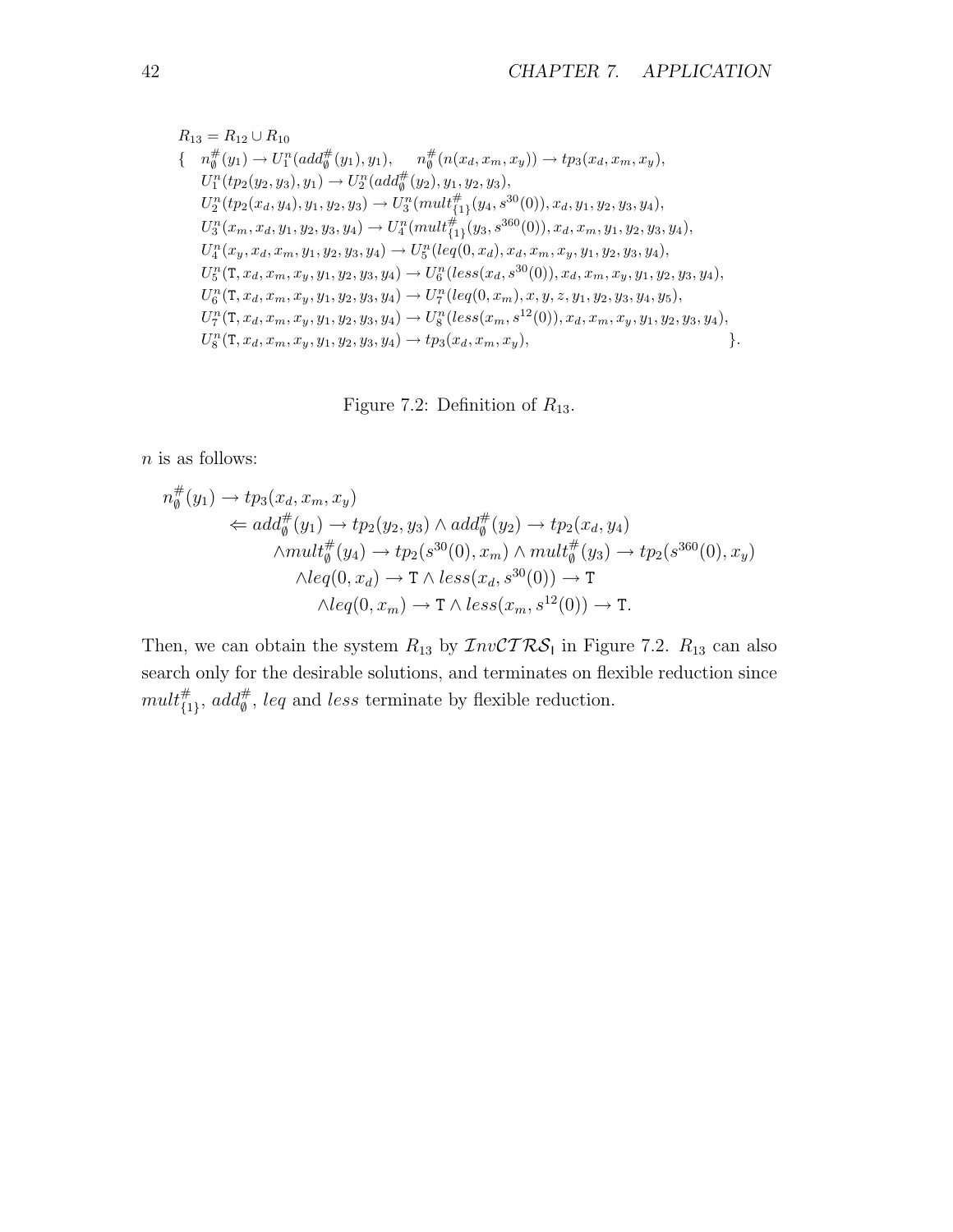$$
\begin{array}{l}
R_{13} = R_{12} \cup R_{10} \\
\{ \quad n^{\#}_{\emptyset}(y_1) \to U^n_1(add^{\#}_{\emptyset}(y_1), y_1), \quad n^{\#}_{\emptyset}(n(x_d, x_m, x_y)) \to tp_3(x_d, x_m, x_y), \\
\quad U^n_1(tp_2(y_2, y_3), y_1) \to U^n_2(add^{\#}_{\emptyset}(y_2), y_1, y_2, y_3), \\
\quad U^n_2(tp_2(x_d, y_4), y_1, y_2, y_3) \to U^n_3(mult^{\#}_{\{1\}}(y_4, s^{30}(0)), x_d, y_1, y_2, y_3, y_4), \\
\quad U^n_3(x_m, x_d, y_1, y_2, y_3, y_4) \to U^n_4(mult^{\#}_{\{1\}}(y_3, s^{360}(0)), x_d, x_m, y_1, y_2, y_3, y_4), \\
\quad U^n_4(x_y, x_d, x_m, y_1, y_2, y_3, y_4) \to U^n_5(leq(0, x_d), x_d, x_m, x_y, y_1, y_2, y_3, y_4), \\
\quad U^n_5(\mathtt{T}, x_d, x_m, x_y, y_1, y_2, y_3, y_4) \to U^n_6(less(x_d, s^{30}(0)), x_d, x_m, x_y, y_1, y_2, y_3, y_4), \\
\quad U^n_6(\mathtt{T}, x_d, x_m, x_y, y_1, y_2, y_3, y_4) \to U^n_7(leq(0, x_m), x, y, z, y_1, y_2, y_3, y_4, y_5), \\
\quad U^n_7(\mathtt{T}, x_d, x_m, x_y, y_1, y_2, y_3, y_4) \to U^n_8(less(x_m, s^{12}(0)), x_d, x_m, x_y, y_1, y_2, y_3, y_4), \\
\quad U^n_8(\mathtt{T}, x_d, x_m, x_y, y_1, y_2, y_3, y_4) \to tp_3(x_d, x_m, x_y), \qquad \qquad \}.
\end{array}
$$

Figure 7.2: Definition of $R_{13}$.

$n$ is as follows:

$$
\begin{array}{l}
n^{\#}_{\emptyset}(y_1) \to tp_3(x_d, x_m, x_y) \\
\qquad \Leftarrow add^{\#}_{\emptyset}(y_1) \to tp_2(y_2, y_3) \wedge add^{\#}_{\emptyset}(y_2) \to tp_2(x_d, y_4) \\
\qquad \quad \wedge mult^{\#}_{\emptyset}(y_4) \to tp_2(s^{30}(0), x_m) \wedge mult^{\#}_{\emptyset}(y_3) \to tp_2(s^{360}(0), x_y) \\
\qquad \qquad \wedge leq(0, x_d) \to \mathtt{T} \wedge less(x_d, s^{30}(0)) \to \mathtt{T} \\
\qquad \qquad \quad \wedge leq(0, x_m) \to \mathtt{T} \wedge less(x_m, s^{12}(0)) \to \mathtt{T}.
\end{array}
$$

Then, we can obtain the system $R_{13}$ by $\mathcal{I}nv\mathcal{CTRS}_{\mathsf{I}}$ in Figure 7.2. $R_{13}$ can also search only for the desirable solutions, and terminates on flexible reduction since $mult^{\#}_{\{1\}}$, $add^{\#}_{\emptyset}$, $leq$ and $less$ terminate by flexible reduction.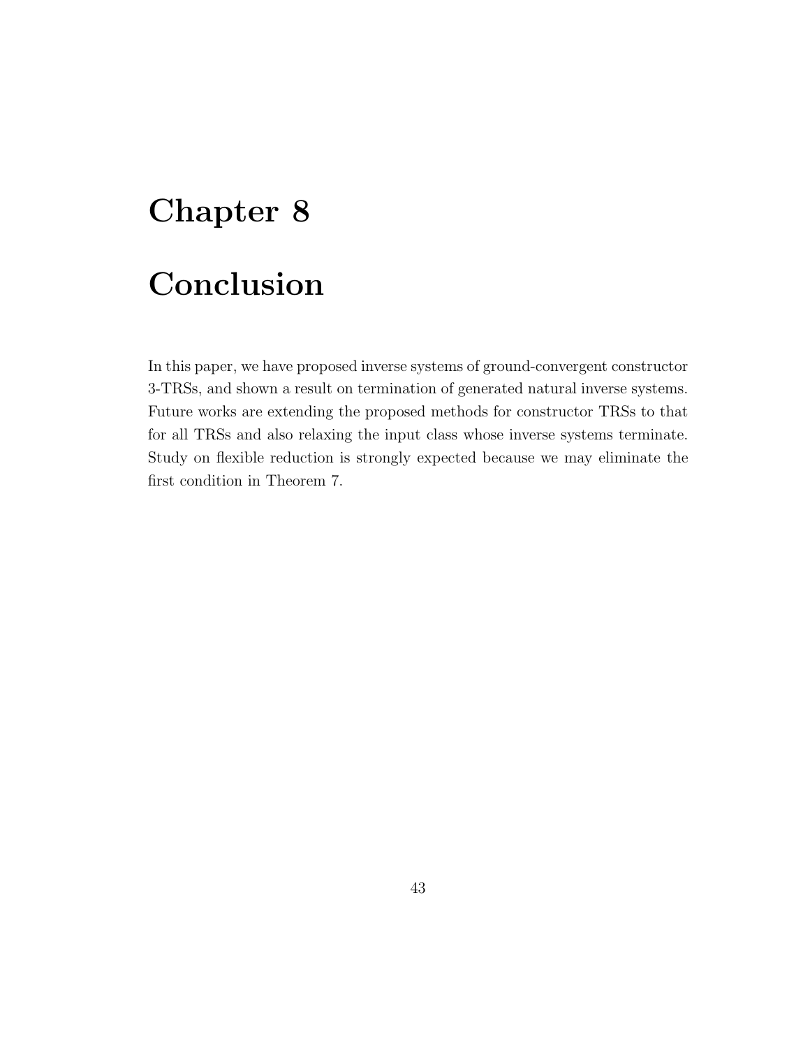# Chapter 8

# Conclusion

In this paper, we have proposed inverse systems of ground-convergent constructor 3-TRSs, and shown a result on termination of generated natural inverse systems. Future works are extending the proposed methods for constructor TRSs to that for all TRSs and also relaxing the input class whose inverse systems terminate. Study on flexible reduction is strongly expected because we may eliminate the first condition in Theorem 7.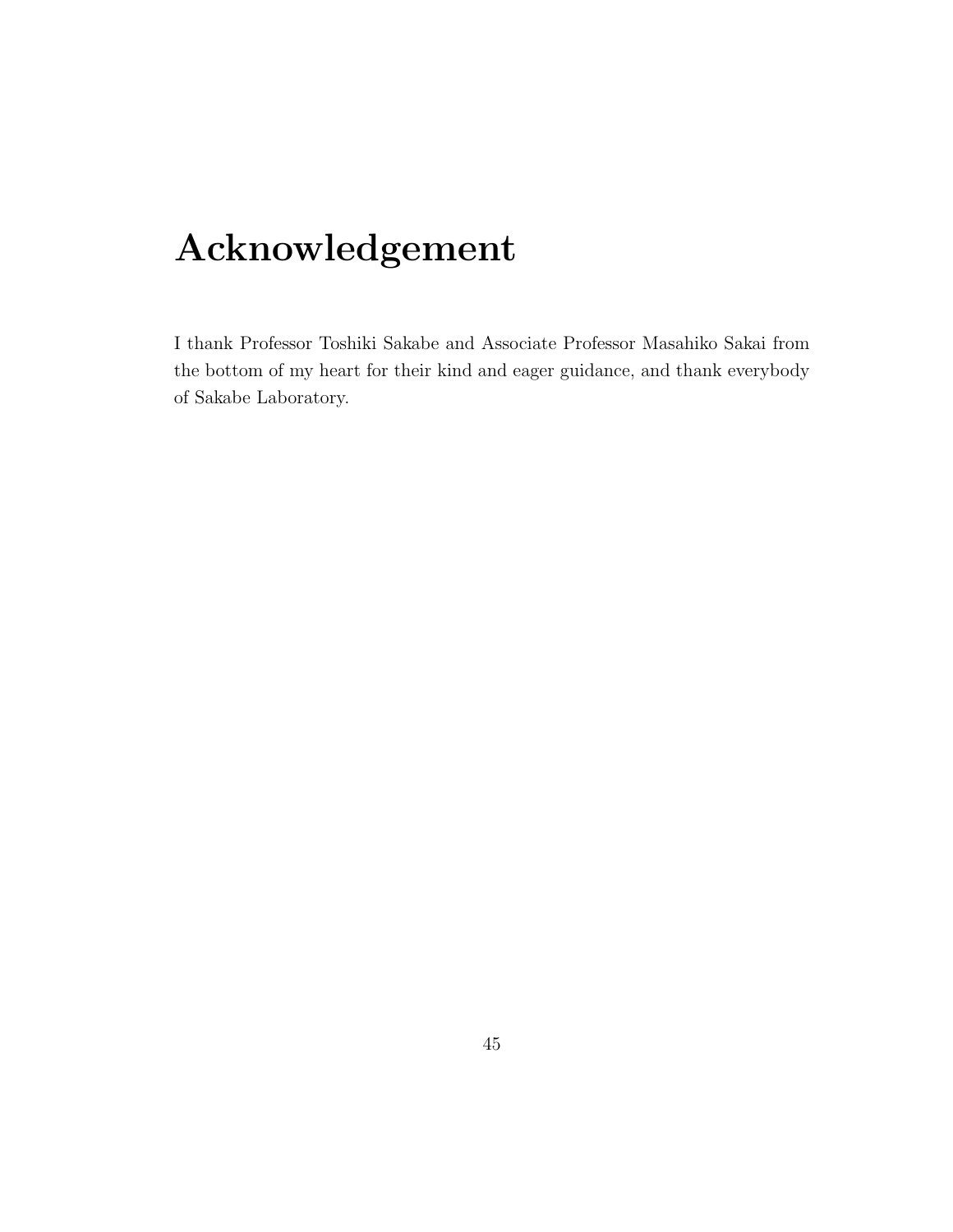# Acknowledgement

I thank Professor Toshiki Sakabe and Associate Professor Masahiko Sakai from the bottom of my heart for their kind and eager guidance, and thank everybody of Sakabe Laboratory.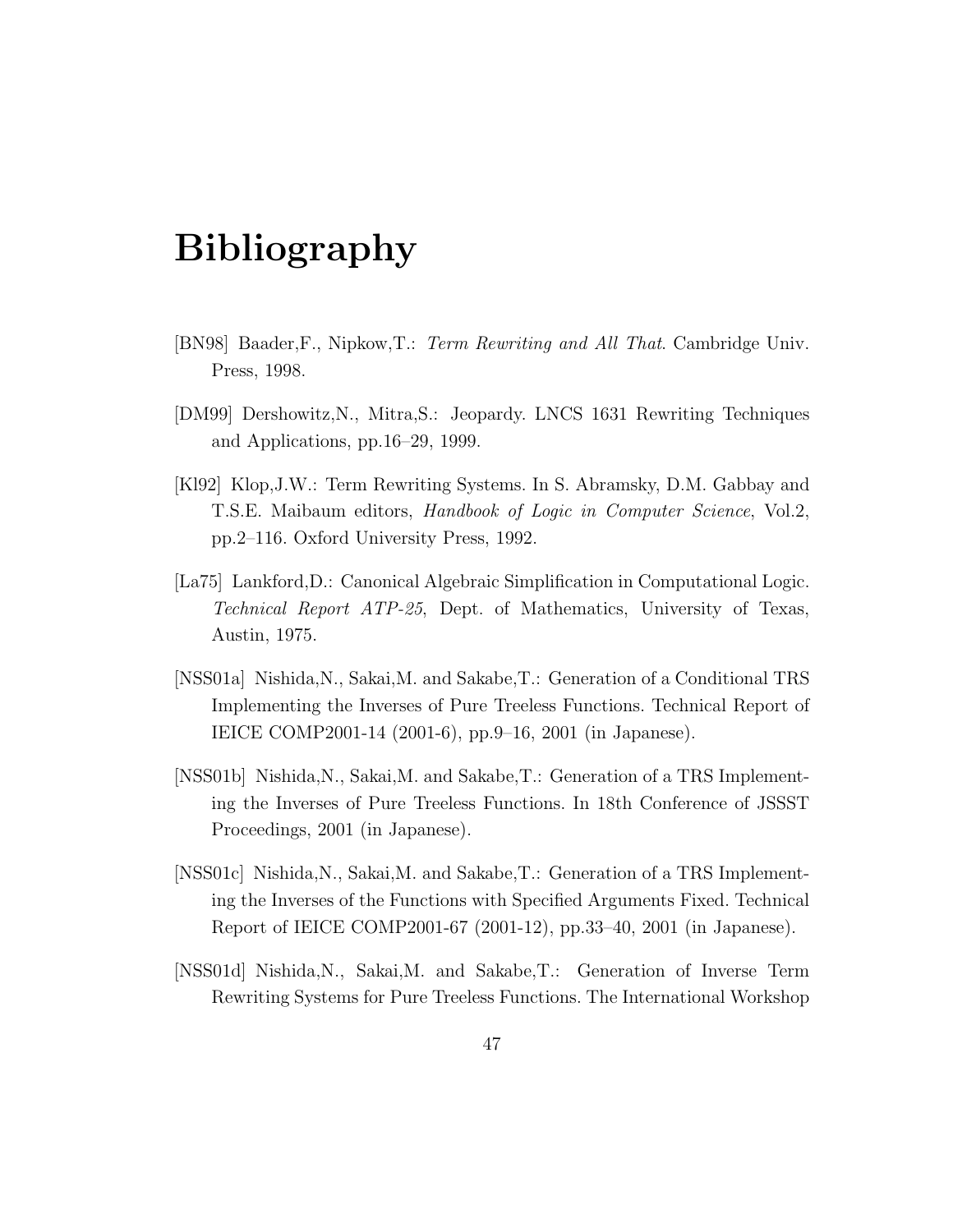# Bibliography

[BN98] Baader,F., Nipkow,T.: *Term Rewriting and All That*. Cambridge Univ. Press, 1998.

[DM99] Dershowitz,N., Mitra,S.: Jeopardy. LNCS 1631 Rewriting Techniques and Applications, pp.16–29, 1999.

[Kl92] Klop,J.W.: Term Rewriting Systems. In S. Abramsky, D.M. Gabbay and T.S.E. Maibaum editors, *Handbook of Logic in Computer Science*, Vol.2, pp.2–116. Oxford University Press, 1992.

[La75] Lankford,D.: Canonical Algebraic Simplification in Computational Logic. *Technical Report ATP-25*, Dept. of Mathematics, University of Texas, Austin, 1975.

[NSS01a] Nishida,N., Sakai,M. and Sakabe,T.: Generation of a Conditional TRS Implementing the Inverses of Pure Treeless Functions. Technical Report of IEICE COMP2001-14 (2001-6), pp.9–16, 2001 (in Japanese).

[NSS01b] Nishida,N., Sakai,M. and Sakabe,T.: Generation of a TRS Implementing the Inverses of Pure Treeless Functions. In 18th Conference of JSSST Proceedings, 2001 (in Japanese).

[NSS01c] Nishida,N., Sakai,M. and Sakabe,T.: Generation of a TRS Implementing the Inverses of the Functions with Specified Arguments Fixed. Technical Report of IEICE COMP2001-67 (2001-12), pp.33–40, 2001 (in Japanese).

[NSS01d] Nishida,N., Sakai,M. and Sakabe,T.: Generation of Inverse Term Rewriting Systems for Pure Treeless Functions. The International Workshop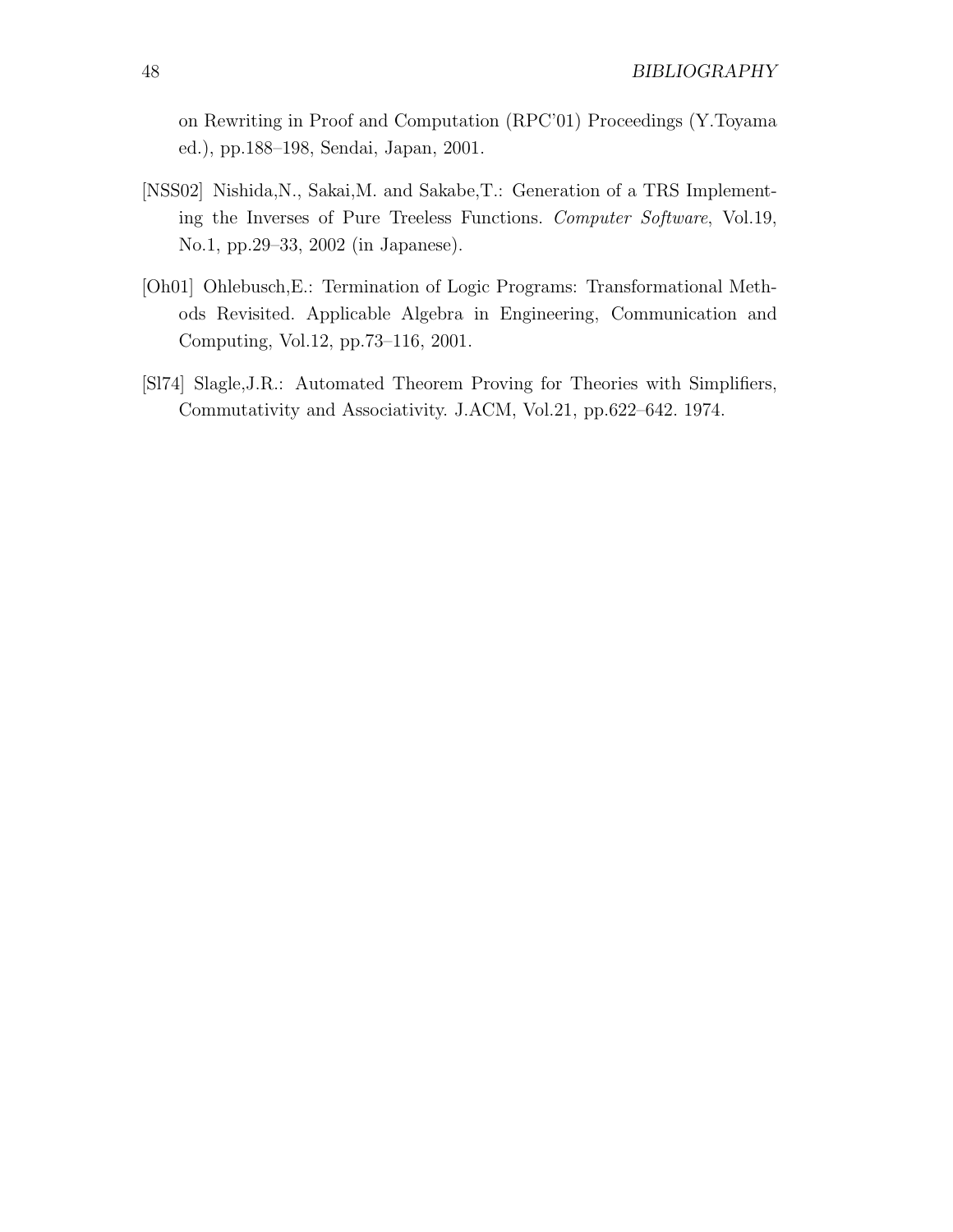on Rewriting in Proof and Computation (RPC'01) Proceedings (Y.Toyama ed.), pp.188–198, Sendai, Japan, 2001.

[NSS02] Nishida,N., Sakai,M. and Sakabe,T.: Generation of a TRS Implementing the Inverses of Pure Treeless Functions. *Computer Software*, Vol.19, No.1, pp.29–33, 2002 (in Japanese).

[Oh01] Ohlebusch,E.: Termination of Logic Programs: Transformational Methods Revisited. Applicable Algebra in Engineering, Communication and Computing, Vol.12, pp.73–116, 2001.

[Sl74] Slagle,J.R.: Automated Theorem Proving for Theories with Simplifiers, Commutativity and Associativity. J.ACM, Vol.21, pp.622–642. 1974.